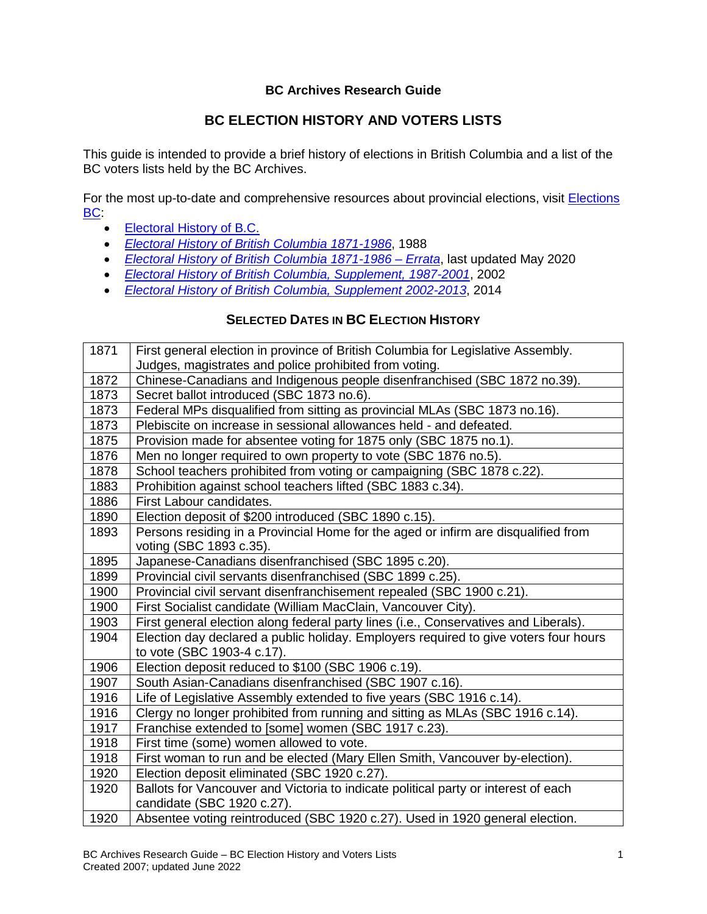**BC Archives Research Guide**

# BC ELECTION HISTORY AND VOTERS LISTS

This guide is intended to provide a brief history of elections in British Columbia and a list of the BC voters lists held by the BC Archives.

For the most up-to-date and comprehensive resources about provincial elections, visit Elections BC:

- Electoral History of B.C.
- *Electoral History of British Columbia 1871-1986*, 1988
- *Electoral History of British Columbia 1871-1986 – Errata*, last updated May 2020
- *Electoral History of British Columbia, Supplement, 1987-2001*, 2002
- *Electoral History of British Columbia, Supplement 2002-2013*, 2014

## SELECTED DATES IN BC ELECTION HISTORY

| | |
|---|---|
| 1871 | First general election in province of British Columbia for Legislative Assembly. Judges, magistrates and police prohibited from voting. |
| 1872 | Chinese-Canadians and Indigenous people disenfranchised (SBC 1872 no.39). |
| 1873 | Secret ballot introduced (SBC 1873 no.6). |
| 1873 | Federal MPs disqualified from sitting as provincial MLAs (SBC 1873 no.16). |
| 1873 | Plebiscite on increase in sessional allowances held - and defeated. |
| 1875 | Provision made for absentee voting for 1875 only (SBC 1875 no.1). |
| 1876 | Men no longer required to own property to vote (SBC 1876 no.5). |
| 1878 | School teachers prohibited from voting or campaigning (SBC 1878 c.22). |
| 1883 | Prohibition against school teachers lifted (SBC 1883 c.34). |
| 1886 | First Labour candidates. |
| 1890 | Election deposit of $200 introduced (SBC 1890 c.15). |
| 1893 | Persons residing in a Provincial Home for the aged or infirm are disqualified from voting (SBC 1893 c.35). |
| 1895 | Japanese-Canadians disenfranchised (SBC 1895 c.20). |
| 1899 | Provincial civil servants disenfranchised (SBC 1899 c.25). |
| 1900 | Provincial civil servant disenfranchisement repealed (SBC 1900 c.21). |
| 1900 | First Socialist candidate (William MacClain, Vancouver City). |
| 1903 | First general election along federal party lines (i.e., Conservatives and Liberals). |
| 1904 | Election day declared a public holiday. Employers required to give voters four hours to vote (SBC 1903-4 c.17). |
| 1906 | Election deposit reduced to $100 (SBC 1906 c.19). |
| 1907 | South Asian-Canadians disenfranchised (SBC 1907 c.16). |
| 1916 | Life of Legislative Assembly extended to five years (SBC 1916 c.14). |
| 1916 | Clergy no longer prohibited from running and sitting as MLAs (SBC 1916 c.14). |
| 1917 | Franchise extended to [some] women (SBC 1917 c.23). |
| 1918 | First time (some) women allowed to vote. |
| 1918 | First woman to run and be elected (Mary Ellen Smith, Vancouver by-election). |
| 1920 | Election deposit eliminated (SBC 1920 c.27). |
| 1920 | Ballots for Vancouver and Victoria to indicate political party or interest of each candidate (SBC 1920 c.27). |
| 1920 | Absentee voting reintroduced (SBC 1920 c.27). Used in 1920 general election. |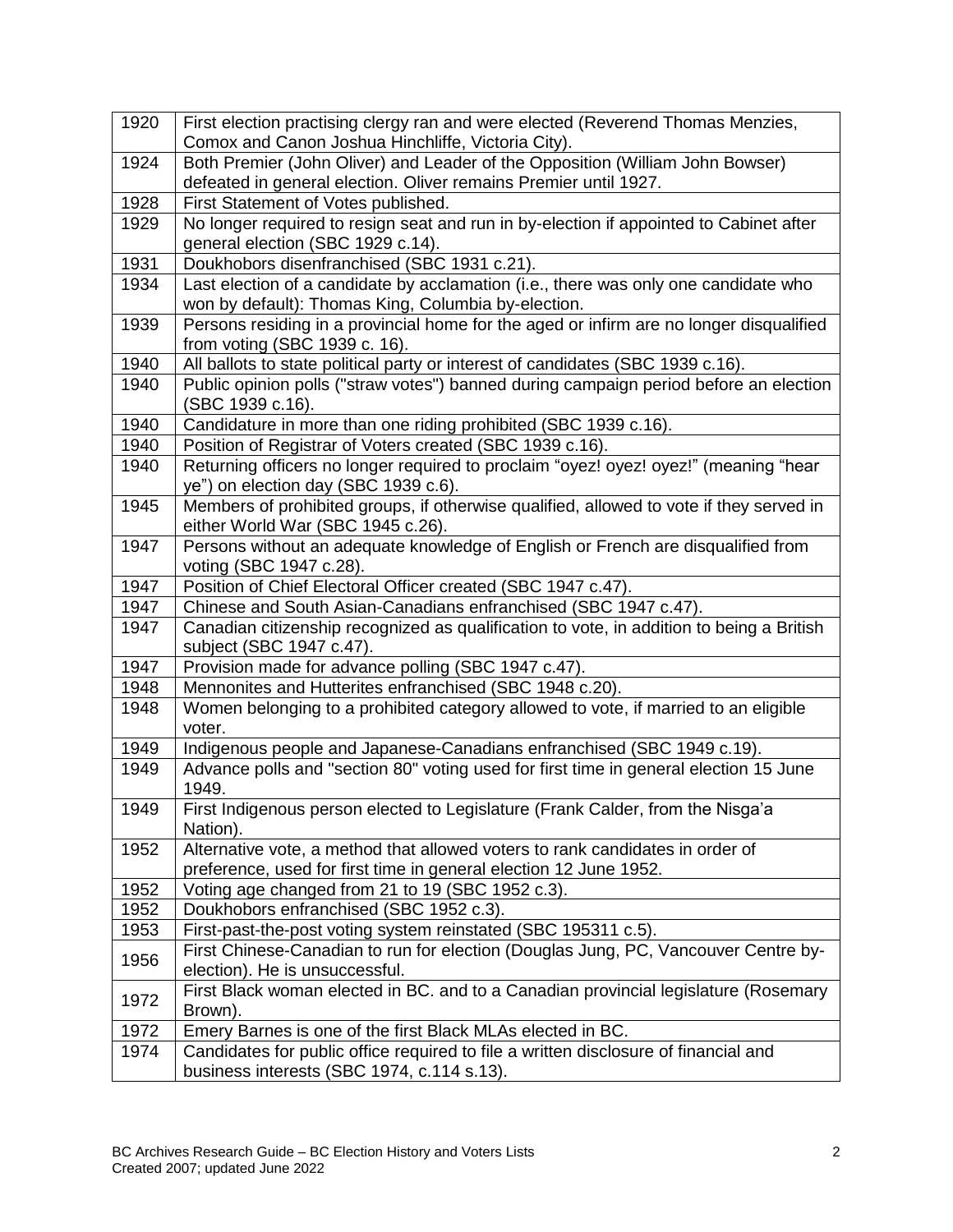| 1920 | First election practising clergy ran and were elected (Reverend Thomas Menzies, Comox and Canon Joshua Hinchliffe, Victoria City). |
|---|---|
| 1924 | Both Premier (John Oliver) and Leader of the Opposition (William John Bowser) defeated in general election. Oliver remains Premier until 1927. |
| 1928 | First Statement of Votes published. |
| 1929 | No longer required to resign seat and run in by-election if appointed to Cabinet after general election (SBC 1929 c.14). |
| 1931 | Doukhobors disenfranchised (SBC 1931 c.21). |
| 1934 | Last election of a candidate by acclamation (i.e., there was only one candidate who won by default): Thomas King, Columbia by-election. |
| 1939 | Persons residing in a provincial home for the aged or infirm are no longer disqualified from voting (SBC 1939 c. 16). |
| 1940 | All ballots to state political party or interest of candidates (SBC 1939 c.16). |
| 1940 | Public opinion polls ("straw votes") banned during campaign period before an election (SBC 1939 c.16). |
| 1940 | Candidature in more than one riding prohibited (SBC 1939 c.16). |
| 1940 | Position of Registrar of Voters created (SBC 1939 c.16). |
| 1940 | Returning officers no longer required to proclaim "oyez! oyez! oyez!" (meaning "hear ye") on election day (SBC 1939 c.6). |
| 1945 | Members of prohibited groups, if otherwise qualified, allowed to vote if they served in either World War (SBC 1945 c.26). |
| 1947 | Persons without an adequate knowledge of English or French are disqualified from voting (SBC 1947 c.28). |
| 1947 | Position of Chief Electoral Officer created (SBC 1947 c.47). |
| 1947 | Chinese and South Asian-Canadians enfranchised (SBC 1947 c.47). |
| 1947 | Canadian citizenship recognized as qualification to vote, in addition to being a British subject (SBC 1947 c.47). |
| 1947 | Provision made for advance polling (SBC 1947 c.47). |
| 1948 | Mennonites and Hutterites enfranchised (SBC 1948 c.20). |
| 1948 | Women belonging to a prohibited category allowed to vote, if married to an eligible voter. |
| 1949 | Indigenous people and Japanese-Canadians enfranchised (SBC 1949 c.19). |
| 1949 | Advance polls and "section 80" voting used for first time in general election 15 June 1949. |
| 1949 | First Indigenous person elected to Legislature (Frank Calder, from the Nisga'a Nation). |
| 1952 | Alternative vote, a method that allowed voters to rank candidates in order of preference, used for first time in general election 12 June 1952. |
| 1952 | Voting age changed from 21 to 19 (SBC 1952 c.3). |
| 1952 | Doukhobors enfranchised (SBC 1952 c.3). |
| 1953 | First-past-the-post voting system reinstated (SBC 195311 c.5). |
| 1956 | First Chinese-Canadian to run for election (Douglas Jung, PC, Vancouver Centre by-election). He is unsuccessful. |
| 1972 | First Black woman elected in BC. and to a Canadian provincial legislature (Rosemary Brown). |
| 1972 | Emery Barnes is one of the first Black MLAs elected in BC. |
| 1974 | Candidates for public office required to file a written disclosure of financial and business interests (SBC 1974, c.114 s.13). |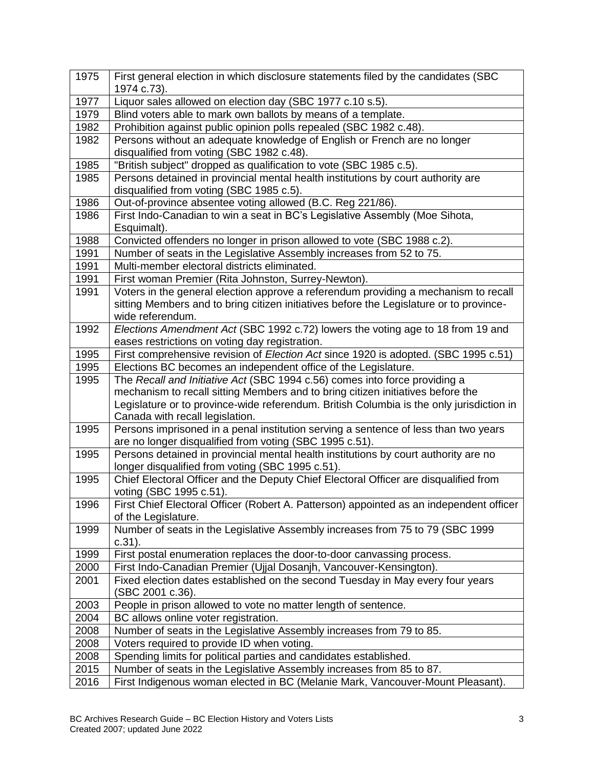| | |
|---|---|
| 1975 | First general election in which disclosure statements filed by the candidates (SBC 1974 c.73). |
| 1977 | Liquor sales allowed on election day (SBC 1977 c.10 s.5). |
| 1979 | Blind voters able to mark own ballots by means of a template. |
| 1982 | Prohibition against public opinion polls repealed (SBC 1982 c.48). |
| 1982 | Persons without an adequate knowledge of English or French are no longer disqualified from voting (SBC 1982 c.48). |
| 1985 | "British subject" dropped as qualification to vote (SBC 1985 c.5). |
| 1985 | Persons detained in provincial mental health institutions by court authority are disqualified from voting (SBC 1985 c.5). |
| 1986 | Out-of-province absentee voting allowed (B.C. Reg 221/86). |
| 1986 | First Indo-Canadian to win a seat in BC's Legislative Assembly (Moe Sihota, Esquimalt). |
| 1988 | Convicted offenders no longer in prison allowed to vote (SBC 1988 c.2). |
| 1991 | Number of seats in the Legislative Assembly increases from 52 to 75. |
| 1991 | Multi-member electoral districts eliminated. |
| 1991 | First woman Premier (Rita Johnston, Surrey-Newton). |
| 1991 | Voters in the general election approve a referendum providing a mechanism to recall sitting Members and to bring citizen initiatives before the Legislature or to province-wide referendum. |
| 1992 | *Elections Amendment Act* (SBC 1992 c.72) lowers the voting age to 18 from 19 and eases restrictions on voting day registration. |
| 1995 | First comprehensive revision of *Election Act* since 1920 is adopted. (SBC 1995 c.51) |
| 1995 | Elections BC becomes an independent office of the Legislature. |
| 1995 | The *Recall and Initiative Act* (SBC 1994 c.56) comes into force providing a mechanism to recall sitting Members and to bring citizen initiatives before the Legislature or to province-wide referendum. British Columbia is the only jurisdiction in Canada with recall legislation. |
| 1995 | Persons imprisoned in a penal institution serving a sentence of less than two years are no longer disqualified from voting (SBC 1995 c.51). |
| 1995 | Persons detained in provincial mental health institutions by court authority are no longer disqualified from voting (SBC 1995 c.51). |
| 1995 | Chief Electoral Officer and the Deputy Chief Electoral Officer are disqualified from voting (SBC 1995 c.51). |
| 1996 | First Chief Electoral Officer (Robert A. Patterson) appointed as an independent officer of the Legislature. |
| 1999 | Number of seats in the Legislative Assembly increases from 75 to 79 (SBC 1999 c.31). |
| 1999 | First postal enumeration replaces the door-to-door canvassing process. |
| 2000 | First Indo-Canadian Premier (Ujjal Dosanjh, Vancouver-Kensington). |
| 2001 | Fixed election dates established on the second Tuesday in May every four years (SBC 2001 c.36). |
| 2003 | People in prison allowed to vote no matter length of sentence. |
| 2004 | BC allows online voter registration. |
| 2008 | Number of seats in the Legislative Assembly increases from 79 to 85. |
| 2008 | Voters required to provide ID when voting. |
| 2008 | Spending limits for political parties and candidates established. |
| 2015 | Number of seats in the Legislative Assembly increases from 85 to 87. |
| 2016 | First Indigenous woman elected in BC (Melanie Mark, Vancouver-Mount Pleasant). |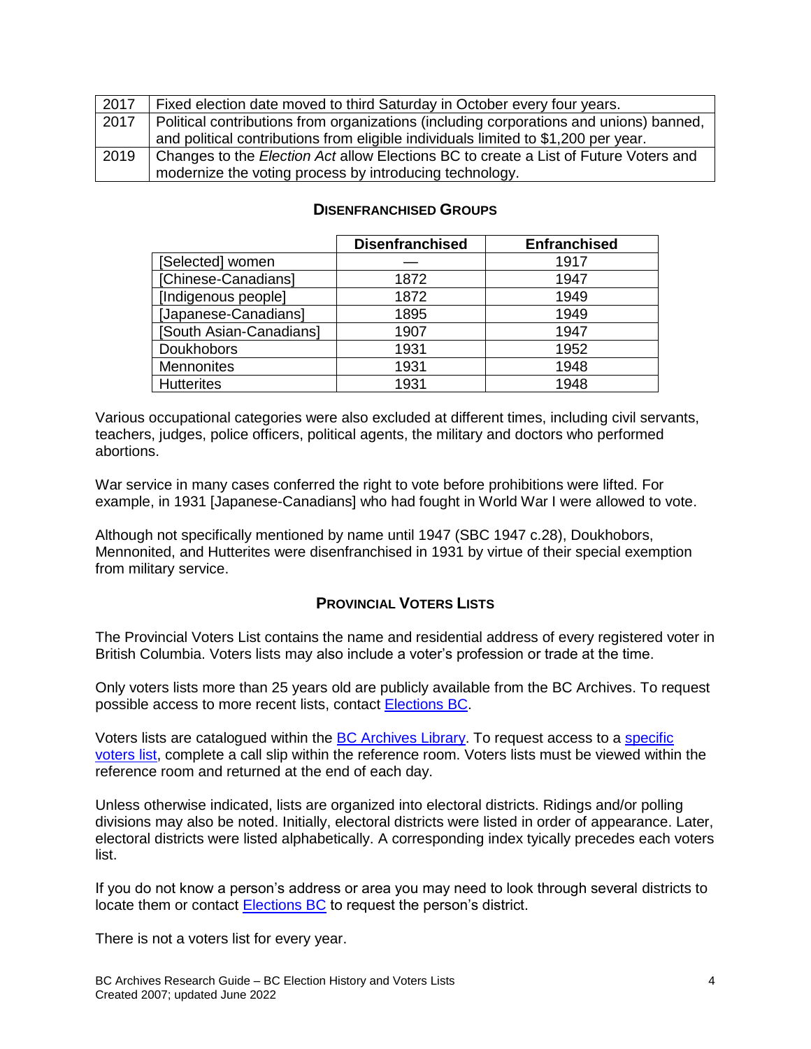| | |
|---|---|
| 2017 | Fixed election date moved to third Saturday in October every four years. |
| 2017 | Political contributions from organizations (including corporations and unions) banned, and political contributions from eligible individuals limited to $1,200 per year. |
| 2019 | Changes to the *Election Act* allow Elections BC to create a List of Future Voters and modernize the voting process by introducing technology. |

## Disenfranchised Groups

| | Disenfranchised | Enfranchised |
|---|---|---|
| [Selected] women | — | 1917 |
| [Chinese-Canadians] | 1872 | 1947 |
| [Indigenous people] | 1872 | 1949 |
| [Japanese-Canadians] | 1895 | 1949 |
| [South Asian-Canadians] | 1907 | 1947 |
| Doukhobors | 1931 | 1952 |
| Mennonites | 1931 | 1948 |
| Hutterites | 1931 | 1948 |

Various occupational categories were also excluded at different times, including civil servants, teachers, judges, police officers, political agents, the military and doctors who performed abortions.

War service in many cases conferred the right to vote before prohibitions were lifted. For example, in 1931 [Japanese-Canadians] who had fought in World War I were allowed to vote.

Although not specifically mentioned by name until 1947 (SBC 1947 c.28), Doukhobors, Mennonited, and Hutterites were disenfranchised in 1931 by virtue of their special exemption from military service.

## Provincial Voters Lists

The Provincial Voters List contains the name and residential address of every registered voter in British Columbia. Voters lists may also include a voter's profession or trade at the time.

Only voters lists more than 25 years old are publicly available from the BC Archives. To request possible access to more recent lists, contact Elections BC.

Voters lists are catalogued within the BC Archives Library. To request access to a specific voters list, complete a call slip within the reference room. Voters lists must be viewed within the reference room and returned at the end of each day.

Unless otherwise indicated, lists are organized into electoral districts. Ridings and/or polling divisions may also be noted. Initially, electoral districts were listed in order of appearance. Later, electoral districts were listed alphabetically. A corresponding index tyically precedes each voters list.

If you do not know a person's address or area you may need to look through several districts to locate them or contact Elections BC to request the person's district.

There is not a voters list for every year.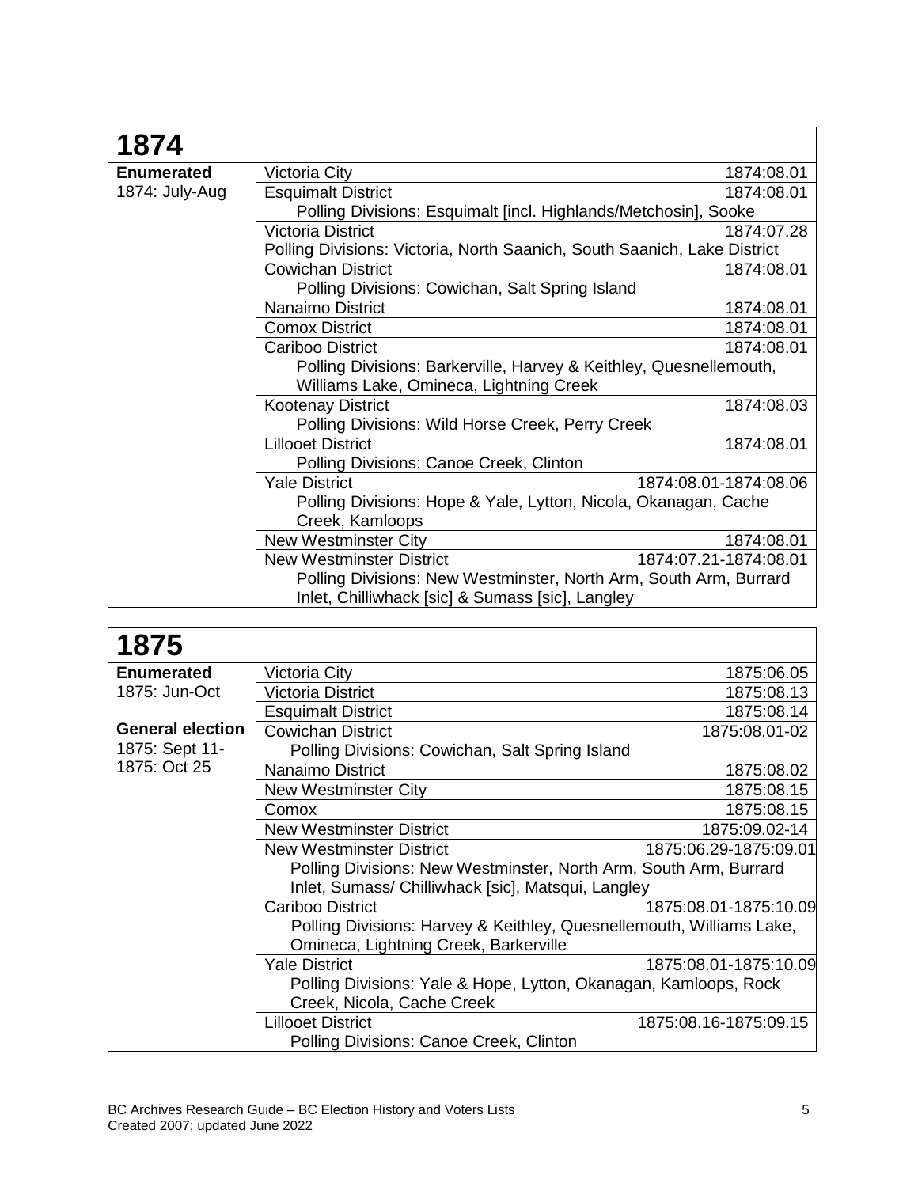## 1874

| | | |
|---|---|---|
| **Enumerated** 1874: July-Aug | Victoria City | 1874:08.01 |
| | Esquimalt District<br>Polling Divisions: Esquimalt [incl. Highlands/Metchosin], Sooke | 1874:08.01 |
| | Victoria District<br>Polling Divisions: Victoria, North Saanich, South Saanich, Lake District | 1874:07.28 |
| | Cowichan District<br>Polling Divisions: Cowichan, Salt Spring Island | 1874:08.01 |
| | Nanaimo District | 1874:08.01 |
| | Comox District | 1874:08.01 |
| | Cariboo District<br>Polling Divisions: Barkerville, Harvey & Keithley, Quesnellemouth, Williams Lake, Omineca, Lightning Creek | 1874:08.01 |
| | Kootenay District<br>Polling Divisions: Wild Horse Creek, Perry Creek | 1874:08.03 |
| | Lillooet District<br>Polling Divisions: Canoe Creek, Clinton | 1874:08.01 |
| | Yale District<br>Polling Divisions: Hope & Yale, Lytton, Nicola, Okanagan, Cache Creek, Kamloops | 1874:08.01-1874:08.06 |
| | New Westminster City | 1874:08.01 |
| | New Westminster District<br>Polling Divisions: New Westminster, North Arm, South Arm, Burrard Inlet, Chilliwhack [sic] & Sumass [sic], Langley | 1874:07.21-1874:08.01 |

## 1875

| | | |
|---|---|---|
| **Enumerated** 1875: Jun-Oct<br><br>**General election** 1875: Sept 11- 1875: Oct 25 | Victoria City | 1875:06.05 |
| | Victoria District | 1875:08.13 |
| | Esquimalt District | 1875:08.14 |
| | Cowichan District<br>Polling Divisions: Cowichan, Salt Spring Island | 1875:08.01-02 |
| | Nanaimo District | 1875:08.02 |
| | New Westminster City | 1875:08.15 |
| | Comox | 1875:08.15 |
| | New Westminster District | 1875:09.02-14 |
| | New Westminster District<br>Polling Divisions: New Westminster, North Arm, South Arm, Burrard Inlet, Sumass/ Chilliwhack [sic], Matsqui, Langley | 1875:06.29-1875:09.01 |
| | Cariboo District<br>Polling Divisions: Harvey & Keithley, Quesnellemouth, Williams Lake, Omineca, Lightning Creek, Barkerville | 1875:08.01-1875:10.09 |
| | Yale District<br>Polling Divisions: Yale & Hope, Lytton, Okanagan, Kamloops, Rock Creek, Nicola, Cache Creek | 1875:08.01-1875:10.09 |
| | Lillooet District<br>Polling Divisions: Canoe Creek, Clinton | 1875:08.16-1875:09.15 |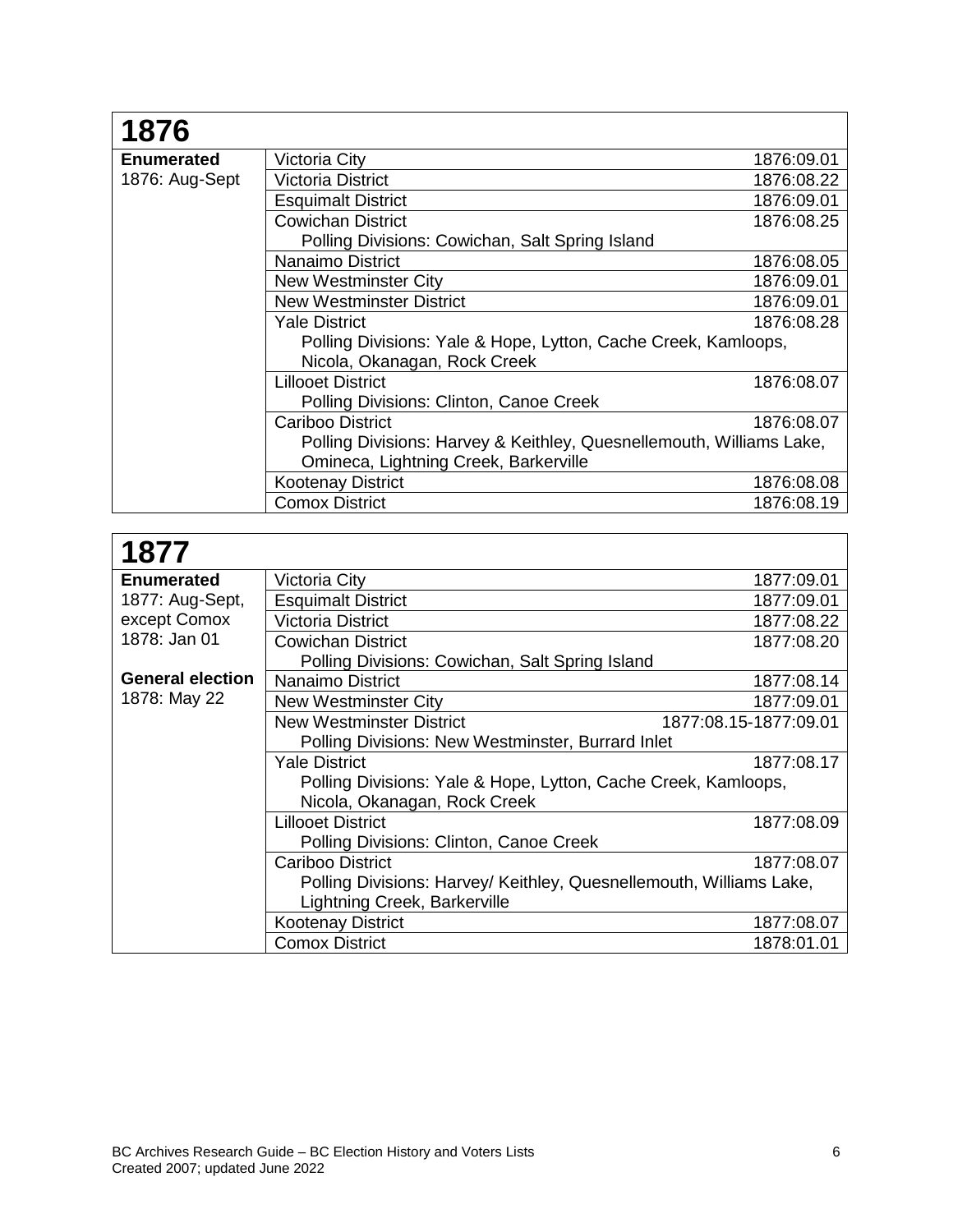## 1876

| | | |
|---|---|---|
| **Enumerated** 1876: Aug-Sept | Victoria City | 1876:09.01 |
| | Victoria District | 1876:08.22 |
| | Esquimalt District | 1876:09.01 |
| | Cowichan District<br>Polling Divisions: Cowichan, Salt Spring Island | 1876:08.25 |
| | Nanaimo District | 1876:08.05 |
| | New Westminster City | 1876:09.01 |
| | New Westminster District | 1876:09.01 |
| | Yale District<br>Polling Divisions: Yale & Hope, Lytton, Cache Creek, Kamloops, Nicola, Okanagan, Rock Creek | 1876:08.28 |
| | Lillooet District<br>Polling Divisions: Clinton, Canoe Creek | 1876:08.07 |
| | Cariboo District<br>Polling Divisions: Harvey & Keithley, Quesnellemouth, Williams Lake, Omineca, Lightning Creek, Barkerville | 1876:08.07 |
| | Kootenay District | 1876:08.08 |
| | Comox District | 1876:08.19 |

## 1877

| | | |
|---|---|---|
| **Enumerated** 1877: Aug-Sept, except Comox 1878: Jan 01<br><br>**General election** 1878: May 22 | Victoria City | 1877:09.01 |
| | Esquimalt District | 1877:09.01 |
| | Victoria District | 1877:08.22 |
| | Cowichan District<br>Polling Divisions: Cowichan, Salt Spring Island | 1877:08.20 |
| | Nanaimo District | 1877:08.14 |
| | New Westminster City | 1877:09.01 |
| | New Westminster District<br>Polling Divisions: New Westminster, Burrard Inlet | 1877:08.15-1877:09.01 |
| | Yale District<br>Polling Divisions: Yale & Hope, Lytton, Cache Creek, Kamloops, Nicola, Okanagan, Rock Creek | 1877:08.17 |
| | Lillooet District<br>Polling Divisions: Clinton, Canoe Creek | 1877:08.09 |
| | Cariboo District<br>Polling Divisions: Harvey/ Keithley, Quesnellemouth, Williams Lake, Lightning Creek, Barkerville | 1877:08.07 |
| | Kootenay District | 1877:08.07 |
| | Comox District | 1878:01.01 |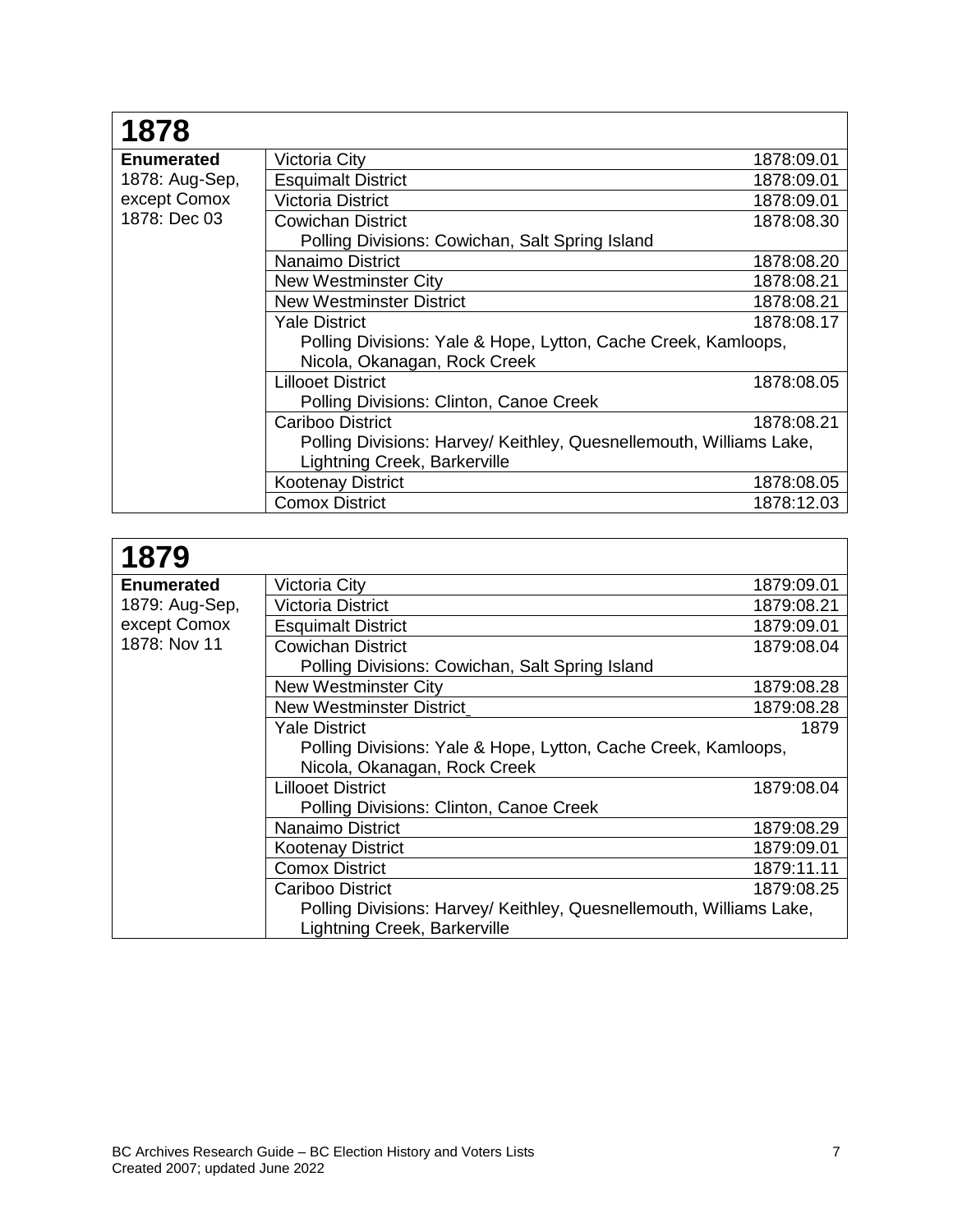## 1878

| | | |
|---|---|---|
| **Enumerated** 1878: Aug-Sep, except Comox 1878: Dec 03 | Victoria City | 1878:09.01 |
| | Esquimalt District | 1878:09.01 |
| | Victoria District | 1878:09.01 |
| | Cowichan District<br>Polling Divisions: Cowichan, Salt Spring Island | 1878:08.30 |
| | Nanaimo District | 1878:08.20 |
| | New Westminster City | 1878:08.21 |
| | New Westminster District | 1878:08.21 |
| | Yale District<br>Polling Divisions: Yale & Hope, Lytton, Cache Creek, Kamloops, Nicola, Okanagan, Rock Creek | 1878:08.17 |
| | Lillooet District<br>Polling Divisions: Clinton, Canoe Creek | 1878:08.05 |
| | Cariboo District<br>Polling Divisions: Harvey/ Keithley, Quesnellemouth, Williams Lake, Lightning Creek, Barkerville | 1878:08.21 |
| | Kootenay District | 1878:08.05 |
| | Comox District | 1878:12.03 |

## 1879

| | | |
|---|---|---|
| **Enumerated** 1879: Aug-Sep, except Comox 1878: Nov 11 | Victoria City | 1879:09.01 |
| | Victoria District | 1879:08.21 |
| | Esquimalt District | 1879:09.01 |
| | Cowichan District<br>Polling Divisions: Cowichan, Salt Spring Island | 1879:08.04 |
| | New Westminster City | 1879:08.28 |
| | New Westminster District | 1879:08.28 |
| | Yale District<br>Polling Divisions: Yale & Hope, Lytton, Cache Creek, Kamloops, Nicola, Okanagan, Rock Creek | 1879 |
| | Lillooet District<br>Polling Divisions: Clinton, Canoe Creek | 1879:08.04 |
| | Nanaimo District | 1879:08.29 |
| | Kootenay District | 1879:09.01 |
| | Comox District | 1879:11.11 |
| | Cariboo District<br>Polling Divisions: Harvey/ Keithley, Quesnellemouth, Williams Lake, Lightning Creek, Barkerville | 1879:08.25 |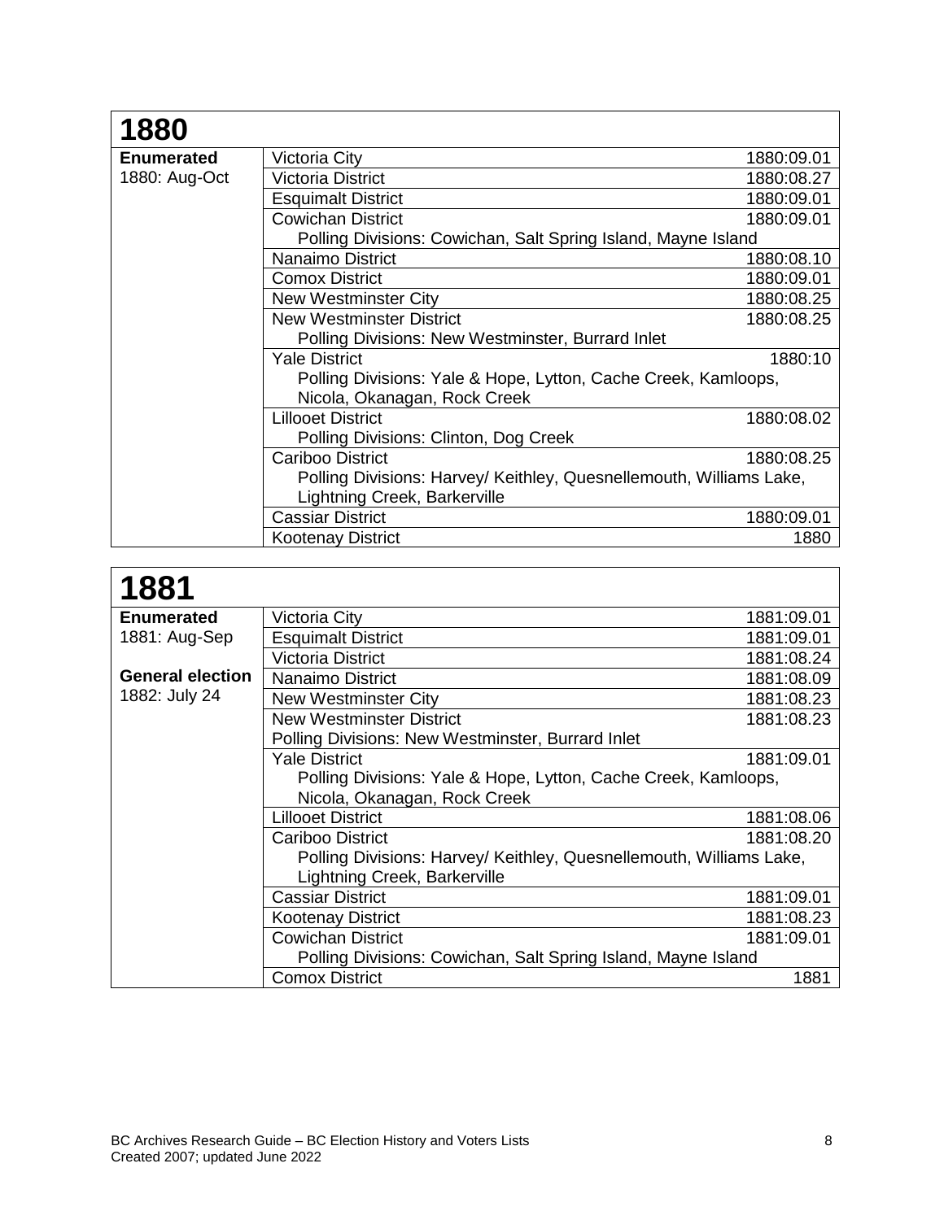## 1880

| | | |
|---|---|---|
| **Enumerated** 1880: Aug-Oct | Victoria City | 1880:09.01 |
| | Victoria District | 1880:08.27 |
| | Esquimalt District | 1880:09.01 |
| | Cowichan District<br>Polling Divisions: Cowichan, Salt Spring Island, Mayne Island | 1880:09.01 |
| | Nanaimo District | 1880:08.10 |
| | Comox District | 1880:09.01 |
| | New Westminster City | 1880:08.25 |
| | New Westminster District<br>Polling Divisions: New Westminster, Burrard Inlet | 1880:08.25 |
| | Yale District<br>Polling Divisions: Yale & Hope, Lytton, Cache Creek, Kamloops, Nicola, Okanagan, Rock Creek | 1880:10 |
| | Lillooet District<br>Polling Divisions: Clinton, Dog Creek | 1880:08.02 |
| | Cariboo District<br>Polling Divisions: Harvey/ Keithley, Quesnellemouth, Williams Lake, Lightning Creek, Barkerville | 1880:08.25 |
| | Cassiar District | 1880:09.01 |
| | Kootenay District | 1880 |

## 1881

| | | |
|---|---|---|
| **Enumerated** 1881: Aug-Sep<br><br>**General election** 1882: July 24 | Victoria City | 1881:09.01 |
| | Esquimalt District | 1881:09.01 |
| | Victoria District | 1881:08.24 |
| | Nanaimo District | 1881:08.09 |
| | New Westminster City | 1881:08.23 |
| | New Westminster District<br>Polling Divisions: New Westminster, Burrard Inlet | 1881:08.23 |
| | Yale District<br>Polling Divisions: Yale & Hope, Lytton, Cache Creek, Kamloops, Nicola, Okanagan, Rock Creek | 1881:09.01 |
| | Lillooet District | 1881:08.06 |
| | Cariboo District<br>Polling Divisions: Harvey/ Keithley, Quesnellemouth, Williams Lake, Lightning Creek, Barkerville | 1881:08.20 |
| | Cassiar District | 1881:09.01 |
| | Kootenay District | 1881:08.23 |
| | Cowichan District<br>Polling Divisions: Cowichan, Salt Spring Island, Mayne Island | 1881:09.01 |
| | Comox District | 1881 |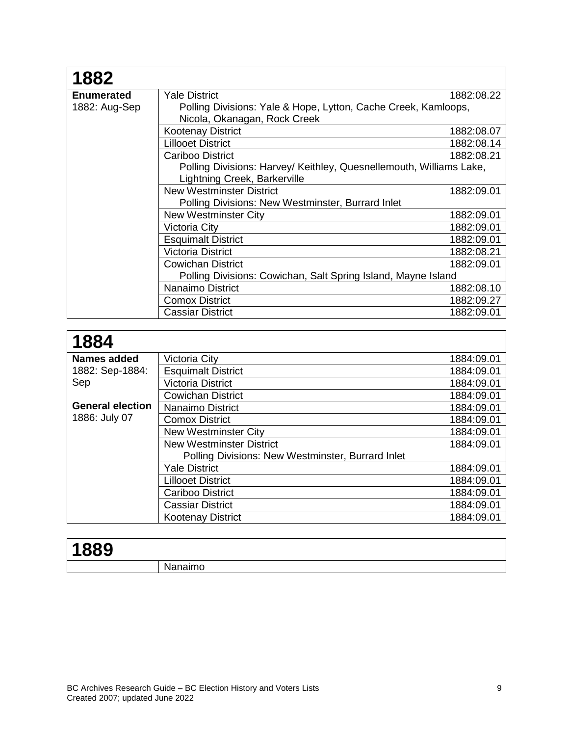# 1882

| | | |
|---|---|---|
| **Enumerated** 1882: Aug-Sep | Yale District | 1882:08.22 |
| | Polling Divisions: Yale & Hope, Lytton, Cache Creek, Kamloops, Nicola, Okanagan, Rock Creek | |
| | Kootenay District | 1882:08.07 |
| | Lillooet District | 1882:08.14 |
| | Cariboo District | 1882:08.21 |
| | Polling Divisions: Harvey/ Keithley, Quesnellemouth, Williams Lake, Lightning Creek, Barkerville | |
| | New Westminster District | 1882:09.01 |
| | Polling Divisions: New Westminster, Burrard Inlet | |
| | New Westminster City | 1882:09.01 |
| | Victoria City | 1882:09.01 |
| | Esquimalt District | 1882:09.01 |
| | Victoria District | 1882:08.21 |
| | Cowichan District | 1882:09.01 |
| | Polling Divisions: Cowichan, Salt Spring Island, Mayne Island | |
| | Nanaimo District | 1882:08.10 |
| | Comox District | 1882:09.27 |
| | Cassiar District | 1882:09.01 |

# 1884

| | | |
|---|---|---|
| **Names added** 1882: Sep-1884: Sep | Victoria City | 1884:09.01 |
| | Esquimalt District | 1884:09.01 |
| | Victoria District | 1884:09.01 |
| | Cowichan District | 1884:09.01 |
| **General election** 1886: July 07 | Nanaimo District | 1884:09.01 |
| | Comox District | 1884:09.01 |
| | New Westminster City | 1884:09.01 |
| | New Westminster District | 1884:09.01 |
| | Polling Divisions: New Westminster, Burrard Inlet | |
| | Yale District | 1884:09.01 |
| | Lillooet District | 1884:09.01 |
| | Cariboo District | 1884:09.01 |
| | Cassiar District | 1884:09.01 |
| | Kootenay District | 1884:09.01 |

# 1889

| | |
|---|---|
| | Nanaimo |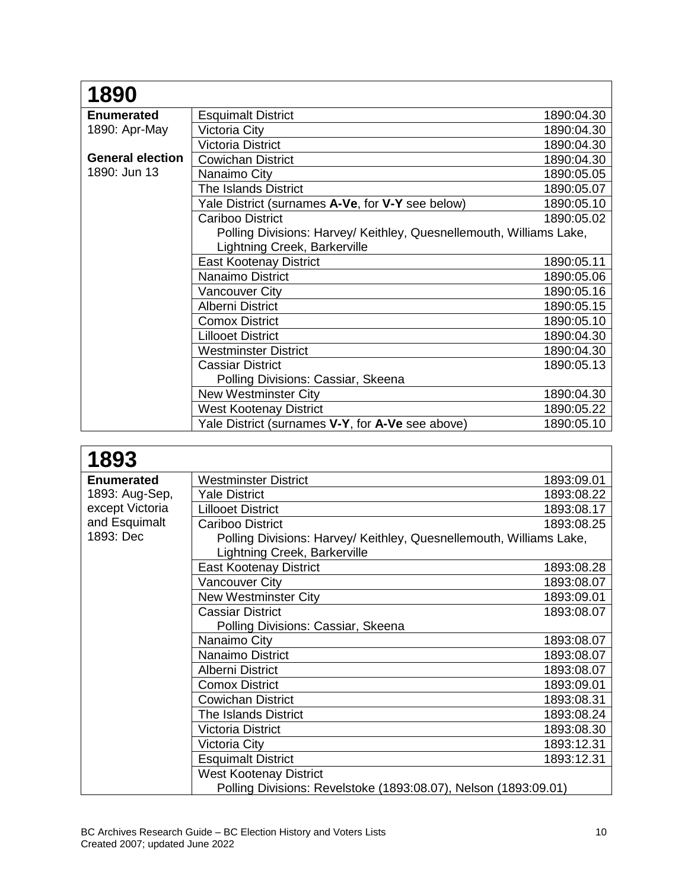## 1890

| | | |
|---|---|---|
| **Enumerated** 1890: Apr-May | Esquimalt District | 1890:04.30 |
| | Victoria City | 1890:04.30 |
| | Victoria District | 1890:04.30 |
| **General election** 1890: Jun 13 | Cowichan District | 1890:04.30 |
| | Nanaimo City | 1890:05.05 |
| | The Islands District | 1890:05.07 |
| | Yale District (surnames **A-Ve**, for **V-Y** see below) | 1890:05.10 |
| | Cariboo District<br>Polling Divisions: Harvey/ Keithley, Quesnellemouth, Williams Lake, Lightning Creek, Barkerville | 1890:05.02 |
| | East Kootenay District | 1890:05.11 |
| | Nanaimo District | 1890:05.06 |
| | Vancouver City | 1890:05.16 |
| | Alberni District | 1890:05.15 |
| | Comox District | 1890:05.10 |
| | Lillooet District | 1890:04.30 |
| | Westminster District | 1890:04.30 |
| | Cassiar District<br>Polling Divisions: Cassiar, Skeena | 1890:05.13 |
| | New Westminster City | 1890:04.30 |
| | West Kootenay District | 1890:05.22 |
| | Yale District (surnames **V-Y**, for **A-Ve** see above) | 1890:05.10 |

## 1893

| | | |
|---|---|---|
| **Enumerated** 1893: Aug-Sep, except Victoria and Esquimalt 1893: Dec | Westminster District | 1893:09.01 |
| | Yale District | 1893:08.22 |
| | Lillooet District | 1893:08.17 |
| | Cariboo District<br>Polling Divisions: Harvey/ Keithley, Quesnellemouth, Williams Lake, Lightning Creek, Barkerville | 1893:08.25 |
| | East Kootenay District | 1893:08.28 |
| | Vancouver City | 1893:08.07 |
| | New Westminster City | 1893:09.01 |
| | Cassiar District<br>Polling Divisions: Cassiar, Skeena | 1893:08.07 |
| | Nanaimo City | 1893:08.07 |
| | Nanaimo District | 1893:08.07 |
| | Alberni District | 1893:08.07 |
| | Comox District | 1893:09.01 |
| | Cowichan District | 1893:08.31 |
| | The Islands District | 1893:08.24 |
| | Victoria District | 1893:08.30 |
| | Victoria City | 1893:12.31 |
| | Esquimalt District | 1893:12.31 |
| | West Kootenay District<br>Polling Divisions: Revelstoke (1893:08.07), Nelson (1893:09.01) | |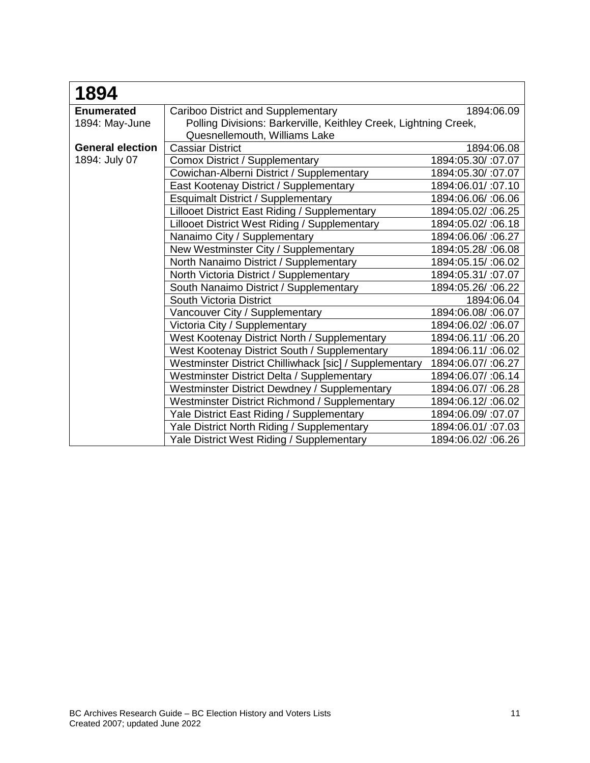| 1894 | | |
|---|---|---|
| **Enumerated** 1894: May-June | Cariboo District and Supplementary<br>Polling Divisions: Barkerville, Keithley Creek, Lightning Creek, Quesnellemouth, Williams Lake | 1894:06.09 |
| **General election** 1894: July 07 | Cassiar District | 1894:06.08 |
| | Comox District / Supplementary | 1894:05.30/ :07.07 |
| | Cowichan-Alberni District / Supplementary | 1894:05.30/ :07.07 |
| | East Kootenay District / Supplementary | 1894:06.01/ :07.10 |
| | Esquimalt District / Supplementary | 1894:06.06/ :06.06 |
| | Lillooet District East Riding / Supplementary | 1894:05.02/ :06.25 |
| | Lillooet District West Riding / Supplementary | 1894:05.02/ :06.18 |
| | Nanaimo City / Supplementary | 1894:06.06/ :06.27 |
| | New Westminster City / Supplementary | 1894:05.28/ :06.08 |
| | North Nanaimo District / Supplementary | 1894:05.15/ :06.02 |
| | North Victoria District / Supplementary | 1894:05.31/ :07.07 |
| | South Nanaimo District / Supplementary | 1894:05.26/ :06.22 |
| | South Victoria District | 1894:06.04 |
| | Vancouver City / Supplementary | 1894:06.08/ :06.07 |
| | Victoria City / Supplementary | 1894:06.02/ :06.07 |
| | West Kootenay District North / Supplementary | 1894:06.11/ :06.20 |
| | West Kootenay District South / Supplementary | 1894:06.11/ :06.02 |
| | Westminster District Chilliwhack [sic] / Supplementary | 1894:06.07/ :06.27 |
| | Westminster District Delta / Supplementary | 1894:06.07/ :06.14 |
| | Westminster District Dewdney / Supplementary | 1894:06.07/ :06.28 |
| | Westminster District Richmond / Supplementary | 1894:06.12/ :06.02 |
| | Yale District East Riding / Supplementary | 1894:06.09/ :07.07 |
| | Yale District North Riding / Supplementary | 1894:06.01/ :07.03 |
| | Yale District West Riding / Supplementary | 1894:06.02/ :06.26 |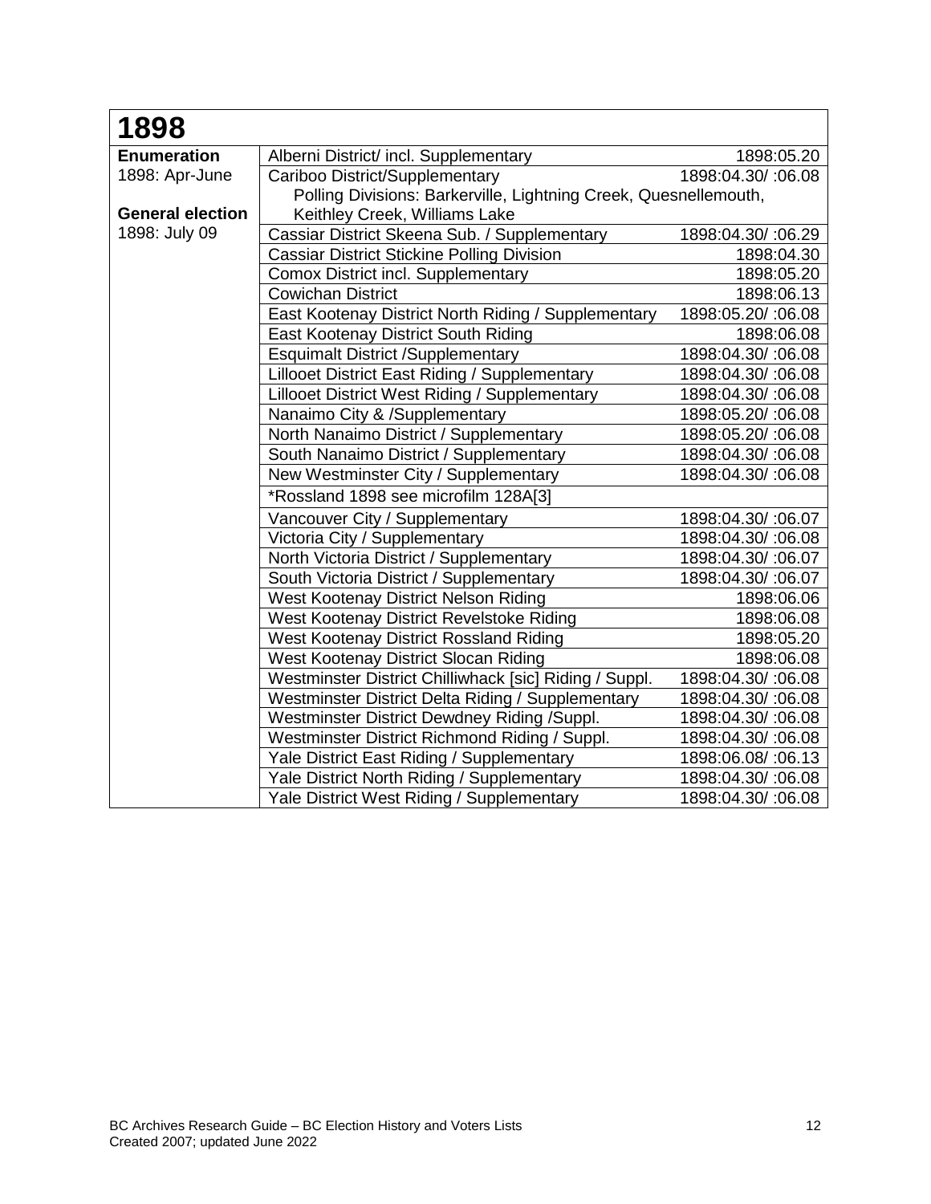# 1898

| | | |
|---|---|---|
| **Enumeration** | Alberni District/ incl. Supplementary | 1898:05.20 |
| 1898: Apr-June | Cariboo District/Supplementary<br>Polling Divisions: Barkerville, Lightning Creek, Quesnellemouth, Keithley Creek, Williams Lake | 1898:04.30/ :06.08 |
| **General election** | Cassiar District Skeena Sub. / Supplementary | 1898:04.30/ :06.29 |
| 1898: July 09 | Cassiar District Stickine Polling Division | 1898:04.30 |
| | Comox District incl. Supplementary | 1898:05.20 |
| | Cowichan District | 1898:06.13 |
| | East Kootenay District North Riding / Supplementary | 1898:05.20/ :06.08 |
| | East Kootenay District South Riding | 1898:06.08 |
| | Esquimalt District /Supplementary | 1898:04.30/ :06.08 |
| | Lillooet District East Riding / Supplementary | 1898:04.30/ :06.08 |
| | Lillooet District West Riding / Supplementary | 1898:04.30/ :06.08 |
| | Nanaimo City & /Supplementary | 1898:05.20/ :06.08 |
| | North Nanaimo District / Supplementary | 1898:05.20/ :06.08 |
| | South Nanaimo District / Supplementary | 1898:04.30/ :06.08 |
| | New Westminster City / Supplementary | 1898:04.30/ :06.08 |
| | *Rossland 1898 see microfilm 128A[3] | |
| | Vancouver City / Supplementary | 1898:04.30/ :06.07 |
| | Victoria City / Supplementary | 1898:04.30/ :06.08 |
| | North Victoria District / Supplementary | 1898:04.30/ :06.07 |
| | South Victoria District / Supplementary | 1898:04.30/ :06.07 |
| | West Kootenay District Nelson Riding | 1898:06.06 |
| | West Kootenay District Revelstoke Riding | 1898:06.08 |
| | West Kootenay District Rossland Riding | 1898:05.20 |
| | West Kootenay District Slocan Riding | 1898:06.08 |
| | Westminster District Chilliwhack [sic] Riding / Suppl. | 1898:04.30/ :06.08 |
| | Westminster District Delta Riding / Supplementary | 1898:04.30/ :06.08 |
| | Westminster District Dewdney Riding /Suppl. | 1898:04.30/ :06.08 |
| | Westminster District Richmond Riding / Suppl. | 1898:04.30/ :06.08 |
| | Yale District East Riding / Supplementary | 1898:06.08/ :06.13 |
| | Yale District North Riding / Supplementary | 1898:04.30/ :06.08 |
| | Yale District West Riding / Supplementary | 1898:04.30/ :06.08 |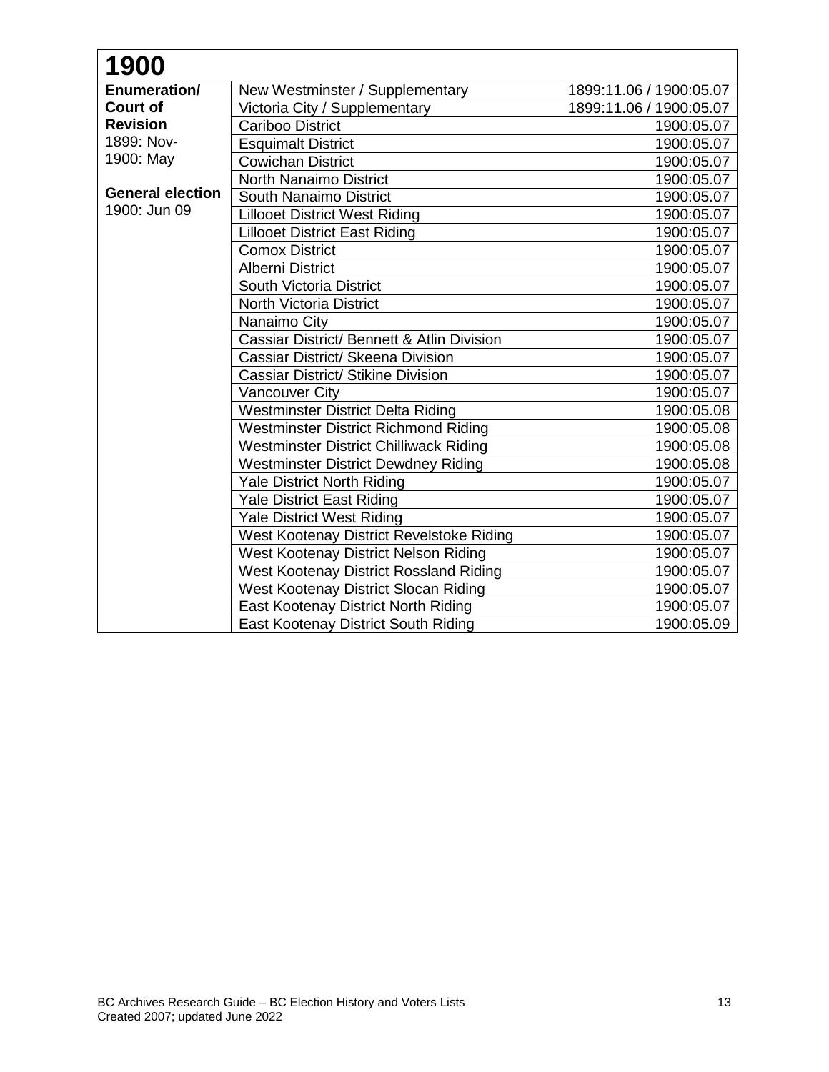# 1900

| | | |
|---|---|---|
| **Enumeration/ Court of Revision** 1899: Nov- 1900: May<br><br>**General election** 1900: Jun 09 | New Westminster / Supplementary | 1899:11.06 / 1900:05.07 |
| | Victoria City / Supplementary | 1899:11.06 / 1900:05.07 |
| | Cariboo District | 1900:05.07 |
| | Esquimalt District | 1900:05.07 |
| | Cowichan District | 1900:05.07 |
| | North Nanaimo District | 1900:05.07 |
| | South Nanaimo District | 1900:05.07 |
| | Lillooet District West Riding | 1900:05.07 |
| | Lillooet District East Riding | 1900:05.07 |
| | Comox District | 1900:05.07 |
| | Alberni District | 1900:05.07 |
| | South Victoria District | 1900:05.07 |
| | North Victoria District | 1900:05.07 |
| | Nanaimo City | 1900:05.07 |
| | Cassiar District/ Bennett & Atlin Division | 1900:05.07 |
| | Cassiar District/ Skeena Division | 1900:05.07 |
| | Cassiar District/ Stikine Division | 1900:05.07 |
| | Vancouver City | 1900:05.07 |
| | Westminster District Delta Riding | 1900:05.08 |
| | Westminster District Richmond Riding | 1900:05.08 |
| | Westminster District Chilliwack Riding | 1900:05.08 |
| | Westminster District Dewdney Riding | 1900:05.08 |
| | Yale District North Riding | 1900:05.07 |
| | Yale District East Riding | 1900:05.07 |
| | Yale District West Riding | 1900:05.07 |
| | West Kootenay District Revelstoke Riding | 1900:05.07 |
| | West Kootenay District Nelson Riding | 1900:05.07 |
| | West Kootenay District Rossland Riding | 1900:05.07 |
| | West Kootenay District Slocan Riding | 1900:05.07 |
| | East Kootenay District North Riding | 1900:05.07 |
| | East Kootenay District South Riding | 1900:05.09 |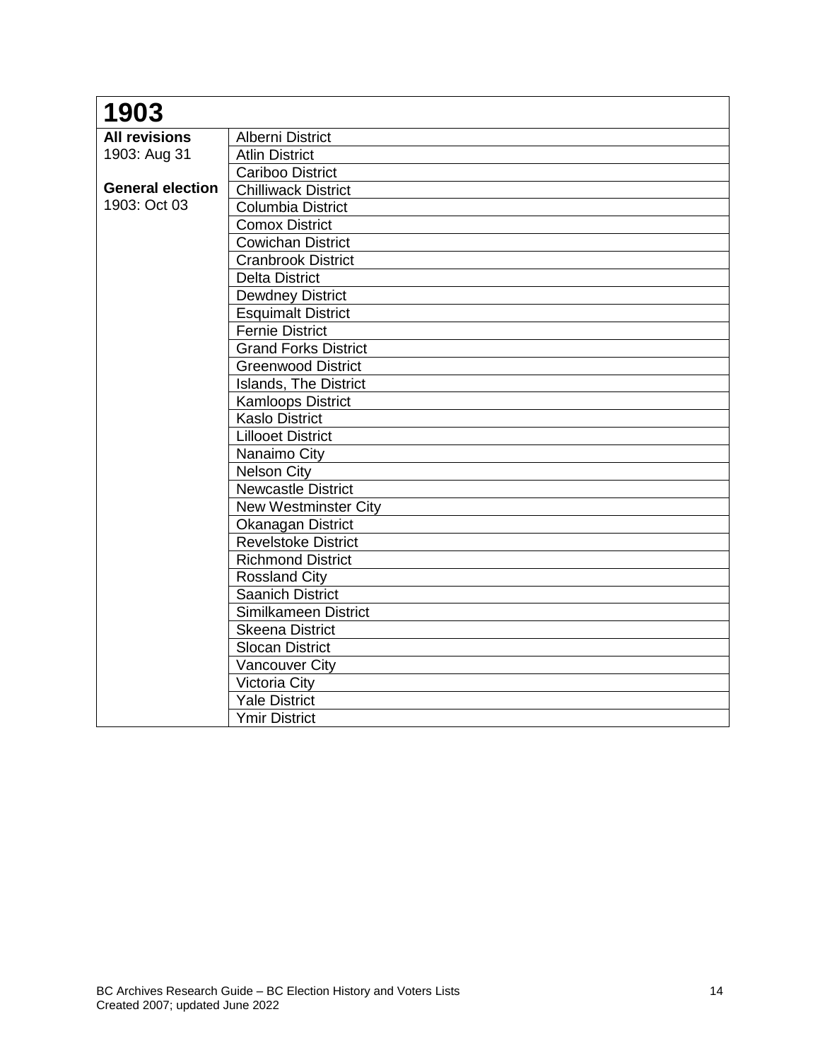| 1903 | |
|---|---|
| **All revisions** | Alberni District |
| 1903: Aug 31 | Atlin District |
| | Cariboo District |
| **General election** | Chilliwack District |
| 1903: Oct 03 | Columbia District |
| | Comox District |
| | Cowichan District |
| | Cranbrook District |
| | Delta District |
| | Dewdney District |
| | Esquimalt District |
| | Fernie District |
| | Grand Forks District |
| | Greenwood District |
| | Islands, The District |
| | Kamloops District |
| | Kaslo District |
| | Lillooet District |
| | Nanaimo City |
| | Nelson City |
| | Newcastle District |
| | New Westminster City |
| | Okanagan District |
| | Revelstoke District |
| | Richmond District |
| | Rossland City |
| | Saanich District |
| | Similkameen District |
| | Skeena District |
| | Slocan District |
| | Vancouver City |
| | Victoria City |
| | Yale District |
| | Ymir District |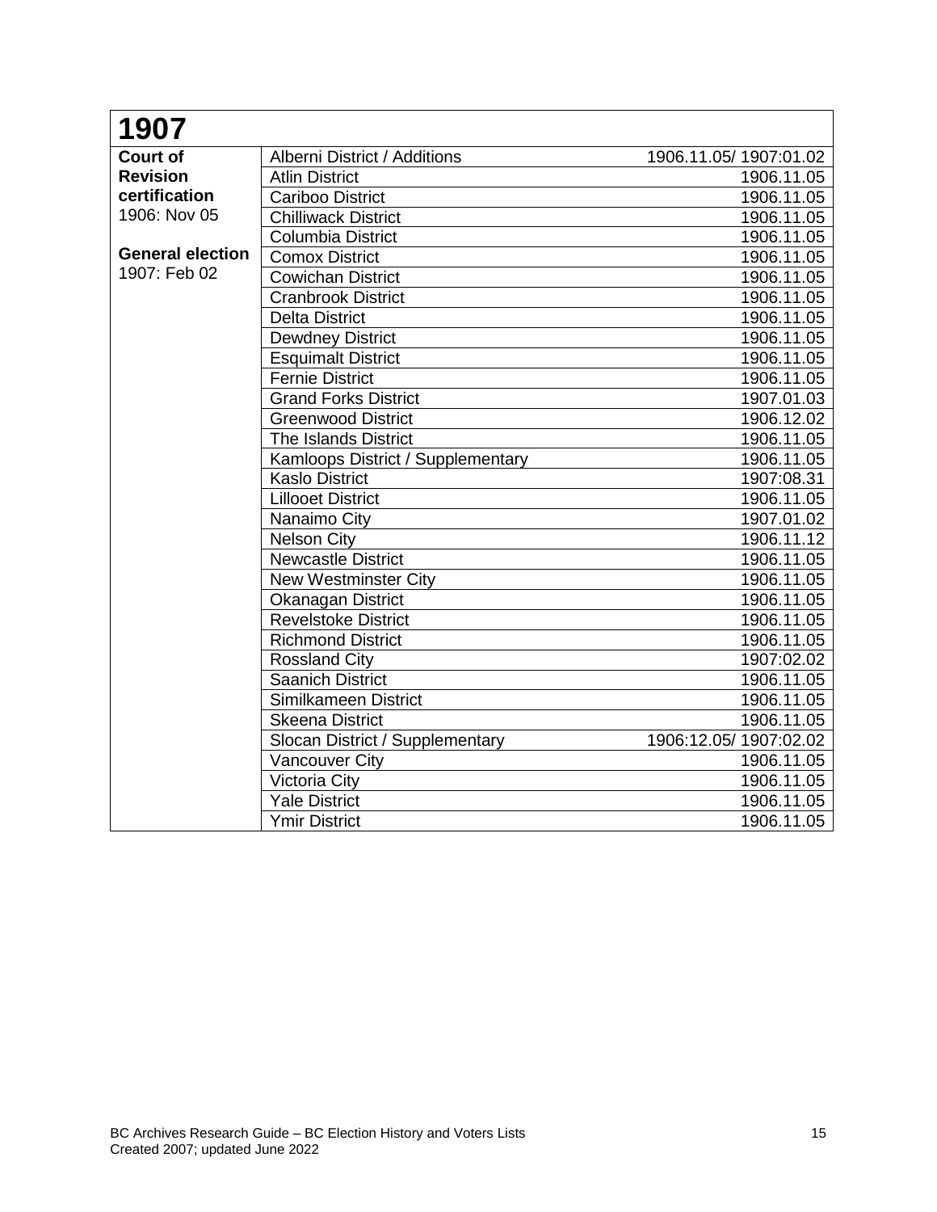| 1907 | | |
|---|---|---|
| **Court of Revision certification** 1906: Nov 05 **General election** 1907: Feb 02 | Alberni District / Additions | 1906.11.05/ 1907:01.02 |
| | Atlin District | 1906.11.05 |
| | Cariboo District | 1906.11.05 |
| | Chilliwack District | 1906.11.05 |
| | Columbia District | 1906.11.05 |
| | Comox District | 1906.11.05 |
| | Cowichan District | 1906.11.05 |
| | Cranbrook District | 1906.11.05 |
| | Delta District | 1906.11.05 |
| | Dewdney District | 1906.11.05 |
| | Esquimalt District | 1906.11.05 |
| | Fernie District | 1906.11.05 |
| | Grand Forks District | 1907.01.03 |
| | Greenwood District | 1906.12.02 |
| | The Islands District | 1906.11.05 |
| | Kamloops District / Supplementary | 1906.11.05 |
| | Kaslo District | 1907:08.31 |
| | Lillooet District | 1906.11.05 |
| | Nanaimo City | 1907.01.02 |
| | Nelson City | 1906.11.12 |
| | Newcastle District | 1906.11.05 |
| | New Westminster City | 1906.11.05 |
| | Okanagan District | 1906.11.05 |
| | Revelstoke District | 1906.11.05 |
| | Richmond District | 1906.11.05 |
| | Rossland City | 1907:02.02 |
| | Saanich District | 1906.11.05 |
| | Similkameen District | 1906.11.05 |
| | Skeena District | 1906.11.05 |
| | Slocan District / Supplementary | 1906:12.05/ 1907:02.02 |
| | Vancouver City | 1906.11.05 |
| | Victoria City | 1906.11.05 |
| | Yale District | 1906.11.05 |
| | Ymir District | 1906.11.05 |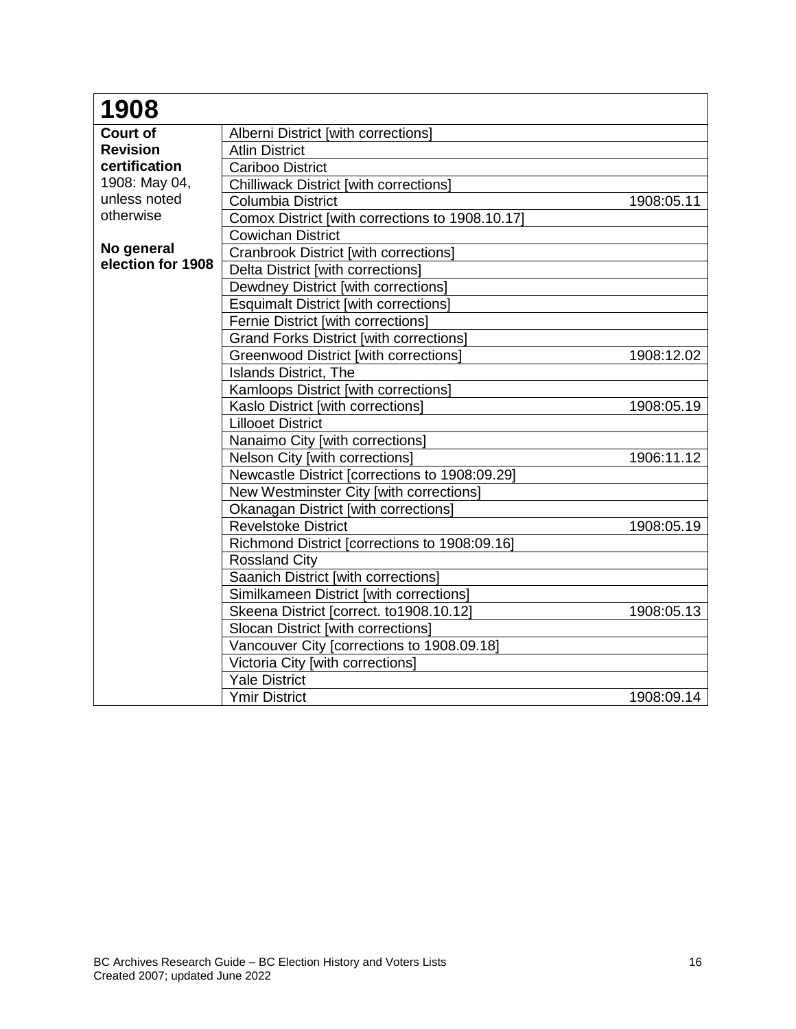# 1908

| | | |
|---|---|---|
| **Court of Revision certification** 1908: May 04, unless noted otherwise<br><br>**No general election for 1908** | Alberni District [with corrections] | |
| | Atlin District | |
| | Cariboo District | |
| | Chilliwack District [with corrections] | |
| | Columbia District | 1908:05.11 |
| | Comox District [with corrections to 1908.10.17] | |
| | Cowichan District | |
| | Cranbrook District [with corrections] | |
| | Delta District [with corrections] | |
| | Dewdney District [with corrections] | |
| | Esquimalt District [with corrections] | |
| | Fernie District [with corrections] | |
| | Grand Forks District [with corrections] | |
| | Greenwood District [with corrections] | 1908:12.02 |
| | Islands District, The | |
| | Kamloops District [with corrections] | |
| | Kaslo District [with corrections] | 1908:05.19 |
| | Lillooet District | |
| | Nanaimo City [with corrections] | |
| | Nelson City [with corrections] | 1906:11.12 |
| | Newcastle District [corrections to 1908:09.29] | |
| | New Westminster City [with corrections] | |
| | Okanagan District [with corrections] | |
| | Revelstoke District | 1908:05.19 |
| | Richmond District [corrections to 1908:09.16] | |
| | Rossland City | |
| | Saanich District [with corrections] | |
| | Similkameen District [with corrections] | |
| | Skeena District [correct. to1908.10.12] | 1908:05.13 |
| | Slocan District [with corrections] | |
| | Vancouver City [corrections to 1908.09.18] | |
| | Victoria City [with corrections] | |
| | Yale District | |
| | Ymir District | 1908:09.14 |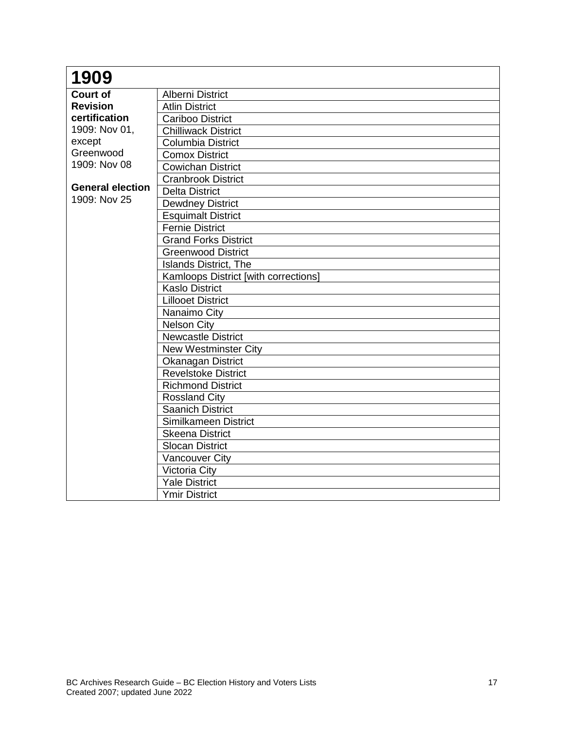| 1909 | |
|---|---|
| **Court of Revision certification** 1909: Nov 01, except Greenwood 1909: Nov 08<br><br>**General election** 1909: Nov 25 | Alberni District |
| | Atlin District |
| | Cariboo District |
| | Chilliwack District |
| | Columbia District |
| | Comox District |
| | Cowichan District |
| | Cranbrook District |
| | Delta District |
| | Dewdney District |
| | Esquimalt District |
| | Fernie District |
| | Grand Forks District |
| | Greenwood District |
| | Islands District, The |
| | Kamloops District [with corrections] |
| | Kaslo District |
| | Lillooet District |
| | Nanaimo City |
| | Nelson City |
| | Newcastle District |
| | New Westminster City |
| | Okanagan District |
| | Revelstoke District |
| | Richmond District |
| | Rossland City |
| | Saanich District |
| | Similkameen District |
| | Skeena District |
| | Slocan District |
| | Vancouver City |
| | Victoria City |
| | Yale District |
| | Ymir District |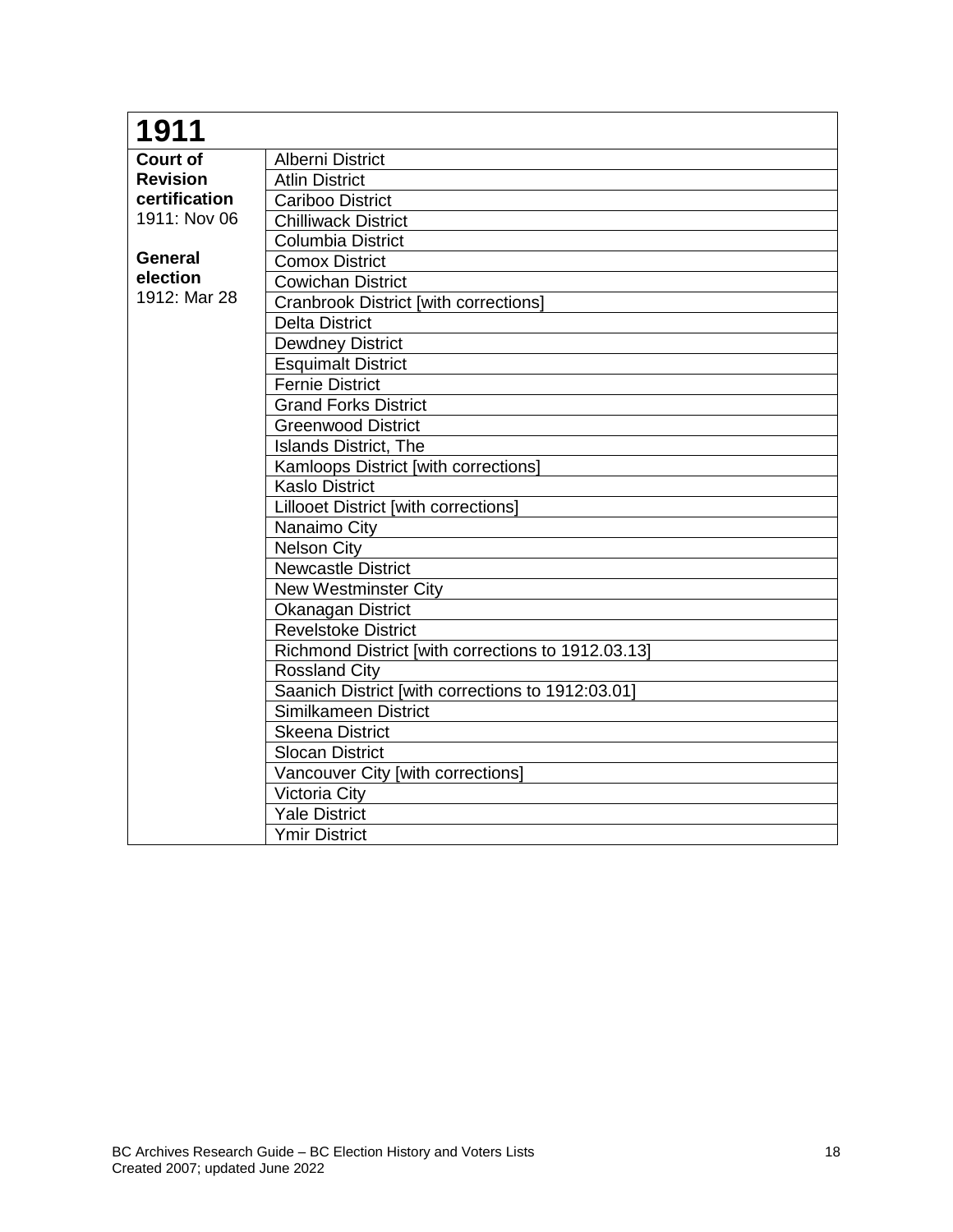| 1911 | |
|---|---|
| **Court of Revision certification** 1911: Nov 06<br><br>**General election** 1912: Mar 28 | Alberni District |
| | Atlin District |
| | Cariboo District |
| | Chilliwack District |
| | Columbia District |
| | Comox District |
| | Cowichan District |
| | Cranbrook District [with corrections] |
| | Delta District |
| | Dewdney District |
| | Esquimalt District |
| | Fernie District |
| | Grand Forks District |
| | Greenwood District |
| | Islands District, The |
| | Kamloops District [with corrections] |
| | Kaslo District |
| | Lillooet District [with corrections] |
| | Nanaimo City |
| | Nelson City |
| | Newcastle District |
| | New Westminster City |
| | Okanagan District |
| | Revelstoke District |
| | Richmond District [with corrections to 1912.03.13] |
| | Rossland City |
| | Saanich District [with corrections to 1912:03.01] |
| | Similkameen District |
| | Skeena District |
| | Slocan District |
| | Vancouver City [with corrections] |
| | Victoria City |
| | Yale District |
| | Ymir District |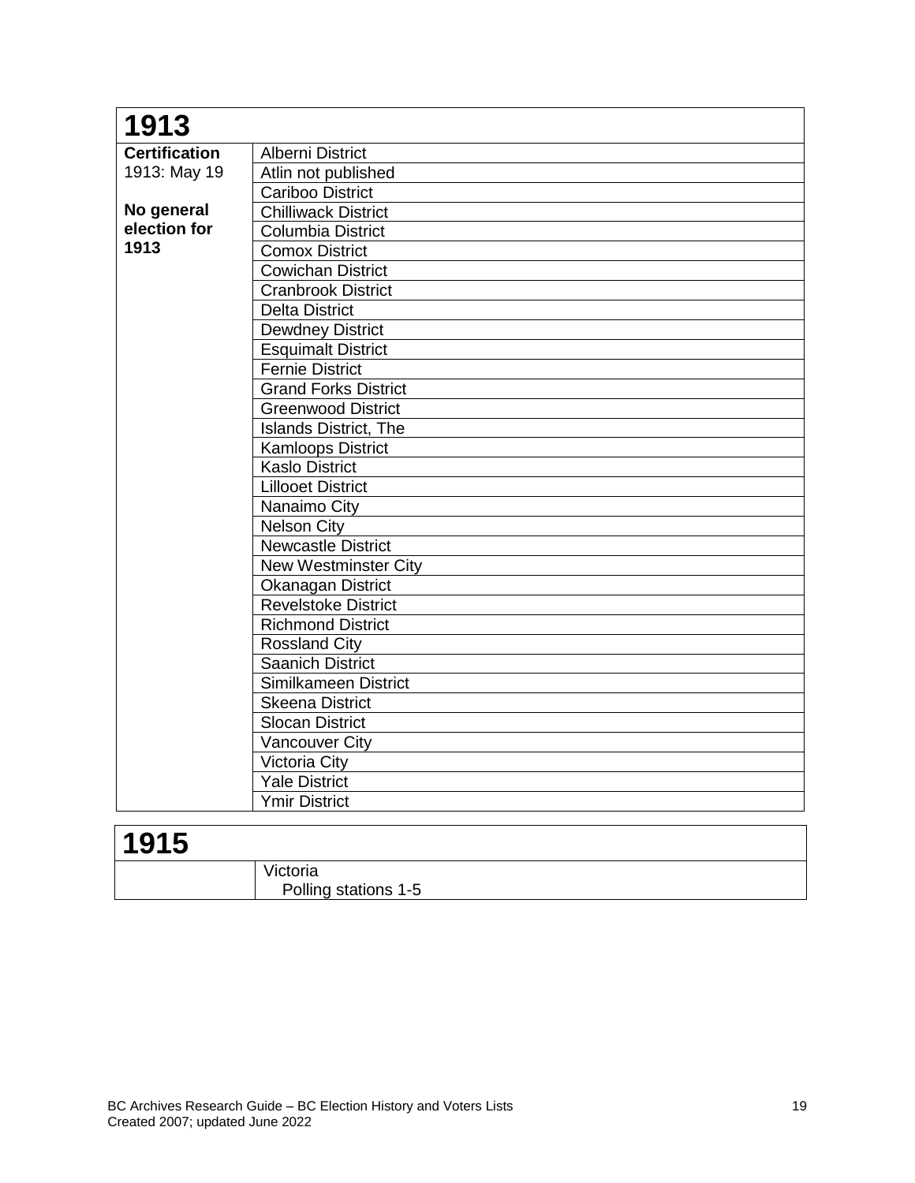| 1913 | |
|---|---|
| **Certification** 1913: May 19 **No general election for 1913** | Alberni District |
| | Atlin not published |
| | Cariboo District |
| | Chilliwack District |
| | Columbia District |
| | Comox District |
| | Cowichan District |
| | Cranbrook District |
| | Delta District |
| | Dewdney District |
| | Esquimalt District |
| | Fernie District |
| | Grand Forks District |
| | Greenwood District |
| | Islands District, The |
| | Kamloops District |
| | Kaslo District |
| | Lillooet District |
| | Nanaimo City |
| | Nelson City |
| | Newcastle District |
| | New Westminster City |
| | Okanagan District |
| | Revelstoke District |
| | Richmond District |
| | Rossland City |
| | Saanich District |
| | Similkameen District |
| | Skeena District |
| | Slocan District |
| | Vancouver City |
| | Victoria City |
| | Yale District |
| | Ymir District |

| 1915 | |
|---|---|
| | Victoria<br>Polling stations 1-5 |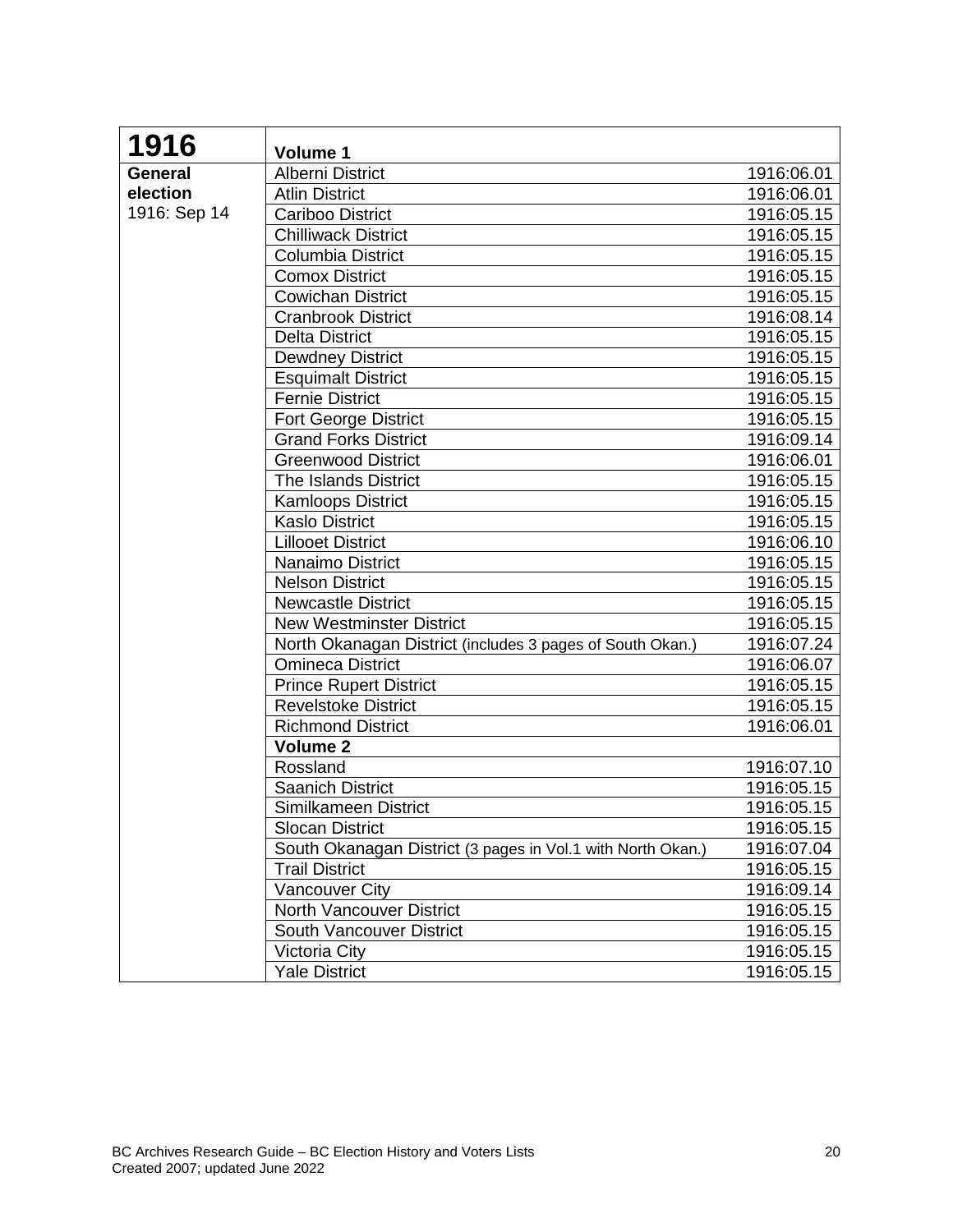| | | |
|---|---|---|
| **1916** | **Volume 1** | |
| **General election** 1916: Sep 14 | Alberni District | 1916:06.01 |
| | Atlin District | 1916:06.01 |
| | Cariboo District | 1916:05.15 |
| | Chilliwack District | 1916:05.15 |
| | Columbia District | 1916:05.15 |
| | Comox District | 1916:05.15 |
| | Cowichan District | 1916:05.15 |
| | Cranbrook District | 1916:08.14 |
| | Delta District | 1916:05.15 |
| | Dewdney District | 1916:05.15 |
| | Esquimalt District | 1916:05.15 |
| | Fernie District | 1916:05.15 |
| | Fort George District | 1916:05.15 |
| | Grand Forks District | 1916:09.14 |
| | Greenwood District | 1916:06.01 |
| | The Islands District | 1916:05.15 |
| | Kamloops District | 1916:05.15 |
| | Kaslo District | 1916:05.15 |
| | Lillooet District | 1916:06.10 |
| | Nanaimo District | 1916:05.15 |
| | Nelson District | 1916:05.15 |
| | Newcastle District | 1916:05.15 |
| | New Westminster District | 1916:05.15 |
| | North Okanagan District (includes 3 pages of South Okan.) | 1916:07.24 |
| | Omineca District | 1916:06.07 |
| | Prince Rupert District | 1916:05.15 |
| | Revelstoke District | 1916:05.15 |
| | Richmond District | 1916:06.01 |
| | **Volume 2** | |
| | Rossland | 1916:07.10 |
| | Saanich District | 1916:05.15 |
| | Similkameen District | 1916:05.15 |
| | Slocan District | 1916:05.15 |
| | South Okanagan District (3 pages in Vol.1 with North Okan.) | 1916:07.04 |
| | Trail District | 1916:05.15 |
| | Vancouver City | 1916:09.14 |
| | North Vancouver District | 1916:05.15 |
| | South Vancouver District | 1916:05.15 |
| | Victoria City | 1916:05.15 |
| | Yale District | 1916:05.15 |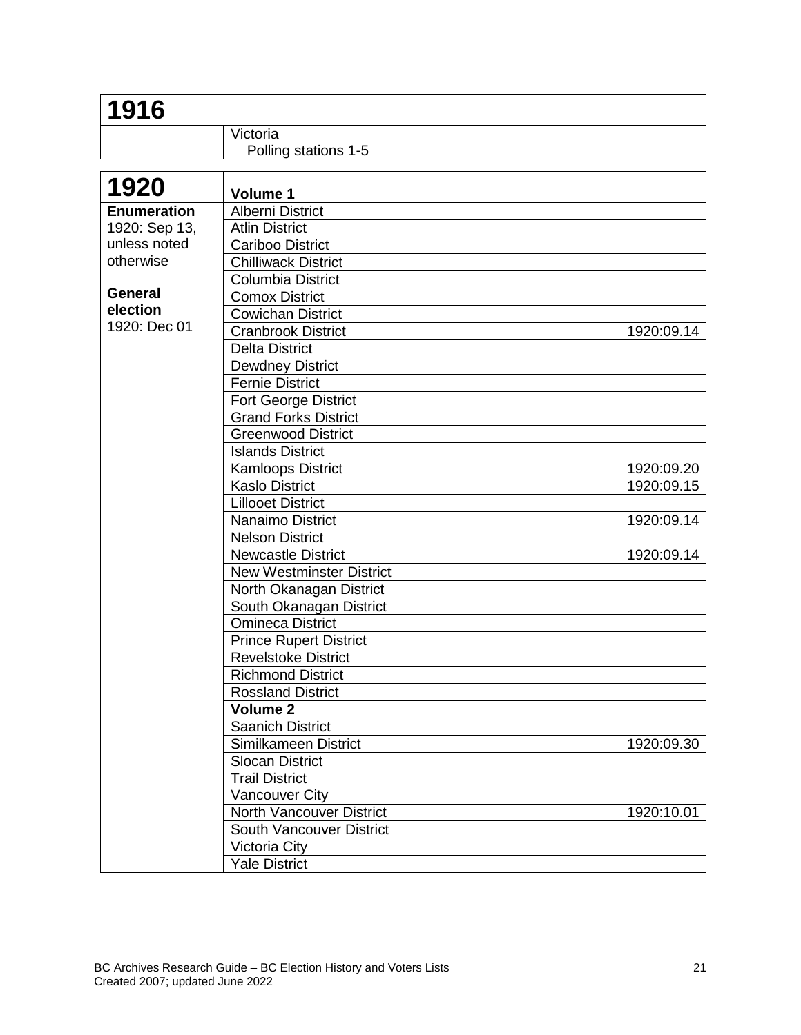| 1916 | | |
|---|---|---|
| | Victoria<br>Polling stations 1-5 | |

| 1920 | **Volume 1** | |
|---|---|---|
| **Enumeration**<br>1920: Sep 13, unless noted otherwise<br><br>**General election**<br>1920: Dec 01 | Alberni District | |
| | Atlin District | |
| | Cariboo District | |
| | Chilliwack District | |
| | Columbia District | |
| | Comox District | |
| | Cowichan District | |
| | Cranbrook District | 1920:09.14 |
| | Delta District | |
| | Dewdney District | |
| | Fernie District | |
| | Fort George District | |
| | Grand Forks District | |
| | Greenwood District | |
| | Islands District | |
| | Kamloops District | 1920:09.20 |
| | Kaslo District | 1920:09.15 |
| | Lillooet District | |
| | Nanaimo District | 1920:09.14 |
| | Nelson District | |
| | Newcastle District | 1920:09.14 |
| | New Westminster District | |
| | North Okanagan District | |
| | South Okanagan District | |
| | Omineca District | |
| | Prince Rupert District | |
| | Revelstoke District | |
| | Richmond District | |
| | Rossland District | |
| | **Volume 2** | |
| | Saanich District | |
| | Similkameen District | 1920:09.30 |
| | Slocan District | |
| | Trail District | |
| | Vancouver City | |
| | North Vancouver District | 1920:10.01 |
| | South Vancouver District | |
| | Victoria City | |
| | Yale District | |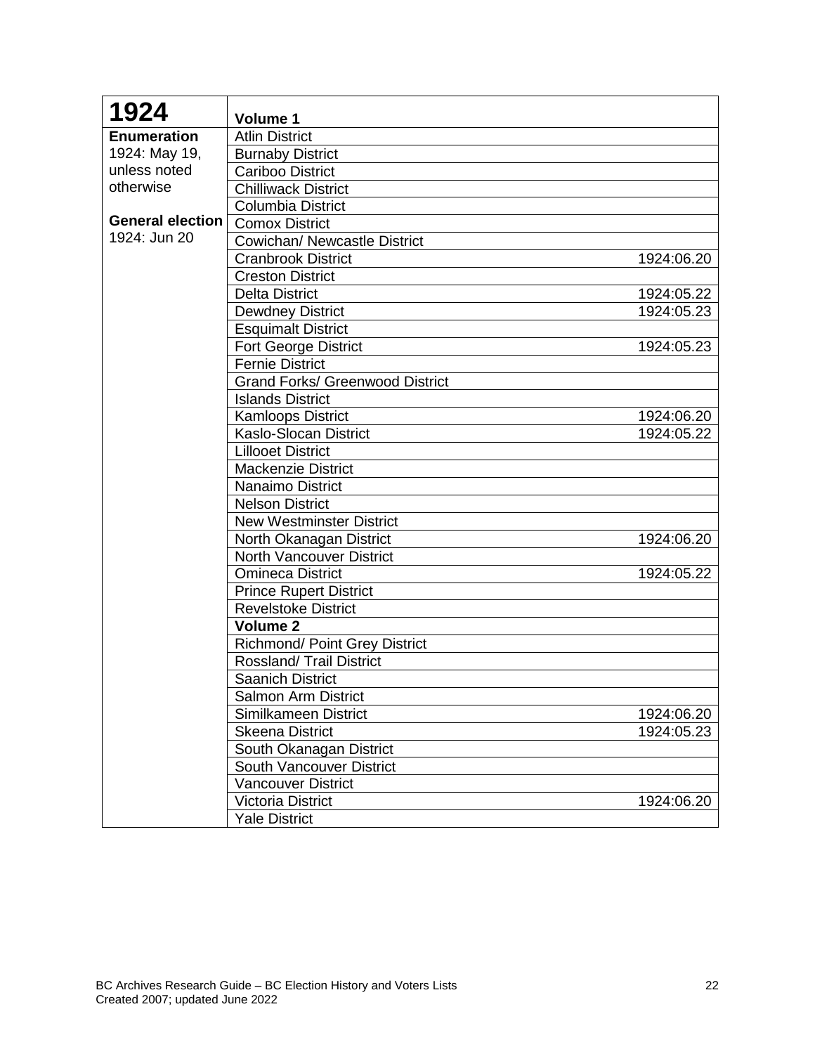| 1924 | Volume 1 | |
| --- | --- | --- |
| **Enumeration** 1924: May 19, unless noted otherwise | Atlin District | |
| | Burnaby District | |
| | Cariboo District | |
| | Chilliwack District | |
| | Columbia District | |
| **General election** 1924: Jun 20 | Comox District | |
| | Cowichan/ Newcastle District | |
| | Cranbrook District | 1924:06.20 |
| | Creston District | |
| | Delta District | 1924:05.22 |
| | Dewdney District | 1924:05.23 |
| | Esquimalt District | |
| | Fort George District | 1924:05.23 |
| | Fernie District | |
| | Grand Forks/ Greenwood District | |
| | Islands District | |
| | Kamloops District | 1924:06.20 |
| | Kaslo-Slocan District | 1924:05.22 |
| | Lillooet District | |
| | Mackenzie District | |
| | Nanaimo District | |
| | Nelson District | |
| | New Westminster District | |
| | North Okanagan District | 1924:06.20 |
| | North Vancouver District | |
| | Omineca District | 1924:05.22 |
| | Prince Rupert District | |
| | Revelstoke District | |
| | **Volume 2** | |
| | Richmond/ Point Grey District | |
| | Rossland/ Trail District | |
| | Saanich District | |
| | Salmon Arm District | |
| | Similkameen District | 1924:06.20 |
| | Skeena District | 1924:05.23 |
| | South Okanagan District | |
| | South Vancouver District | |
| | Vancouver District | |
| | Victoria District | 1924:06.20 |
| | Yale District | |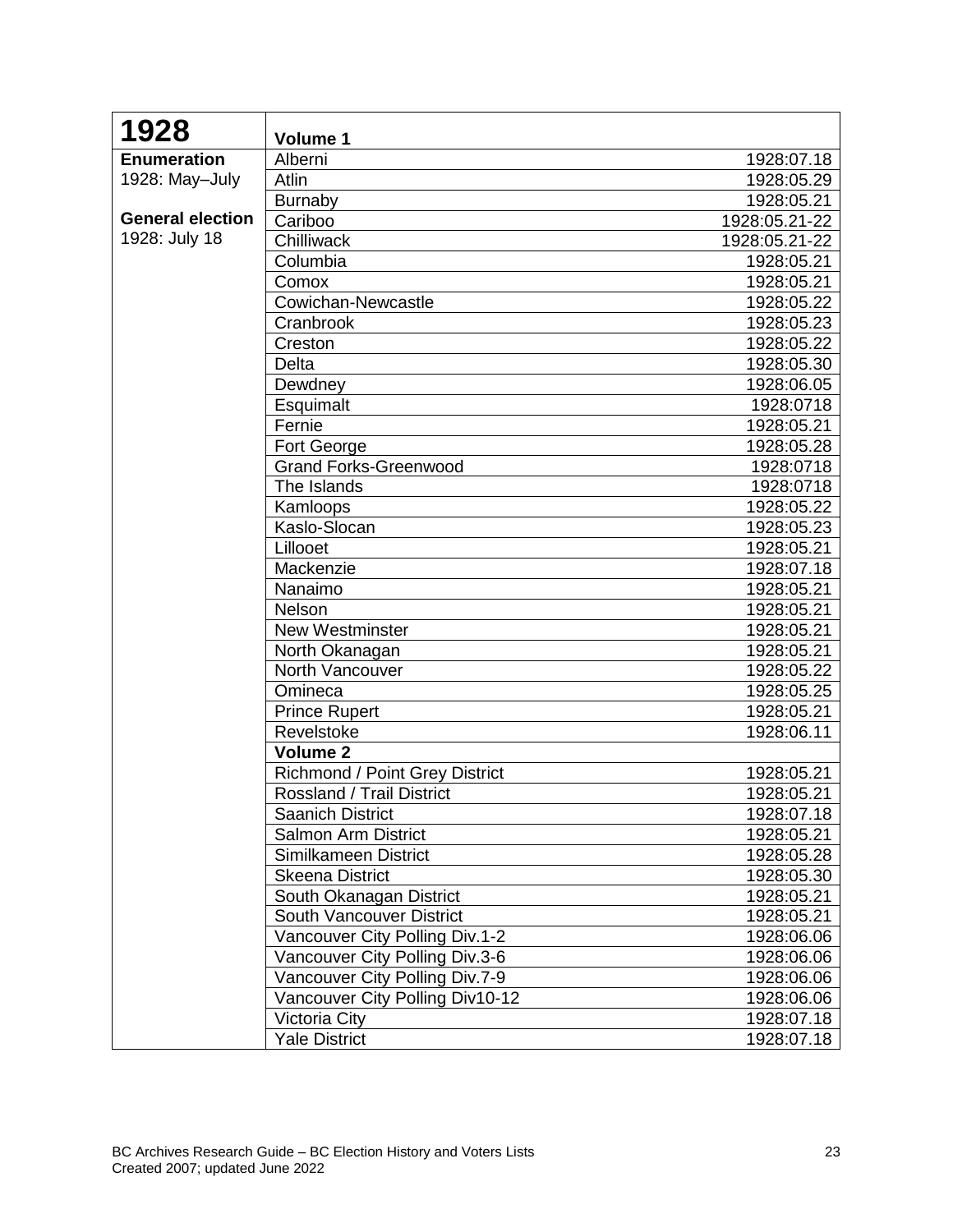| 1928 | Volume 1 | |
|---|---|---|
| **Enumeration** | Alberni | 1928:07.18 |
| 1928: May–July | Atlin | 1928:05.29 |
| | Burnaby | 1928:05.21 |
| **General election** | Cariboo | 1928:05.21-22 |
| 1928: July 18 | Chilliwack | 1928:05.21-22 |
| | Columbia | 1928:05.21 |
| | Comox | 1928:05.21 |
| | Cowichan-Newcastle | 1928:05.22 |
| | Cranbrook | 1928:05.23 |
| | Creston | 1928:05.22 |
| | Delta | 1928:05.30 |
| | Dewdney | 1928:06.05 |
| | Esquimalt | 1928:0718 |
| | Fernie | 1928:05.21 |
| | Fort George | 1928:05.28 |
| | Grand Forks-Greenwood | 1928:0718 |
| | The Islands | 1928:0718 |
| | Kamloops | 1928:05.22 |
| | Kaslo-Slocan | 1928:05.23 |
| | Lillooet | 1928:05.21 |
| | Mackenzie | 1928:07.18 |
| | Nanaimo | 1928:05.21 |
| | Nelson | 1928:05.21 |
| | New Westminster | 1928:05.21 |
| | North Okanagan | 1928:05.21 |
| | North Vancouver | 1928:05.22 |
| | Omineca | 1928:05.25 |
| | Prince Rupert | 1928:05.21 |
| | Revelstoke | 1928:06.11 |
| | **Volume 2** | |
| | Richmond / Point Grey District | 1928:05.21 |
| | Rossland / Trail District | 1928:05.21 |
| | Saanich District | 1928:07.18 |
| | Salmon Arm District | 1928:05.21 |
| | Similkameen District | 1928:05.28 |
| | Skeena District | 1928:05.30 |
| | South Okanagan District | 1928:05.21 |
| | South Vancouver District | 1928:05.21 |
| | Vancouver City Polling Div.1-2 | 1928:06.06 |
| | Vancouver City Polling Div.3-6 | 1928:06.06 |
| | Vancouver City Polling Div.7-9 | 1928:06.06 |
| | Vancouver City Polling Div10-12 | 1928:06.06 |
| | Victoria City | 1928:07.18 |
| | Yale District | 1928:07.18 |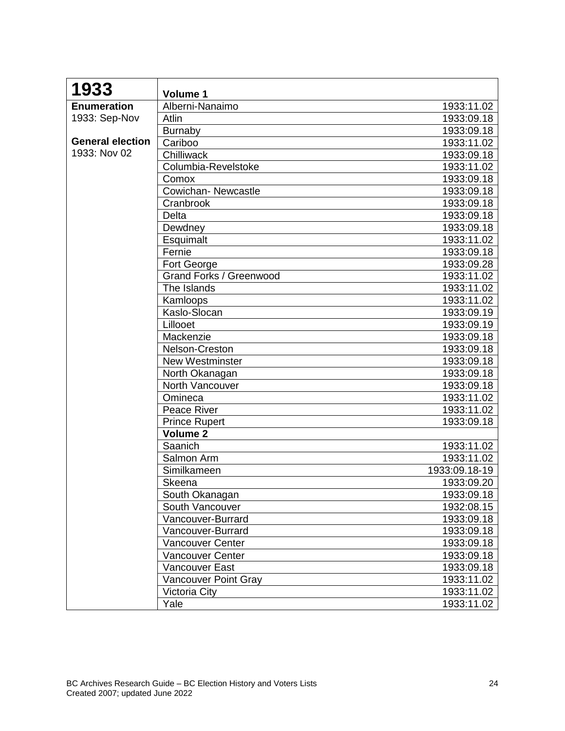| 1933 | Volume 1 | |
|---|---|---|
| **Enumeration** | Alberni-Nanaimo | 1933:11.02 |
| 1933: Sep-Nov | Atlin | 1933:09.18 |
| | Burnaby | 1933:09.18 |
| **General election** | Cariboo | 1933:11.02 |
| 1933: Nov 02 | Chilliwack | 1933:09.18 |
| | Columbia-Revelstoke | 1933:11.02 |
| | Comox | 1933:09.18 |
| | Cowichan- Newcastle | 1933:09.18 |
| | Cranbrook | 1933:09.18 |
| | Delta | 1933:09.18 |
| | Dewdney | 1933:09.18 |
| | Esquimalt | 1933:11.02 |
| | Fernie | 1933:09.18 |
| | Fort George | 1933:09.28 |
| | Grand Forks / Greenwood | 1933:11.02 |
| | The Islands | 1933:11.02 |
| | Kamloops | 1933:11.02 |
| | Kaslo-Slocan | 1933:09.19 |
| | Lillooet | 1933:09.19 |
| | Mackenzie | 1933:09.18 |
| | Nelson-Creston | 1933:09.18 |
| | New Westminster | 1933:09.18 |
| | North Okanagan | 1933:09.18 |
| | North Vancouver | 1933:09.18 |
| | Omineca | 1933:11.02 |
| | Peace River | 1933:11.02 |
| | Prince Rupert | 1933:09.18 |
| | **Volume 2** | |
| | Saanich | 1933:11.02 |
| | Salmon Arm | 1933:11.02 |
| | Similkameen | 1933:09.18-19 |
| | Skeena | 1933:09.20 |
| | South Okanagan | 1933:09.18 |
| | South Vancouver | 1932:08.15 |
| | Vancouver-Burrard | 1933:09.18 |
| | Vancouver-Burrard | 1933:09.18 |
| | Vancouver Center | 1933:09.18 |
| | Vancouver Center | 1933:09.18 |
| | Vancouver East | 1933:09.18 |
| | Vancouver Point Gray | 1933:11.02 |
| | Victoria City | 1933:11.02 |
| | Yale | 1933:11.02 |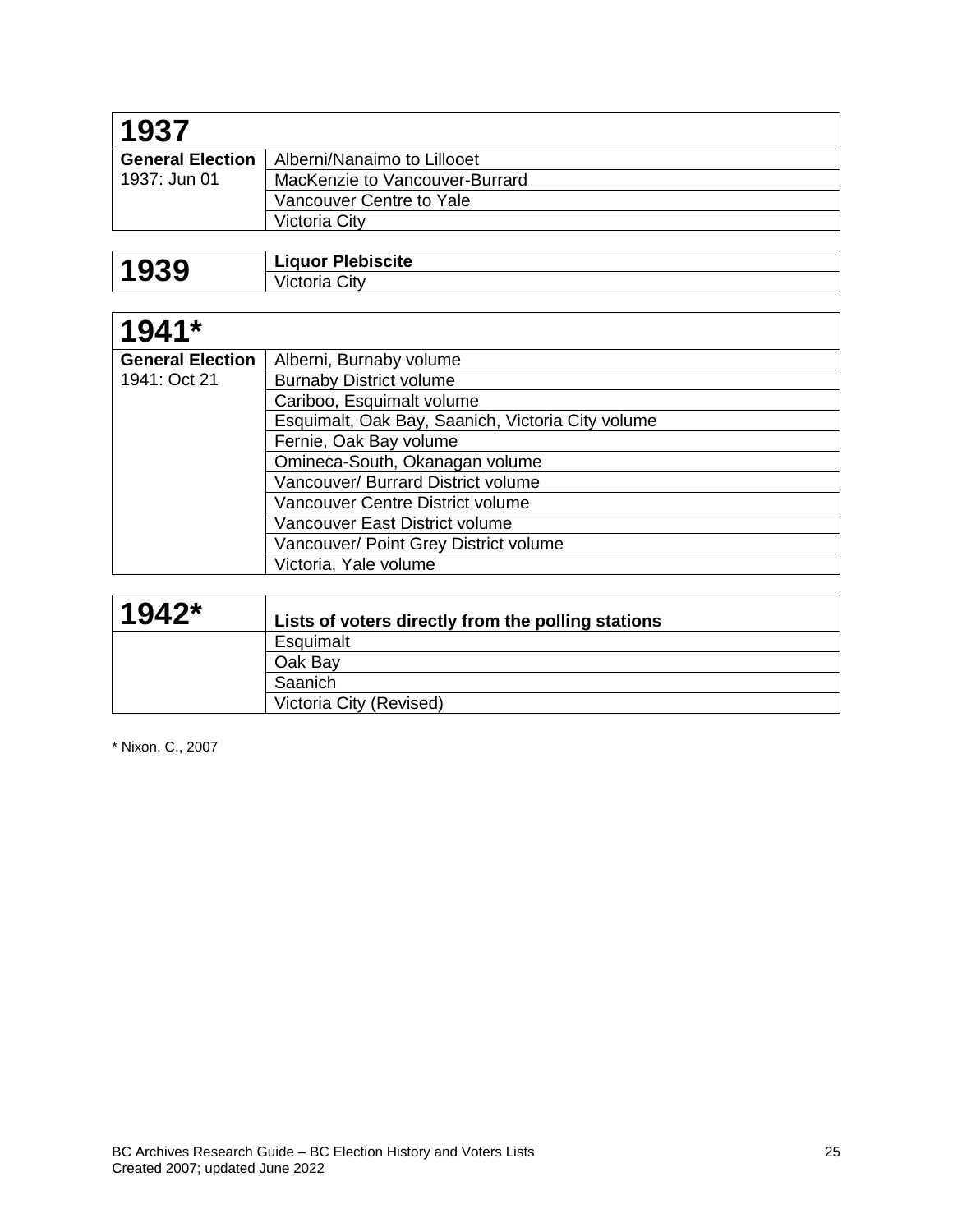| 1937 | |
|---|---|
| **General Election** 1937: Jun 01 | Alberni/Nanaimo to Lillooet |
| | MacKenzie to Vancouver-Burrard |
| | Vancouver Centre to Yale |
| | Victoria City |

| 1939 | **Liquor Plebiscite** |
|---|---|
| | Victoria City |

| 1941* | |
|---|---|
| **General Election** 1941: Oct 21 | Alberni, Burnaby volume |
| | Burnaby District volume |
| | Cariboo, Esquimalt volume |
| | Esquimalt, Oak Bay, Saanich, Victoria City volume |
| | Fernie, Oak Bay volume |
| | Omineca-South, Okanagan volume |
| | Vancouver/ Burrard District volume |
| | Vancouver Centre District volume |
| | Vancouver East District volume |
| | Vancouver/ Point Grey District volume |
| | Victoria, Yale volume |

| 1942* | **Lists of voters directly from the polling stations** |
|---|---|
| | Esquimalt |
| | Oak Bay |
| | Saanich |
| | Victoria City (Revised) |

* Nixon, C., 2007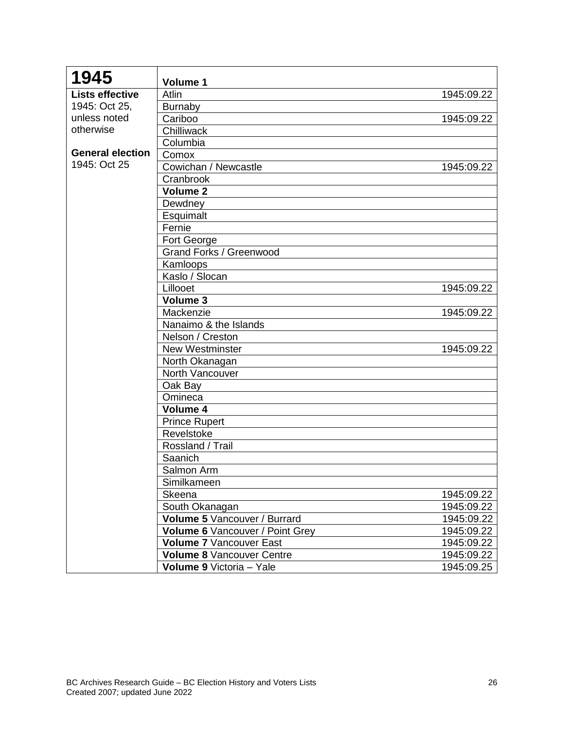| 1945 | Volume 1 | |
|---|---|---|
| **Lists effective** 1945: Oct 25, unless noted otherwise<br><br>**General election** 1945: Oct 25 | Atlin | 1945:09.22 |
| | Burnaby | |
| | Cariboo | 1945:09.22 |
| | Chilliwack | |
| | Columbia | |
| | Comox | |
| | Cowichan / Newcastle | 1945:09.22 |
| | Cranbrook | |
| | **Volume 2** | |
| | Dewdney | |
| | Esquimalt | |
| | Fernie | |
| | Fort George | |
| | Grand Forks / Greenwood | |
| | Kamloops | |
| | Kaslo / Slocan | |
| | Lillooet | 1945:09.22 |
| | **Volume 3** | |
| | Mackenzie | 1945:09.22 |
| | Nanaimo & the Islands | |
| | Nelson / Creston | |
| | New Westminster | 1945:09.22 |
| | North Okanagan | |
| | North Vancouver | |
| | Oak Bay | |
| | Omineca | |
| | **Volume 4** | |
| | Prince Rupert | |
| | Revelstoke | |
| | Rossland / Trail | |
| | Saanich | |
| | Salmon Arm | |
| | Similkameen | |
| | Skeena | 1945:09.22 |
| | South Okanagan | 1945:09.22 |
| | **Volume 5** Vancouver / Burrard | 1945:09.22 |
| | **Volume 6** Vancouver / Point Grey | 1945:09.22 |
| | **Volume 7** Vancouver East | 1945:09.22 |
| | **Volume 8** Vancouver Centre | 1945:09.22 |
| | **Volume 9** Victoria – Yale | 1945:09.25 |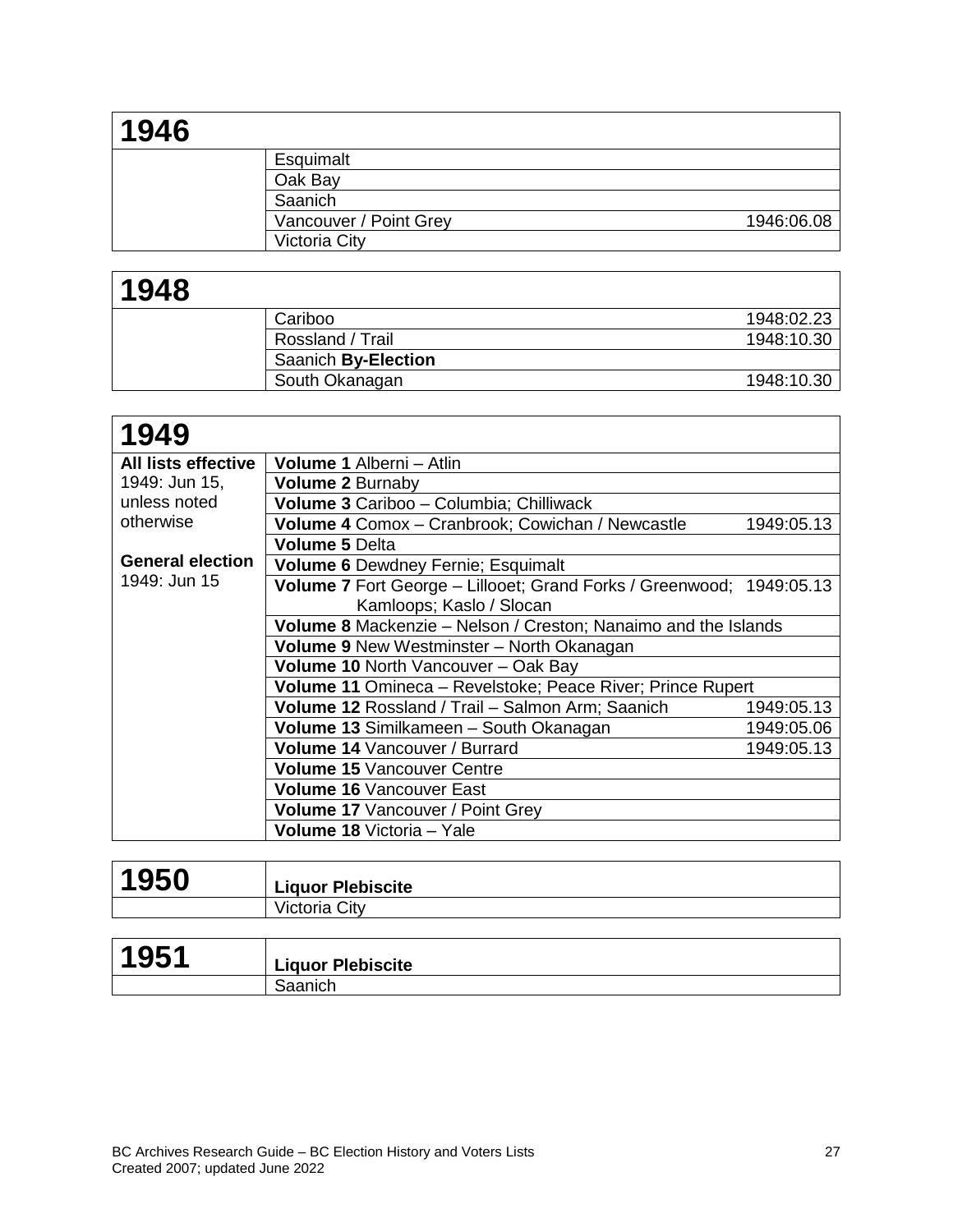| 1946 | | |
|---|---|---|
| | Esquimalt | |
| | Oak Bay | |
| | Saanich | |
| | Vancouver / Point Grey | 1946:06.08 |
| | Victoria City | |

| 1948 | | |
|---|---|---|
| | Cariboo | 1948:02.23 |
| | Rossland / Trail | 1948:10.30 |
| | Saanich **By-Election** | |
| | South Okanagan | 1948:10.30 |

| 1949 | | |
|---|---|---|
| **All lists effective** 1949: Jun 15, unless noted otherwise | **Volume 1** Alberni – Atlin | |
| | **Volume 2** Burnaby | |
| | **Volume 3** Cariboo – Columbia; Chilliwack | |
| | **Volume 4** Comox – Cranbrook; Cowichan / Newcastle | 1949:05.13 |
| | **Volume 5** Delta | |
| **General election** 1949: Jun 15 | **Volume 6** Dewdney Fernie; Esquimalt | |
| | **Volume 7** Fort George – Lillooet; Grand Forks / Greenwood; Kamloops; Kaslo / Slocan | 1949:05.13 |
| | **Volume 8** Mackenzie – Nelson / Creston; Nanaimo and the Islands | |
| | **Volume 9** New Westminster – North Okanagan | |
| | **Volume 10** North Vancouver – Oak Bay | |
| | **Volume 11** Omineca – Revelstoke; Peace River; Prince Rupert | |
| | **Volume 12** Rossland / Trail – Salmon Arm; Saanich | 1949:05.13 |
| | **Volume 13** Similkameen – South Okanagan | 1949:05.06 |
| | **Volume 14** Vancouver / Burrard | 1949:05.13 |
| | **Volume 15** Vancouver Centre | |
| | **Volume 16** Vancouver East | |
| | **Volume 17** Vancouver / Point Grey | |
| | **Volume 18** Victoria – Yale | |

| 1950 | **Liquor Plebiscite** |
|---|---|
| | Victoria City |

| 1951 | **Liquor Plebiscite** |
|---|---|
| | Saanich |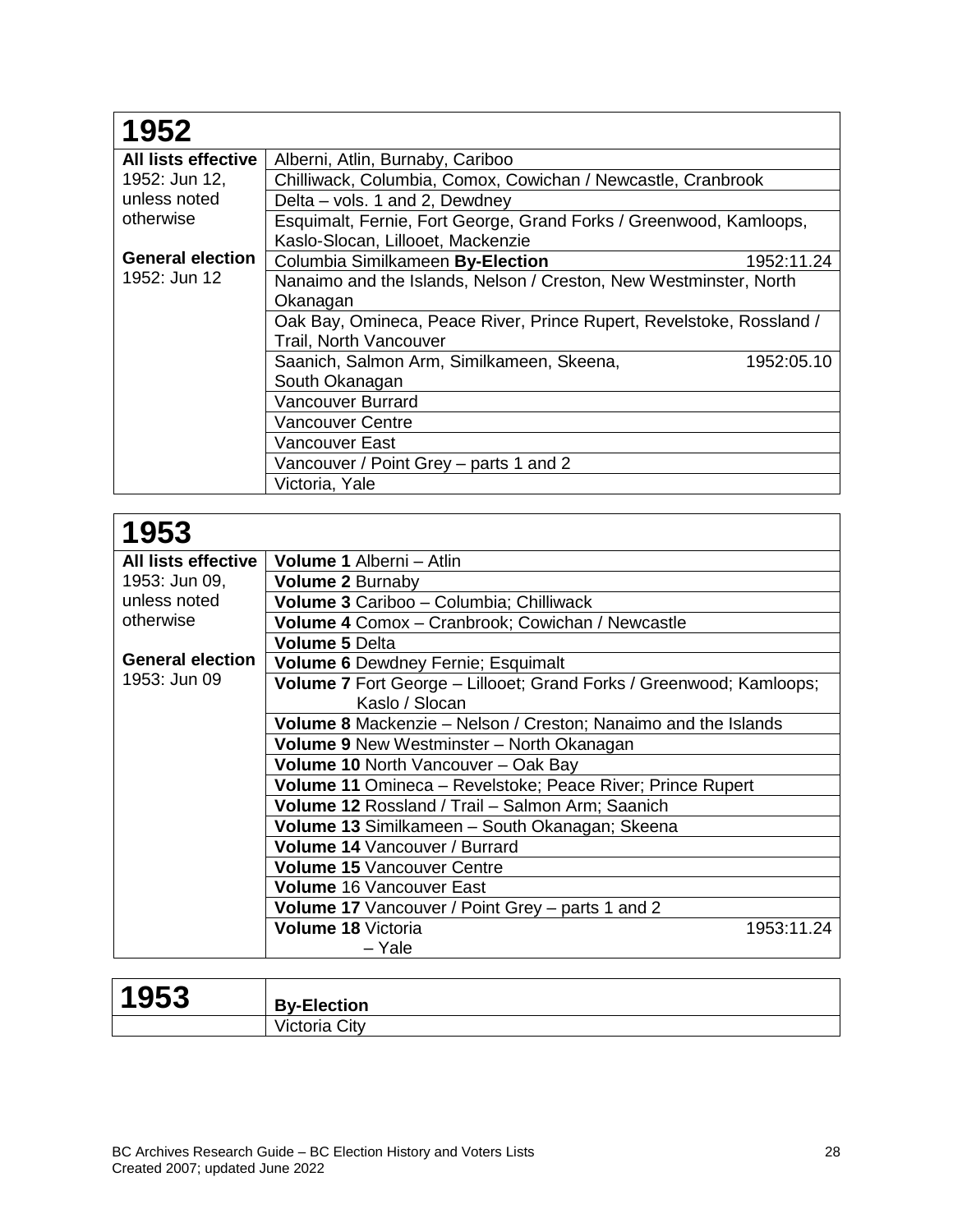## 1952

| | | |
|---|---|---|
| **All lists effective** 1952: Jun 12, unless noted otherwise<br><br>**General election** 1952: Jun 12 | Alberni, Atlin, Burnaby, Cariboo | |
| | Chilliwack, Columbia, Comox, Cowichan / Newcastle, Cranbrook | |
| | Delta – vols. 1 and 2, Dewdney | |
| | Esquimalt, Fernie, Fort George, Grand Forks / Greenwood, Kamloops, Kaslo-Slocan, Lillooet, Mackenzie | |
| | Columbia Similkameen **By-Election** | 1952:11.24 |
| | Nanaimo and the Islands, Nelson / Creston, New Westminster, North Okanagan | |
| | Oak Bay, Omineca, Peace River, Prince Rupert, Revelstoke, Rossland / Trail, North Vancouver | |
| | Saanich, Salmon Arm, Similkameen, Skeena, South Okanagan | 1952:05.10 |
| | Vancouver Burrard | |
| | Vancouver Centre | |
| | Vancouver East | |
| | Vancouver / Point Grey – parts 1 and 2 | |
| | Victoria, Yale | |

## 1953

| | | |
|---|---|---|
| **All lists effective** 1953: Jun 09, unless noted otherwise<br><br>**General election** 1953: Jun 09 | **Volume 1** Alberni – Atlin | |
| | **Volume 2** Burnaby | |
| | **Volume 3** Cariboo – Columbia; Chilliwack | |
| | **Volume 4** Comox – Cranbrook; Cowichan / Newcastle | |
| | **Volume 5** Delta | |
| | **Volume 6** Dewdney Fernie; Esquimalt | |
| | **Volume 7** Fort George – Lillooet; Grand Forks / Greenwood; Kamloops; Kaslo / Slocan | |
| | **Volume 8** Mackenzie – Nelson / Creston; Nanaimo and the Islands | |
| | **Volume 9** New Westminster – North Okanagan | |
| | **Volume 10** North Vancouver – Oak Bay | |
| | **Volume 11** Omineca – Revelstoke; Peace River; Prince Rupert | |
| | **Volume 12** Rossland / Trail – Salmon Arm; Saanich | |
| | **Volume 13** Similkameen – South Okanagan; Skeena | |
| | **Volume 14** Vancouver / Burrard | |
| | **Volume 15** Vancouver Centre | |
| | **Volume** 16 Vancouver East | |
| | **Volume 17** Vancouver / Point Grey – parts 1 and 2 | |
| | **Volume 18** Victoria – Yale | 1953:11.24 |

## 1953

| | |
|---|---|
| | **By-Election** |
| | Victoria City |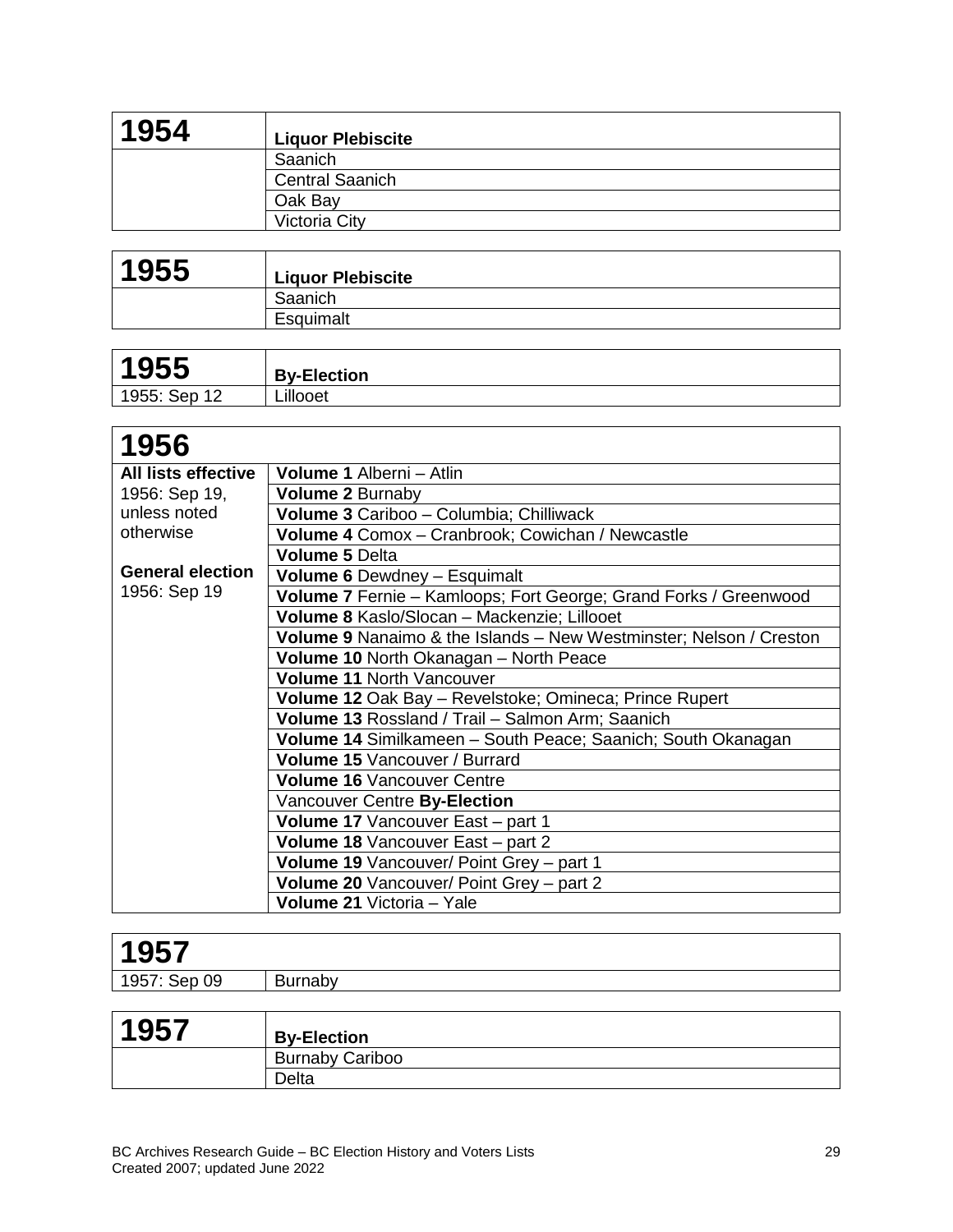| 1954 | **Liquor Plebiscite** |
|---|---|
| | Saanich |
| | Central Saanich |
| | Oak Bay |
| | Victoria City |

| 1955 | **Liquor Plebiscite** |
|---|---|
| | Saanich |
| | Esquimalt |

| 1955 | **By-Election** |
|---|---|
| 1955: Sep 12 | Lillooet |

| 1956 | |
|---|---|
| **All lists effective** 1956: Sep 19, unless noted otherwise | **Volume 1** Alberni – Atlin |
| | **Volume 2** Burnaby |
| | **Volume 3** Cariboo – Columbia; Chilliwack |
| | **Volume 4** Comox – Cranbrook; Cowichan / Newcastle |
| **General election** 1956: Sep 19 | **Volume 5** Delta |
| | **Volume 6** Dewdney – Esquimalt |
| | **Volume 7** Fernie – Kamloops; Fort George; Grand Forks / Greenwood |
| | **Volume 8** Kaslo/Slocan – Mackenzie; Lillooet |
| | **Volume 9** Nanaimo & the Islands – New Westminster; Nelson / Creston |
| | **Volume 10** North Okanagan – North Peace |
| | **Volume 11** North Vancouver |
| | **Volume 12** Oak Bay – Revelstoke; Omineca; Prince Rupert |
| | **Volume 13** Rossland / Trail – Salmon Arm; Saanich |
| | **Volume 14** Similkameen – South Peace; Saanich; South Okanagan |
| | **Volume 15** Vancouver / Burrard |
| | **Volume 16** Vancouver Centre |
| | Vancouver Centre **By-Election** |
| | **Volume 17** Vancouver East – part 1 |
| | **Volume 18** Vancouver East – part 2 |
| | **Volume 19** Vancouver/ Point Grey – part 1 |
| | **Volume 20** Vancouver/ Point Grey – part 2 |
| | **Volume 21** Victoria – Yale |

| 1957 | |
|---|---|
| 1957: Sep 09 | Burnaby |

| 1957 | **By-Election** |
|---|---|
| | Burnaby Cariboo |
| | Delta |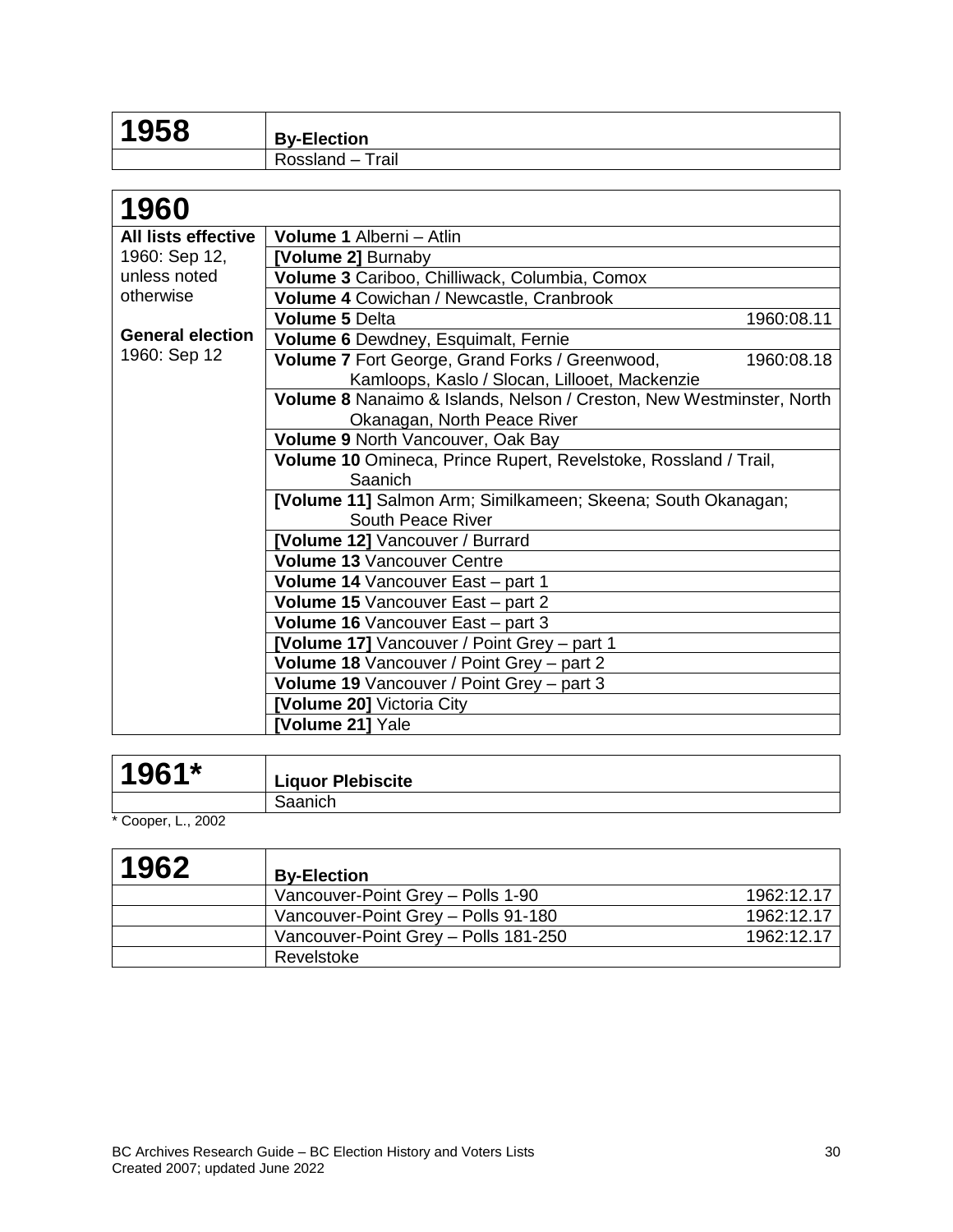| **1958** | **By-Election** | |
| --- | --- | --- |
| | Rossland – Trail | |

| **1960** | | |
| --- | --- | --- |
| **All lists effective** 1960: Sep 12, unless noted otherwise | **Volume 1** Alberni – Atlin | |
| | **[Volume 2]** Burnaby | |
| | **Volume 3** Cariboo, Chilliwack, Columbia, Comox | |
| | **Volume 4** Cowichan / Newcastle, Cranbrook | |
| | **Volume 5** Delta | 1960:08.11 |
| **General election** 1960: Sep 12 | **Volume 6** Dewdney, Esquimalt, Fernie | |
| | **Volume 7** Fort George, Grand Forks / Greenwood, Kamloops, Kaslo / Slocan, Lillooet, Mackenzie | 1960:08.18 |
| | **Volume 8** Nanaimo & Islands, Nelson / Creston, New Westminster, North Okanagan, North Peace River | |
| | **Volume 9** North Vancouver, Oak Bay | |
| | **Volume 10** Omineca, Prince Rupert, Revelstoke, Rossland / Trail, Saanich | |
| | **[Volume 11]** Salmon Arm; Similkameen; Skeena; South Okanagan; South Peace River | |
| | **[Volume 12]** Vancouver / Burrard | |
| | **Volume 13** Vancouver Centre | |
| | **Volume 14** Vancouver East – part 1 | |
| | **Volume 15** Vancouver East – part 2 | |
| | **Volume 16** Vancouver East – part 3 | |
| | **[Volume 17]** Vancouver / Point Grey – part 1 | |
| | **Volume 18** Vancouver / Point Grey – part 2 | |
| | **Volume 19** Vancouver / Point Grey – part 3 | |
| | **[Volume 20]** Victoria City | |
| | **[Volume 21]** Yale | |

| **1961*** | **Liquor Plebiscite** |
| --- | --- |
| | Saanich |

* Cooper, L., 2002

| **1962** | **By-Election** | |
| --- | --- | --- |
| | Vancouver-Point Grey – Polls 1-90 | 1962:12.17 |
| | Vancouver-Point Grey – Polls 91-180 | 1962:12.17 |
| | Vancouver-Point Grey – Polls 181-250 | 1962:12.17 |
| | Revelstoke | |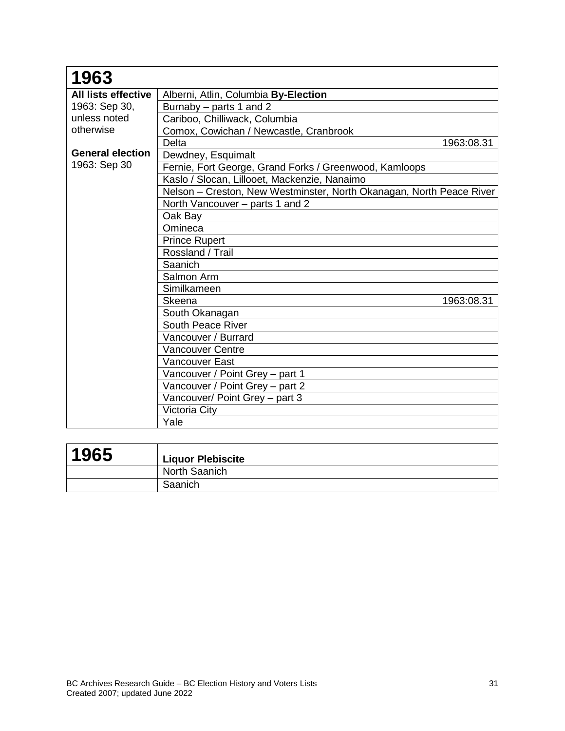| 1963 | | |
|---|---|---|
| **All lists effective** 1963: Sep 30, unless noted otherwise<br><br>**General election** 1963: Sep 30 | Alberni, Atlin, Columbia **By-Election** | |
| | Burnaby – parts 1 and 2 | |
| | Cariboo, Chilliwack, Columbia | |
| | Comox, Cowichan / Newcastle, Cranbrook | |
| | Delta | 1963:08.31 |
| | Dewdney, Esquimalt | |
| | Fernie, Fort George, Grand Forks / Greenwood, Kamloops | |
| | Kaslo / Slocan, Lillooet, Mackenzie, Nanaimo | |
| | Nelson – Creston, New Westminster, North Okanagan, North Peace River | |
| | North Vancouver – parts 1 and 2 | |
| | Oak Bay | |
| | Omineca | |
| | Prince Rupert | |
| | Rossland / Trail | |
| | Saanich | |
| | Salmon Arm | |
| | Similkameen | |
| | Skeena | 1963:08.31 |
| | South Okanagan | |
| | South Peace River | |
| | Vancouver / Burrard | |
| | Vancouver Centre | |
| | Vancouver East | |
| | Vancouver / Point Grey – part 1 | |
| | Vancouver / Point Grey – part 2 | |
| | Vancouver/ Point Grey – part 3 | |
| | Victoria City | |
| | Yale | |

| 1965 | Liquor Plebiscite |
|---|---|
| | North Saanich |
| | Saanich |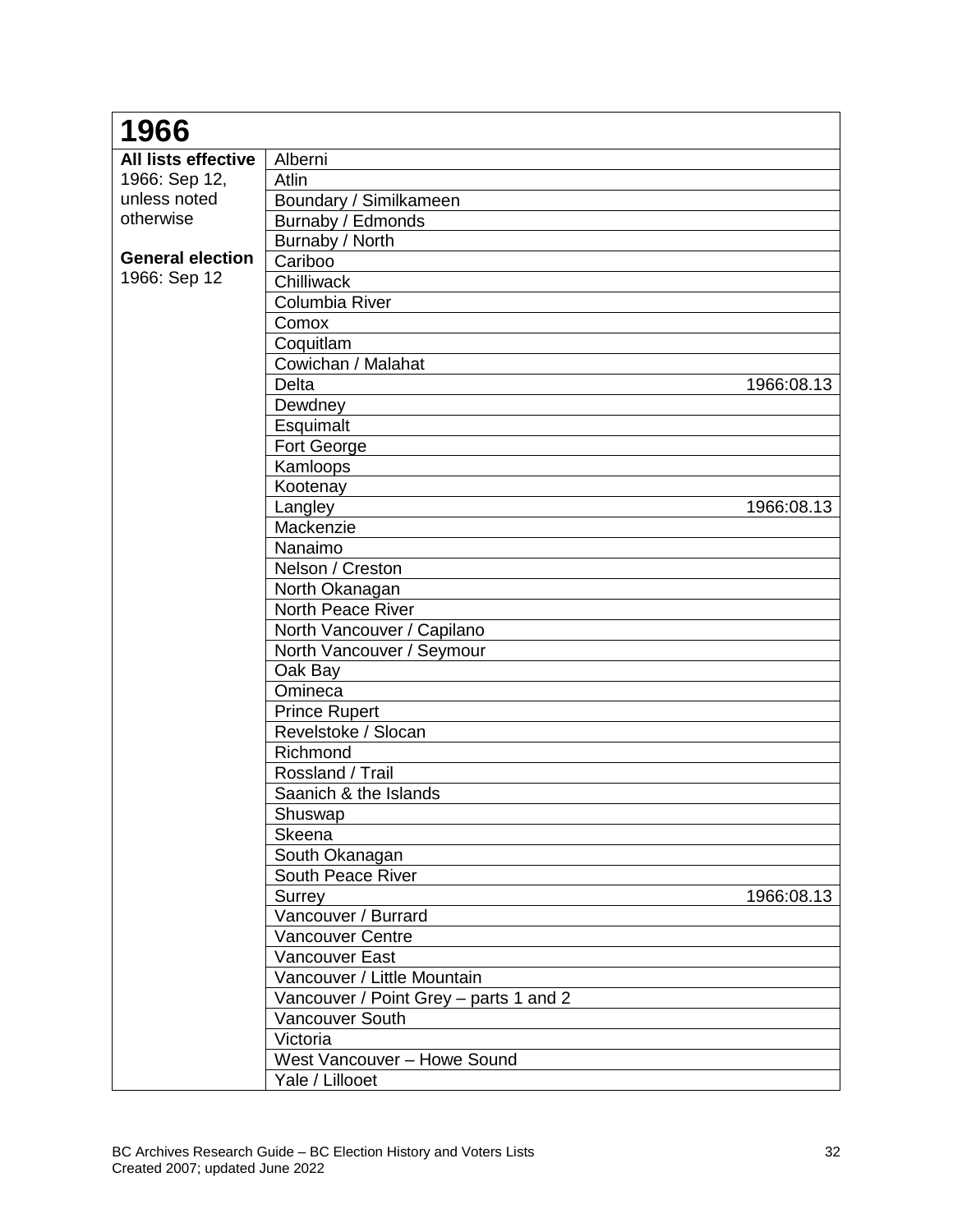# 1966

| | | |
|---|---|---|
| **All lists effective** 1966: Sep 12, unless noted otherwise<br><br>**General election** 1966: Sep 12 | Alberni | |
| | Atlin | |
| | Boundary / Similkameen | |
| | Burnaby / Edmonds | |
| | Burnaby / North | |
| | Cariboo | |
| | Chilliwack | |
| | Columbia River | |
| | Comox | |
| | Coquitlam | |
| | Cowichan / Malahat | |
| | Delta | 1966:08.13 |
| | Dewdney | |
| | Esquimalt | |
| | Fort George | |
| | Kamloops | |
| | Kootenay | |
| | Langley | 1966:08.13 |
| | Mackenzie | |
| | Nanaimo | |
| | Nelson / Creston | |
| | North Okanagan | |
| | North Peace River | |
| | North Vancouver / Capilano | |
| | North Vancouver / Seymour | |
| | Oak Bay | |
| | Omineca | |
| | Prince Rupert | |
| | Revelstoke / Slocan | |
| | Richmond | |
| | Rossland / Trail | |
| | Saanich & the Islands | |
| | Shuswap | |
| | Skeena | |
| | South Okanagan | |
| | South Peace River | |
| | Surrey | 1966:08.13 |
| | Vancouver / Burrard | |
| | Vancouver Centre | |
| | Vancouver East | |
| | Vancouver / Little Mountain | |
| | Vancouver / Point Grey – parts 1 and 2 | |
| | Vancouver South | |
| | Victoria | |
| | West Vancouver – Howe Sound | |
| | Yale / Lillooet | |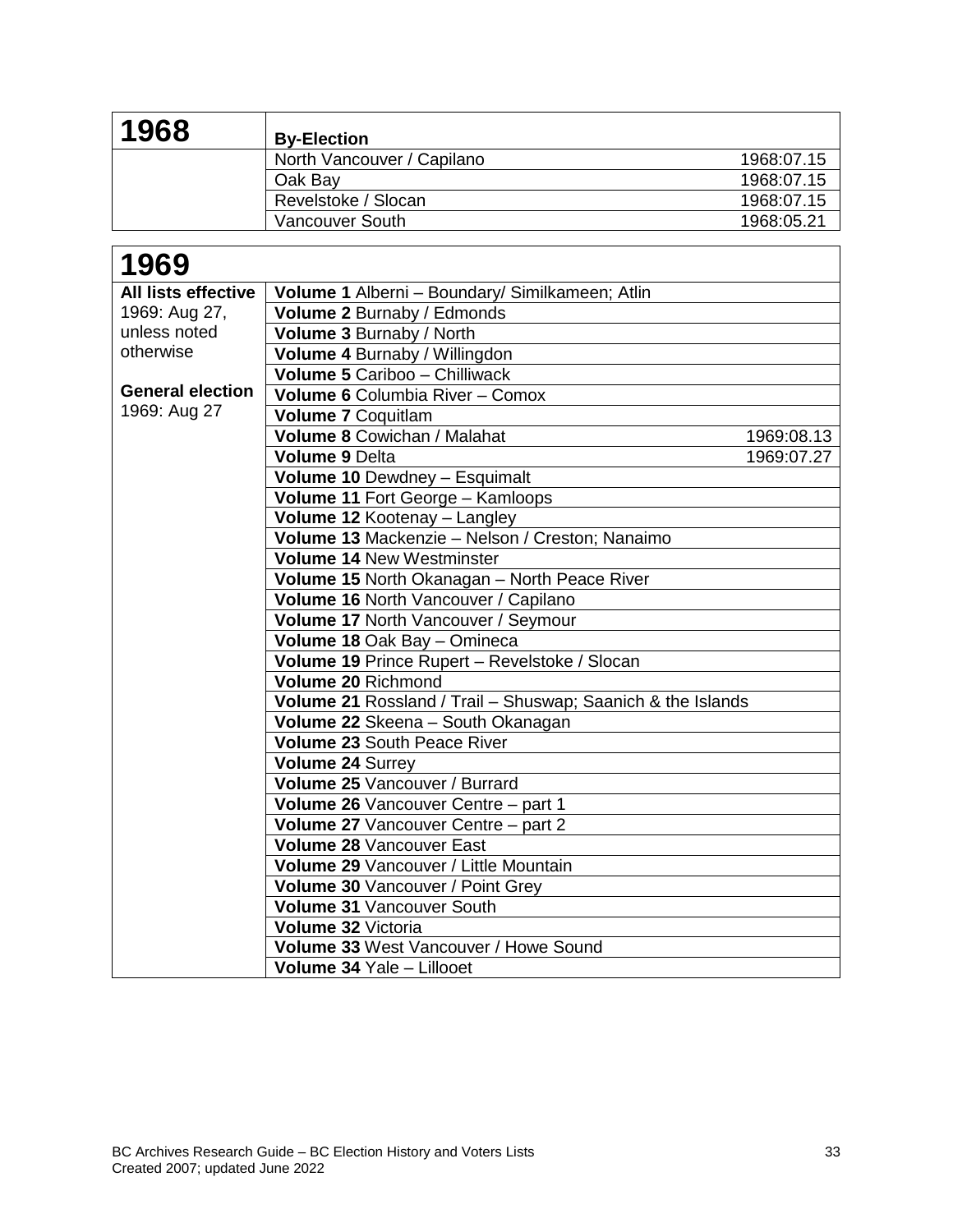| 1968 | By-Election | |
|---|---|---|
| | North Vancouver / Capilano | 1968:07.15 |
| | Oak Bay | 1968:07.15 |
| | Revelstoke / Slocan | 1968:07.15 |
| | Vancouver South | 1968:05.21 |

| 1969 | | |
|---|---|---|
| **All lists effective** 1969: Aug 27, unless noted otherwise | **Volume 1** Alberni – Boundary/ Similkameen; Atlin | |
| | **Volume 2** Burnaby / Edmonds | |
| | **Volume 3** Burnaby / North | |
| | **Volume 4** Burnaby / Willingdon | |
| **General election** 1969: Aug 27 | **Volume 5** Cariboo – Chilliwack | |
| | **Volume 6** Columbia River – Comox | |
| | **Volume 7** Coquitlam | |
| | **Volume 8** Cowichan / Malahat | 1969:08.13 |
| | **Volume 9** Delta | 1969:07.27 |
| | **Volume 10** Dewdney – Esquimalt | |
| | **Volume 11** Fort George – Kamloops | |
| | **Volume 12** Kootenay – Langley | |
| | **Volume 13** Mackenzie – Nelson / Creston; Nanaimo | |
| | **Volume 14** New Westminster | |
| | **Volume 15** North Okanagan – North Peace River | |
| | **Volume 16** North Vancouver / Capilano | |
| | **Volume 17** North Vancouver / Seymour | |
| | **Volume 18** Oak Bay – Omineca | |
| | **Volume 19** Prince Rupert – Revelstoke / Slocan | |
| | **Volume 20** Richmond | |
| | **Volume 21** Rossland / Trail – Shuswap; Saanich & the Islands | |
| | **Volume 22** Skeena – South Okanagan | |
| | **Volume 23** South Peace River | |
| | **Volume 24** Surrey | |
| | **Volume 25** Vancouver / Burrard | |
| | **Volume 26** Vancouver Centre – part 1 | |
| | **Volume 27** Vancouver Centre – part 2 | |
| | **Volume 28** Vancouver East | |
| | **Volume 29** Vancouver / Little Mountain | |
| | **Volume 30** Vancouver / Point Grey | |
| | **Volume 31** Vancouver South | |
| | **Volume 32** Victoria | |
| | **Volume 33** West Vancouver / Howe Sound | |
| | **Volume 34** Yale – Lillooet | |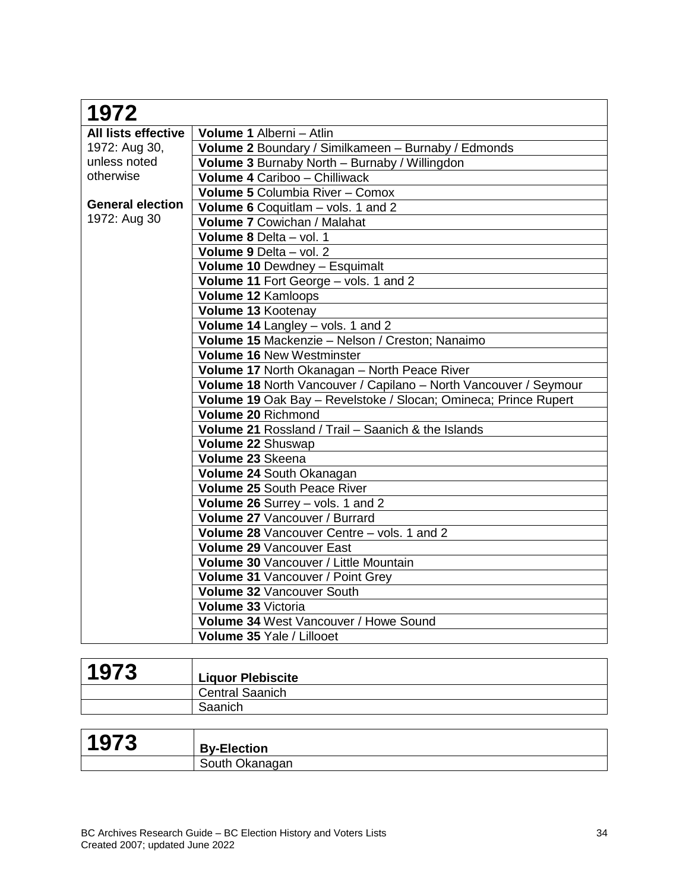| 1972 | |
|---|---|
| **All lists effective** 1972: Aug 30, unless noted otherwise<br><br>**General election** 1972: Aug 30 | **Volume 1** Alberni – Atlin |
| | **Volume 2** Boundary / Similkameen – Burnaby / Edmonds |
| | **Volume 3** Burnaby North – Burnaby / Willingdon |
| | **Volume 4** Cariboo – Chilliwack |
| | **Volume 5** Columbia River – Comox |
| | **Volume 6** Coquitlam – vols. 1 and 2 |
| | **Volume 7** Cowichan / Malahat |
| | **Volume 8** Delta – vol. 1 |
| | **Volume 9** Delta – vol. 2 |
| | **Volume 10** Dewdney – Esquimalt |
| | **Volume 11** Fort George – vols. 1 and 2 |
| | **Volume 12** Kamloops |
| | **Volume 13** Kootenay |
| | **Volume 14** Langley – vols. 1 and 2 |
| | **Volume 15** Mackenzie – Nelson / Creston; Nanaimo |
| | **Volume 16** New Westminster |
| | **Volume 17** North Okanagan – North Peace River |
| | **Volume 18** North Vancouver / Capilano – North Vancouver / Seymour |
| | **Volume 19** Oak Bay – Revelstoke / Slocan; Omineca; Prince Rupert |
| | **Volume 20** Richmond |
| | **Volume 21** Rossland / Trail – Saanich & the Islands |
| | **Volume 22** Shuswap |
| | **Volume 23** Skeena |
| | **Volume 24** South Okanagan |
| | **Volume 25** South Peace River |
| | **Volume 26** Surrey – vols. 1 and 2 |
| | **Volume 27** Vancouver / Burrard |
| | **Volume 28** Vancouver Centre – vols. 1 and 2 |
| | **Volume 29** Vancouver East |
| | **Volume 30** Vancouver / Little Mountain |
| | **Volume 31** Vancouver / Point Grey |
| | **Volume 32** Vancouver South |
| | **Volume 33** Victoria |
| | **Volume 34** West Vancouver / Howe Sound |
| | **Volume 35** Yale / Lillooet |

| 1973 | Liquor Plebiscite |
|---|---|
| | Central Saanich |
| | Saanich |

| 1973 | By-Election |
|---|---|
| | South Okanagan |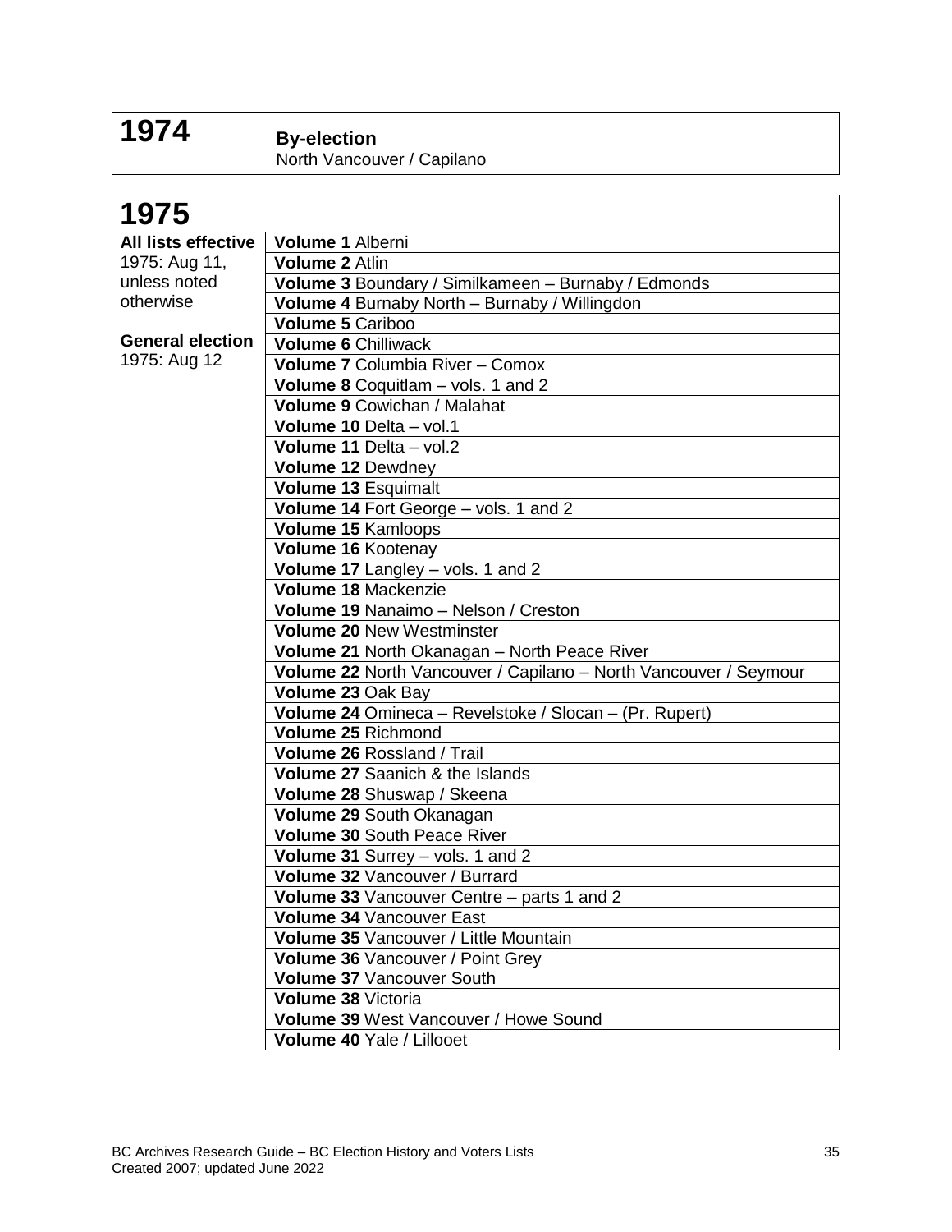| 1974 | **By-election** |
| --- | --- |
| | North Vancouver / Capilano |

| 1975 | |
| --- | --- |
| **All lists effective** 1975: Aug 11, unless noted otherwise | **Volume 1** Alberni |
| | **Volume 2** Atlin |
| | **Volume 3** Boundary / Similkameen – Burnaby / Edmonds |
| | **Volume 4** Burnaby North – Burnaby / Willingdon |
| **General election** 1975: Aug 12 | **Volume 5** Cariboo |
| | **Volume 6** Chilliwack |
| | **Volume 7** Columbia River – Comox |
| | **Volume 8** Coquitlam – vols. 1 and 2 |
| | **Volume 9** Cowichan / Malahat |
| | **Volume 10** Delta – vol.1 |
| | **Volume 11** Delta – vol.2 |
| | **Volume 12** Dewdney |
| | **Volume 13** Esquimalt |
| | **Volume 14** Fort George – vols. 1 and 2 |
| | **Volume 15** Kamloops |
| | **Volume 16** Kootenay |
| | **Volume 17** Langley – vols. 1 and 2 |
| | **Volume 18** Mackenzie |
| | **Volume 19** Nanaimo – Nelson / Creston |
| | **Volume 20** New Westminster |
| | **Volume 21** North Okanagan – North Peace River |
| | **Volume 22** North Vancouver / Capilano – North Vancouver / Seymour |
| | **Volume 23** Oak Bay |
| | **Volume 24** Omineca – Revelstoke / Slocan – (Pr. Rupert) |
| | **Volume 25** Richmond |
| | **Volume 26** Rossland / Trail |
| | **Volume 27** Saanich & the Islands |
| | **Volume 28** Shuswap / Skeena |
| | **Volume 29** South Okanagan |
| | **Volume 30** South Peace River |
| | **Volume 31** Surrey – vols. 1 and 2 |
| | **Volume 32** Vancouver / Burrard |
| | **Volume 33** Vancouver Centre – parts 1 and 2 |
| | **Volume 34** Vancouver East |
| | **Volume 35** Vancouver / Little Mountain |
| | **Volume 36** Vancouver / Point Grey |
| | **Volume 37** Vancouver South |
| | **Volume 38** Victoria |
| | **Volume 39** West Vancouver / Howe Sound |
| | **Volume 40** Yale / Lillooet |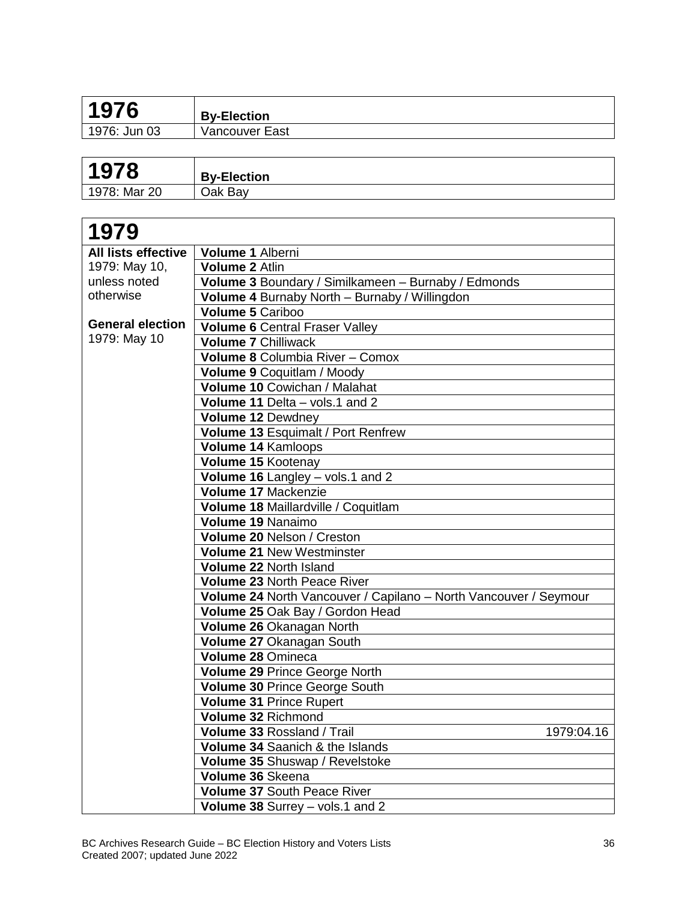| 1976 | By-Election |
| --- | --- |
| 1976: Jun 03 | Vancouver East |

| 1978 | By-Election |
| --- | --- |
| 1978: Mar 20 | Oak Bay |

| 1979 | | |
| --- | --- | --- |
| **All lists effective** 1979: May 10, unless noted otherwise | **Volume 1** Alberni | |
| | **Volume 2** Atlin | |
| | **Volume 3** Boundary / Similkameen – Burnaby / Edmonds | |
| | **Volume 4** Burnaby North – Burnaby / Willingdon | |
| **General election** 1979: May 10 | **Volume 5** Cariboo | |
| | **Volume 6** Central Fraser Valley | |
| | **Volume 7** Chilliwack | |
| | **Volume 8** Columbia River – Comox | |
| | **Volume 9** Coquitlam / Moody | |
| | **Volume 10** Cowichan / Malahat | |
| | **Volume 11** Delta – vols.1 and 2 | |
| | **Volume 12** Dewdney | |
| | **Volume 13** Esquimalt / Port Renfrew | |
| | **Volume 14** Kamloops | |
| | **Volume 15** Kootenay | |
| | **Volume 16** Langley – vols.1 and 2 | |
| | **Volume 17** Mackenzie | |
| | **Volume 18** Maillardville / Coquitlam | |
| | **Volume 19** Nanaimo | |
| | **Volume 20** Nelson / Creston | |
| | **Volume 21** New Westminster | |
| | **Volume 22** North Island | |
| | **Volume 23** North Peace River | |
| | **Volume 24** North Vancouver / Capilano – North Vancouver / Seymour | |
| | **Volume 25** Oak Bay / Gordon Head | |
| | **Volume 26** Okanagan North | |
| | **Volume 27** Okanagan South | |
| | **Volume 28** Omineca | |
| | **Volume 29** Prince George North | |
| | **Volume 30** Prince George South | |
| | **Volume 31** Prince Rupert | |
| | **Volume 32** Richmond | |
| | **Volume 33** Rossland / Trail | 1979:04.16 |
| | **Volume 34** Saanich & the Islands | |
| | **Volume 35** Shuswap / Revelstoke | |
| | **Volume 36** Skeena | |
| | **Volume 37** South Peace River | |
| | **Volume 38** Surrey – vols.1 and 2 | |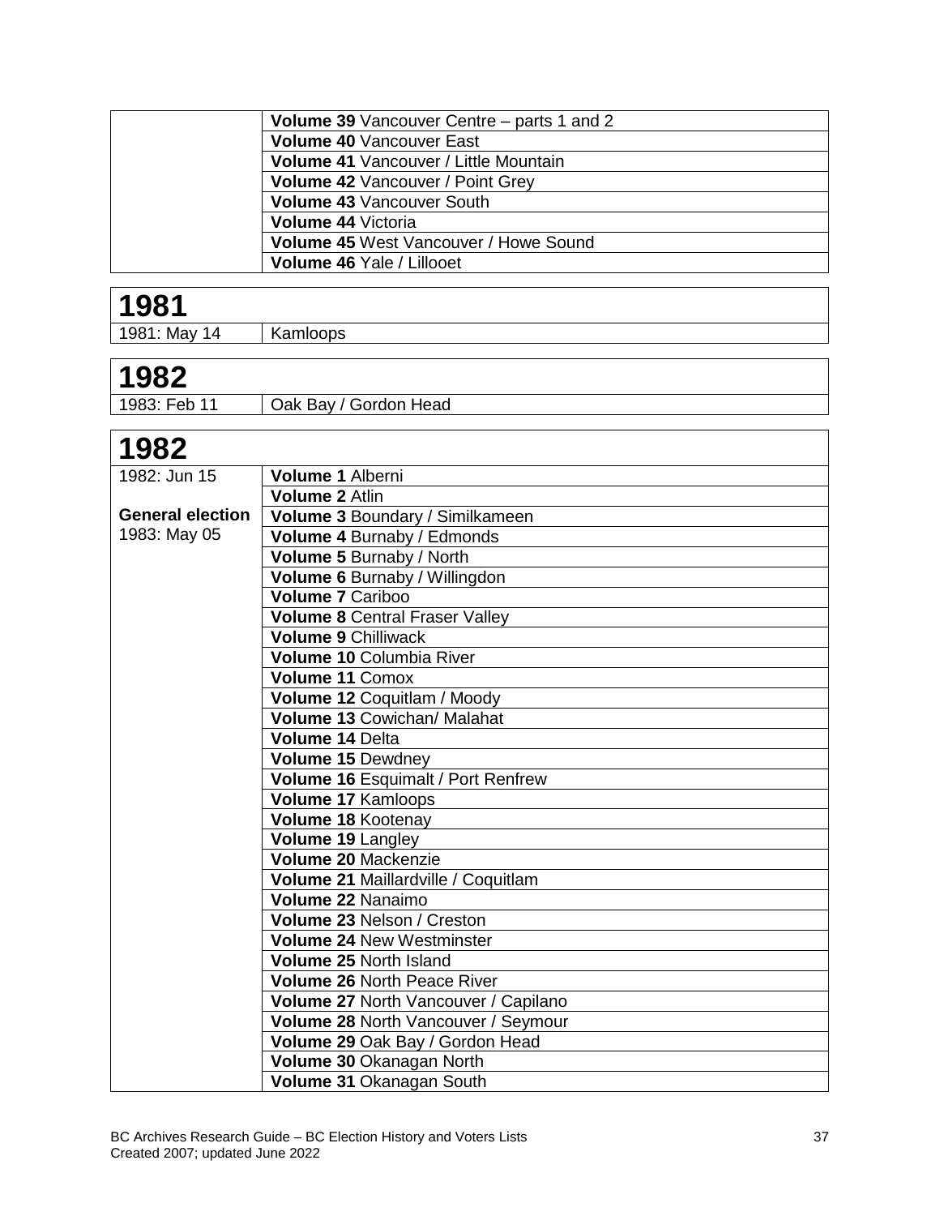| | |
|---|---|
| | **Volume 39** Vancouver Centre – parts 1 and 2 |
| | **Volume 40** Vancouver East |
| | **Volume 41** Vancouver / Little Mountain |
| | **Volume 42** Vancouver / Point Grey |
| | **Volume 43** Vancouver South |
| | **Volume 44** Victoria |
| | **Volume 45** West Vancouver / Howe Sound |
| | **Volume 46** Yale / Lillooet |

## 1981

| | |
|---|---|
| 1981: May 14 | Kamloops |

## 1982

| | |
|---|---|
| 1983: Feb 11 | Oak Bay / Gordon Head |

## 1982

| | |
|---|---|
| 1982: Jun 15 | **Volume 1** Alberni |
| | **Volume 2** Atlin |
| **General election** | **Volume 3** Boundary / Similkameen |
| 1983: May 05 | **Volume 4** Burnaby / Edmonds |
| | **Volume 5** Burnaby / North |
| | **Volume 6** Burnaby / Willingdon |
| | **Volume 7** Cariboo |
| | **Volume 8** Central Fraser Valley |
| | **Volume 9** Chilliwack |
| | **Volume 10** Columbia River |
| | **Volume 11** Comox |
| | **Volume 12** Coquitlam / Moody |
| | **Volume 13** Cowichan/ Malahat |
| | **Volume 14** Delta |
| | **Volume 15** Dewdney |
| | **Volume 16** Esquimalt / Port Renfrew |
| | **Volume 17** Kamloops |
| | **Volume 18** Kootenay |
| | **Volume 19** Langley |
| | **Volume 20** Mackenzie |
| | **Volume 21** Maillardville / Coquitlam |
| | **Volume 22** Nanaimo |
| | **Volume 23** Nelson / Creston |
| | **Volume 24** New Westminster |
| | **Volume 25** North Island |
| | **Volume 26** North Peace River |
| | **Volume 27** North Vancouver / Capilano |
| | **Volume 28** North Vancouver / Seymour |
| | **Volume 29** Oak Bay / Gordon Head |
| | **Volume 30** Okanagan North |
| | **Volume 31** Okanagan South |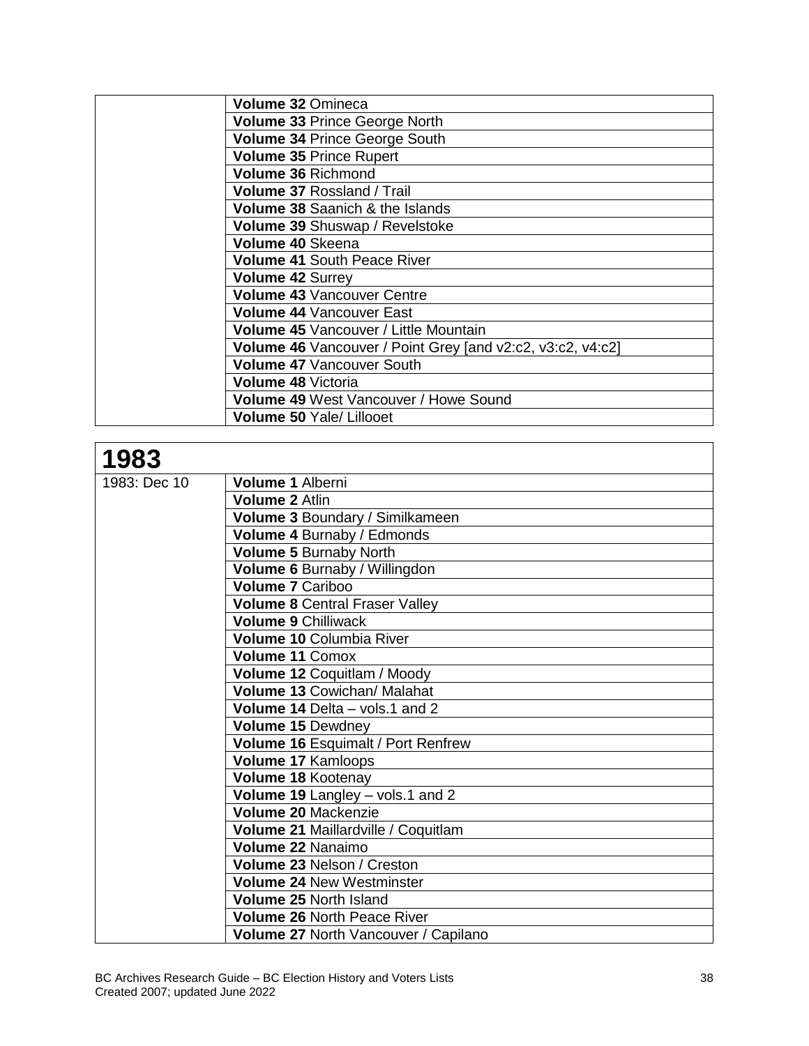| | |
|---|---|
| | **Volume 32** Omineca |
| | **Volume 33** Prince George North |
| | **Volume 34** Prince George South |
| | **Volume 35** Prince Rupert |
| | **Volume 36** Richmond |
| | **Volume 37** Rossland / Trail |
| | **Volume 38** Saanich & the Islands |
| | **Volume 39** Shuswap / Revelstoke |
| | **Volume 40** Skeena |
| | **Volume 41** South Peace River |
| | **Volume 42** Surrey |
| | **Volume 43** Vancouver Centre |
| | **Volume 44** Vancouver East |
| | **Volume 45** Vancouver / Little Mountain |
| | **Volume 46** Vancouver / Point Grey [and v2:c2, v3:c2, v4:c2] |
| | **Volume 47** Vancouver South |
| | **Volume 48** Victoria |
| | **Volume 49** West Vancouver / Howe Sound |
| | **Volume 50** Yale/ Lillooet |

## 1983

| | |
|---|---|
| 1983: Dec 10 | **Volume 1** Alberni |
| | **Volume 2** Atlin |
| | **Volume 3** Boundary / Similkameen |
| | **Volume 4** Burnaby / Edmonds |
| | **Volume 5** Burnaby North |
| | **Volume 6** Burnaby / Willingdon |
| | **Volume 7** Cariboo |
| | **Volume 8** Central Fraser Valley |
| | **Volume 9** Chilliwack |
| | **Volume 10** Columbia River |
| | **Volume 11** Comox |
| | **Volume 12** Coquitlam / Moody |
| | **Volume 13** Cowichan/ Malahat |
| | **Volume 14** Delta – vols.1 and 2 |
| | **Volume 15** Dewdney |
| | **Volume 16** Esquimalt / Port Renfrew |
| | **Volume 17** Kamloops |
| | **Volume 18** Kootenay |
| | **Volume 19** Langley – vols.1 and 2 |
| | **Volume 20** Mackenzie |
| | **Volume 21** Maillardville / Coquitlam |
| | **Volume 22** Nanaimo |
| | **Volume 23** Nelson / Creston |
| | **Volume 24** New Westminster |
| | **Volume 25** North Island |
| | **Volume 26** North Peace River |
| | **Volume 27** North Vancouver / Capilano |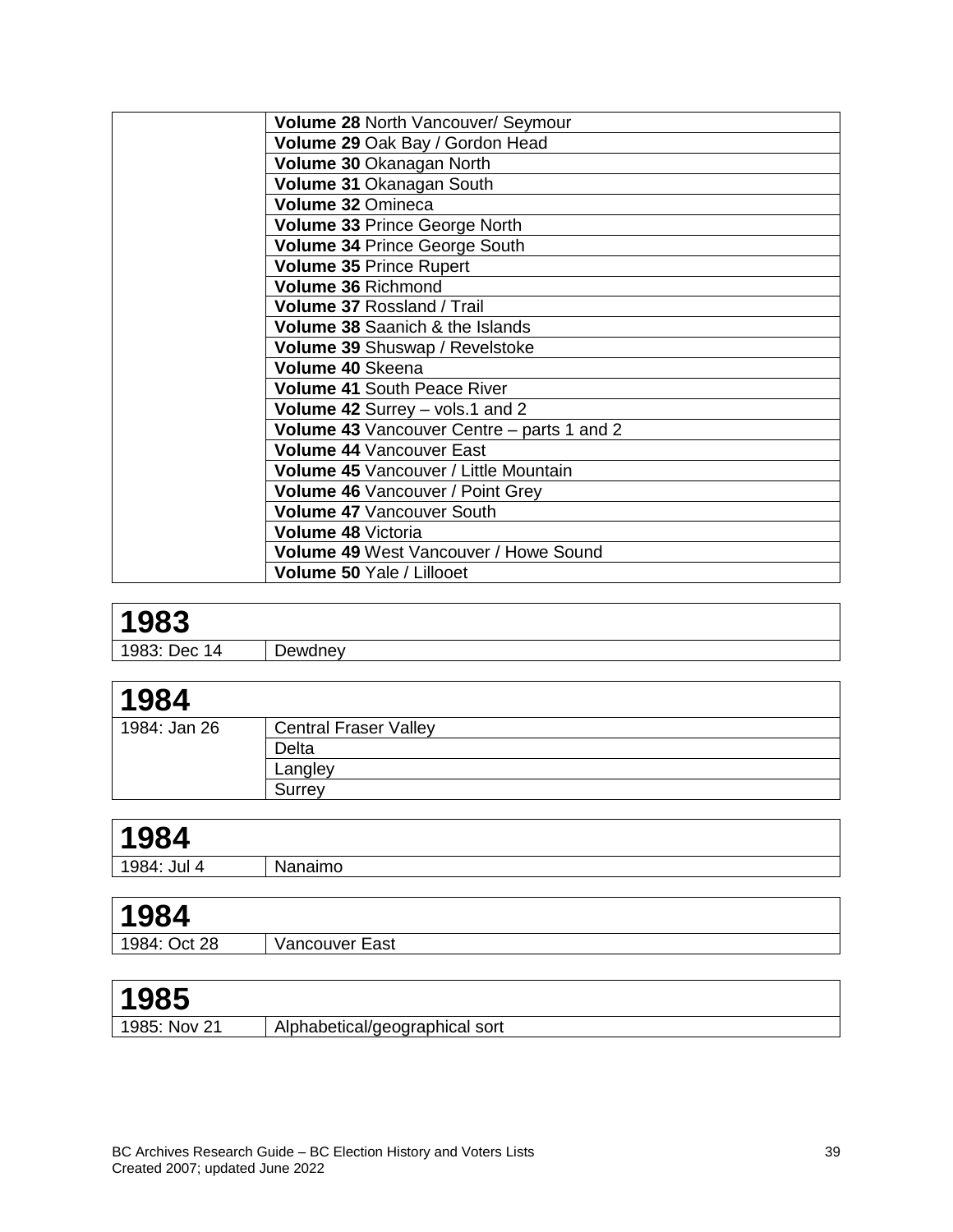| | |
|---|---|
| | **Volume 28** North Vancouver/ Seymour |
| | **Volume 29** Oak Bay / Gordon Head |
| | **Volume 30** Okanagan North |
| | **Volume 31** Okanagan South |
| | **Volume 32** Omineca |
| | **Volume 33** Prince George North |
| | **Volume 34** Prince George South |
| | **Volume 35** Prince Rupert |
| | **Volume 36** Richmond |
| | **Volume 37** Rossland / Trail |
| | **Volume 38** Saanich & the Islands |
| | **Volume 39** Shuswap / Revelstoke |
| | **Volume 40** Skeena |
| | **Volume 41** South Peace River |
| | **Volume 42** Surrey – vols.1 and 2 |
| | **Volume 43** Vancouver Centre – parts 1 and 2 |
| | **Volume 44** Vancouver East |
| | **Volume 45** Vancouver / Little Mountain |
| | **Volume 46** Vancouver / Point Grey |
| | **Volume 47** Vancouver South |
| | **Volume 48** Victoria |
| | **Volume 49** West Vancouver / Howe Sound |
| | **Volume 50** Yale / Lillooet |

| **1983** | |
|---|---|
| 1983: Dec 14 | Dewdney |

| **1984** | |
|---|---|
| 1984: Jan 26 | Central Fraser Valley |
| | Delta |
| | Langley |
| | Surrey |

| **1984** | |
|---|---|
| 1984: Jul 4 | Nanaimo |

| **1984** | |
|---|---|
| 1984: Oct 28 | Vancouver East |

| **1985** | |
|---|---|
| 1985: Nov 21 | Alphabetical/geographical sort |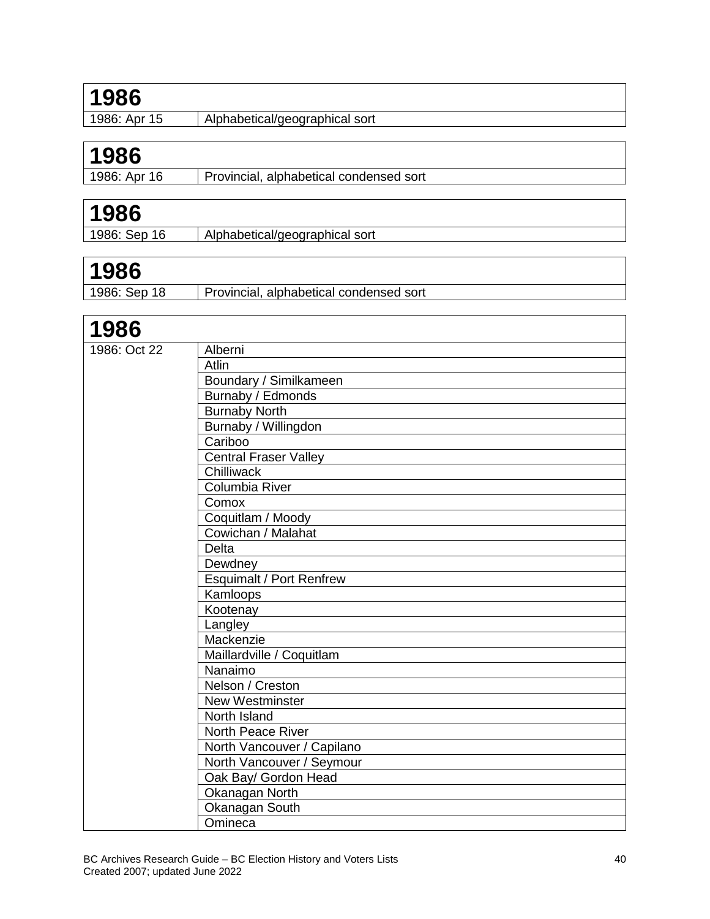| 1986 | |
|---|---|
| 1986: Apr 15 | Alphabetical/geographical sort |

| 1986 | |
|---|---|
| 1986: Apr 16 | Provincial, alphabetical condensed sort |

| 1986 | |
|---|---|
| 1986: Sep 16 | Alphabetical/geographical sort |

| 1986 | |
|---|---|
| 1986: Sep 18 | Provincial, alphabetical condensed sort |

| 1986 | |
|---|---|
| 1986: Oct 22 | Alberni |
| | Atlin |
| | Boundary / Similkameen |
| | Burnaby / Edmonds |
| | Burnaby North |
| | Burnaby / Willingdon |
| | Cariboo |
| | Central Fraser Valley |
| | Chilliwack |
| | Columbia River |
| | Comox |
| | Coquitlam / Moody |
| | Cowichan / Malahat |
| | Delta |
| | Dewdney |
| | Esquimalt / Port Renfrew |
| | Kamloops |
| | Kootenay |
| | Langley |
| | Mackenzie |
| | Maillardville / Coquitlam |
| | Nanaimo |
| | Nelson / Creston |
| | New Westminster |
| | North Island |
| | North Peace River |
| | North Vancouver / Capilano |
| | North Vancouver / Seymour |
| | Oak Bay/ Gordon Head |
| | Okanagan North |
| | Okanagan South |
| | Omineca |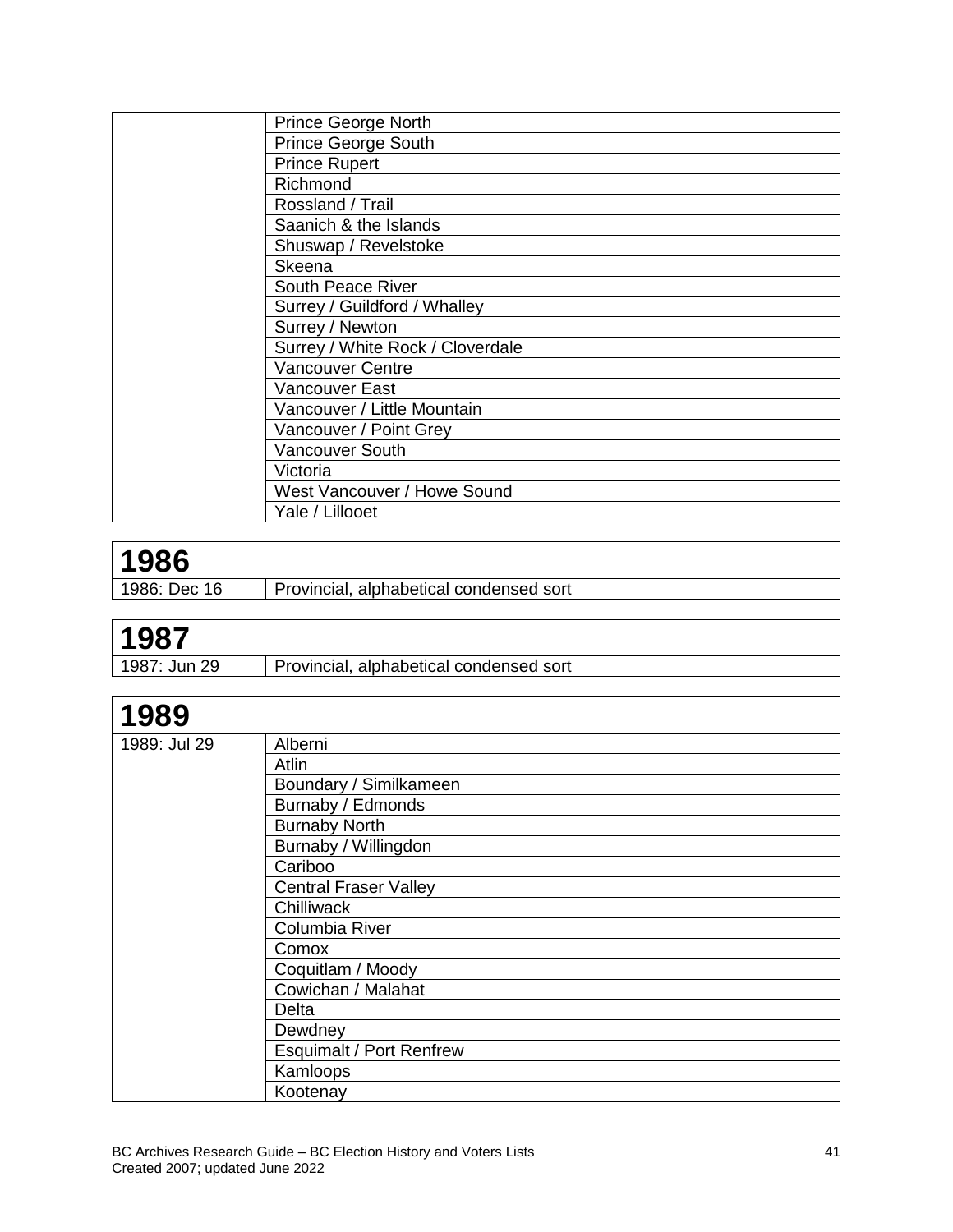| | |
|---|---|
| | Prince George North |
| | Prince George South |
| | Prince Rupert |
| | Richmond |
| | Rossland / Trail |
| | Saanich & the Islands |
| | Shuswap / Revelstoke |
| | Skeena |
| | South Peace River |
| | Surrey / Guildford / Whalley |
| | Surrey / Newton |
| | Surrey / White Rock / Cloverdale |
| | Vancouver Centre |
| | Vancouver East |
| | Vancouver / Little Mountain |
| | Vancouver / Point Grey |
| | Vancouver South |
| | Victoria |
| | West Vancouver / Howe Sound |
| | Yale / Lillooet |

## 1986

| | |
|---|---|
| 1986: Dec 16 | Provincial, alphabetical condensed sort |

## 1987

| | |
|---|---|
| 1987: Jun 29 | Provincial, alphabetical condensed sort |

## 1989

| | |
|---|---|
| 1989: Jul 29 | Alberni |
| | Atlin |
| | Boundary / Similkameen |
| | Burnaby / Edmonds |
| | Burnaby North |
| | Burnaby / Willingdon |
| | Cariboo |
| | Central Fraser Valley |
| | Chilliwack |
| | Columbia River |
| | Comox |
| | Coquitlam / Moody |
| | Cowichan / Malahat |
| | Delta |
| | Dewdney |
| | Esquimalt / Port Renfrew |
| | Kamloops |
| | Kootenay |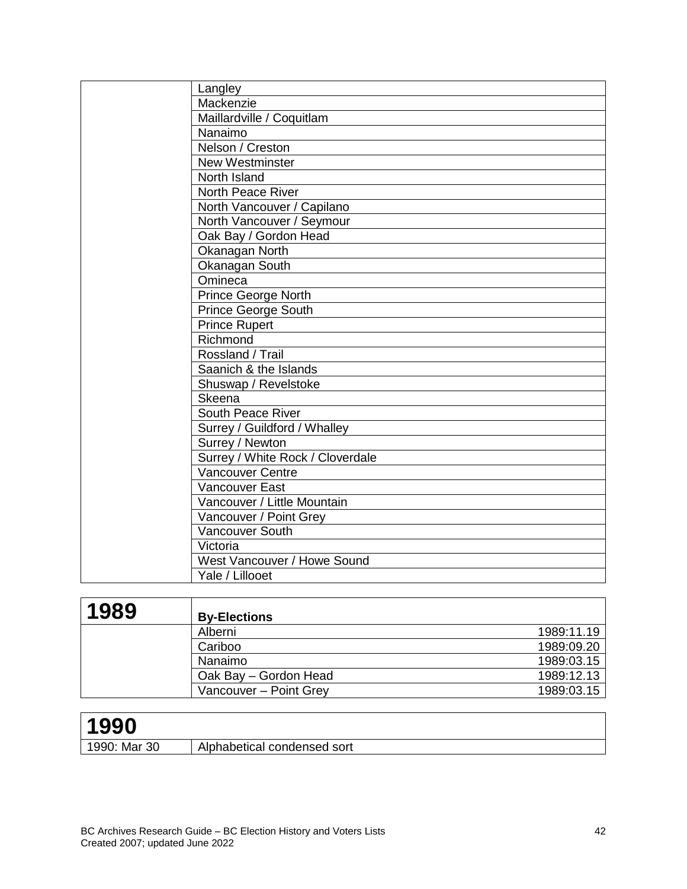| | |
|---|---|
| | Langley |
| | Mackenzie |
| | Maillardville / Coquitlam |
| | Nanaimo |
| | Nelson / Creston |
| | New Westminster |
| | North Island |
| | North Peace River |
| | North Vancouver / Capilano |
| | North Vancouver / Seymour |
| | Oak Bay / Gordon Head |
| | Okanagan North |
| | Okanagan South |
| | Omineca |
| | Prince George North |
| | Prince George South |
| | Prince Rupert |
| | Richmond |
| | Rossland / Trail |
| | Saanich & the Islands |
| | Shuswap / Revelstoke |
| | Skeena |
| | South Peace River |
| | Surrey / Guildford / Whalley |
| | Surrey / Newton |
| | Surrey / White Rock / Cloverdale |
| | Vancouver Centre |
| | Vancouver East |
| | Vancouver / Little Mountain |
| | Vancouver / Point Grey |
| | Vancouver South |
| | Victoria |
| | West Vancouver / Howe Sound |
| | Yale / Lillooet |

| **1989** | **By-Elections** | |
|---|---|---|
| | Alberni | 1989:11.19 |
| | Cariboo | 1989:09.20 |
| | Nanaimo | 1989:03.15 |
| | Oak Bay – Gordon Head | 1989:12.13 |
| | Vancouver – Point Grey | 1989:03.15 |

| **1990** | |
|---|---|
| 1990: Mar 30 | Alphabetical condensed sort |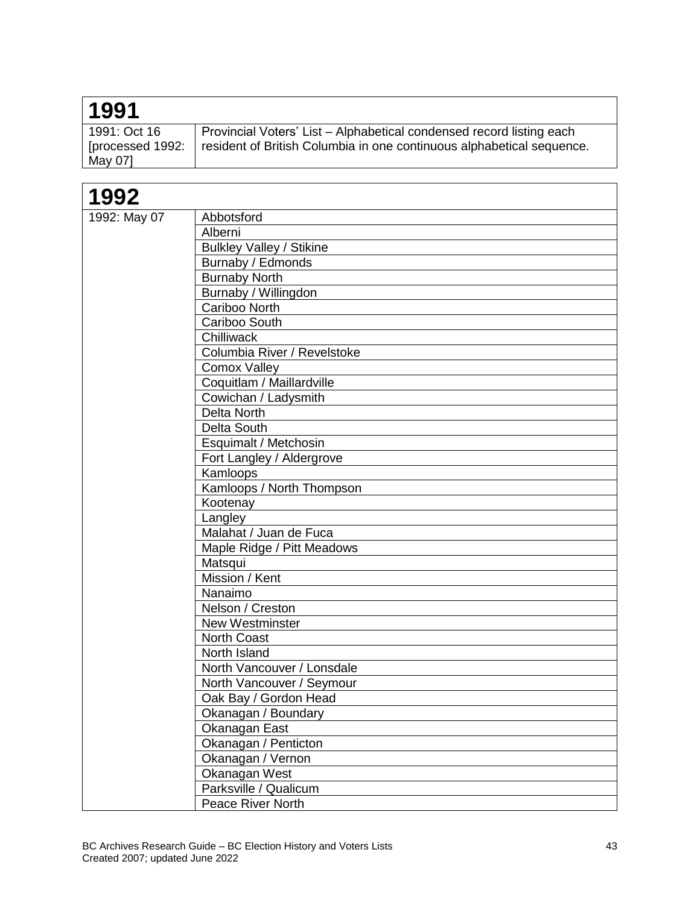| 1991 | |
|---|---|
| 1991: Oct 16 [processed 1992: May 07] | Provincial Voters' List – Alphabetical condensed record listing each resident of British Columbia in one continuous alphabetical sequence. |

| 1992 | |
|---|---|
| 1992: May 07 | Abbotsford |
| | Alberni |
| | Bulkley Valley / Stikine |
| | Burnaby / Edmonds |
| | Burnaby North |
| | Burnaby / Willingdon |
| | Cariboo North |
| | Cariboo South |
| | Chilliwack |
| | Columbia River / Revelstoke |
| | Comox Valley |
| | Coquitlam / Maillardville |
| | Cowichan / Ladysmith |
| | Delta North |
| | Delta South |
| | Esquimalt / Metchosin |
| | Fort Langley / Aldergrove |
| | Kamloops |
| | Kamloops / North Thompson |
| | Kootenay |
| | Langley |
| | Malahat / Juan de Fuca |
| | Maple Ridge / Pitt Meadows |
| | Matsqui |
| | Mission / Kent |
| | Nanaimo |
| | Nelson / Creston |
| | New Westminster |
| | North Coast |
| | North Island |
| | North Vancouver / Lonsdale |
| | North Vancouver / Seymour |
| | Oak Bay / Gordon Head |
| | Okanagan / Boundary |
| | Okanagan East |
| | Okanagan / Penticton |
| | Okanagan / Vernon |
| | Okanagan West |
| | Parksville / Qualicum |
| | Peace River North |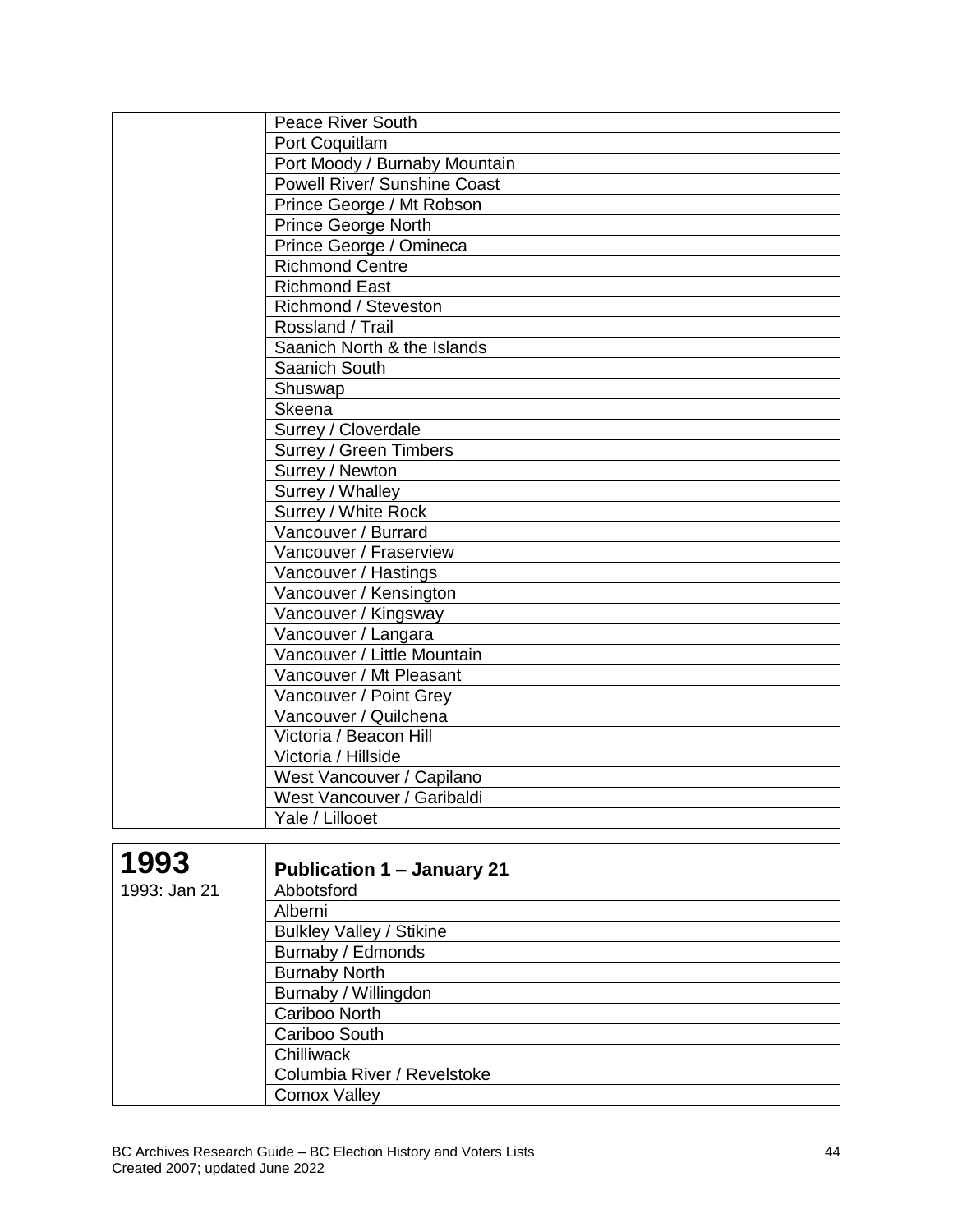| | |
|---|---|
| | Peace River South |
| | Port Coquitlam |
| | Port Moody / Burnaby Mountain |
| | Powell River/ Sunshine Coast |
| | Prince George / Mt Robson |
| | Prince George North |
| | Prince George / Omineca |
| | Richmond Centre |
| | Richmond East |
| | Richmond / Steveston |
| | Rossland / Trail |
| | Saanich North & the Islands |
| | Saanich South |
| | Shuswap |
| | Skeena |
| | Surrey / Cloverdale |
| | Surrey / Green Timbers |
| | Surrey / Newton |
| | Surrey / Whalley |
| | Surrey / White Rock |
| | Vancouver / Burrard |
| | Vancouver / Fraserview |
| | Vancouver / Hastings |
| | Vancouver / Kensington |
| | Vancouver / Kingsway |
| | Vancouver / Langara |
| | Vancouver / Little Mountain |
| | Vancouver / Mt Pleasant |
| | Vancouver / Point Grey |
| | Vancouver / Quilchena |
| | Victoria / Beacon Hill |
| | Victoria / Hillside |
| | West Vancouver / Capilano |
| | West Vancouver / Garibaldi |
| | Yale / Lillooet |

| **1993** | **Publication 1 – January 21** |
|---|---|
| 1993: Jan 21 | Abbotsford |
| | Alberni |
| | Bulkley Valley / Stikine |
| | Burnaby / Edmonds |
| | Burnaby North |
| | Burnaby / Willingdon |
| | Cariboo North |
| | Cariboo South |
| | Chilliwack |
| | Columbia River / Revelstoke |
| | Comox Valley |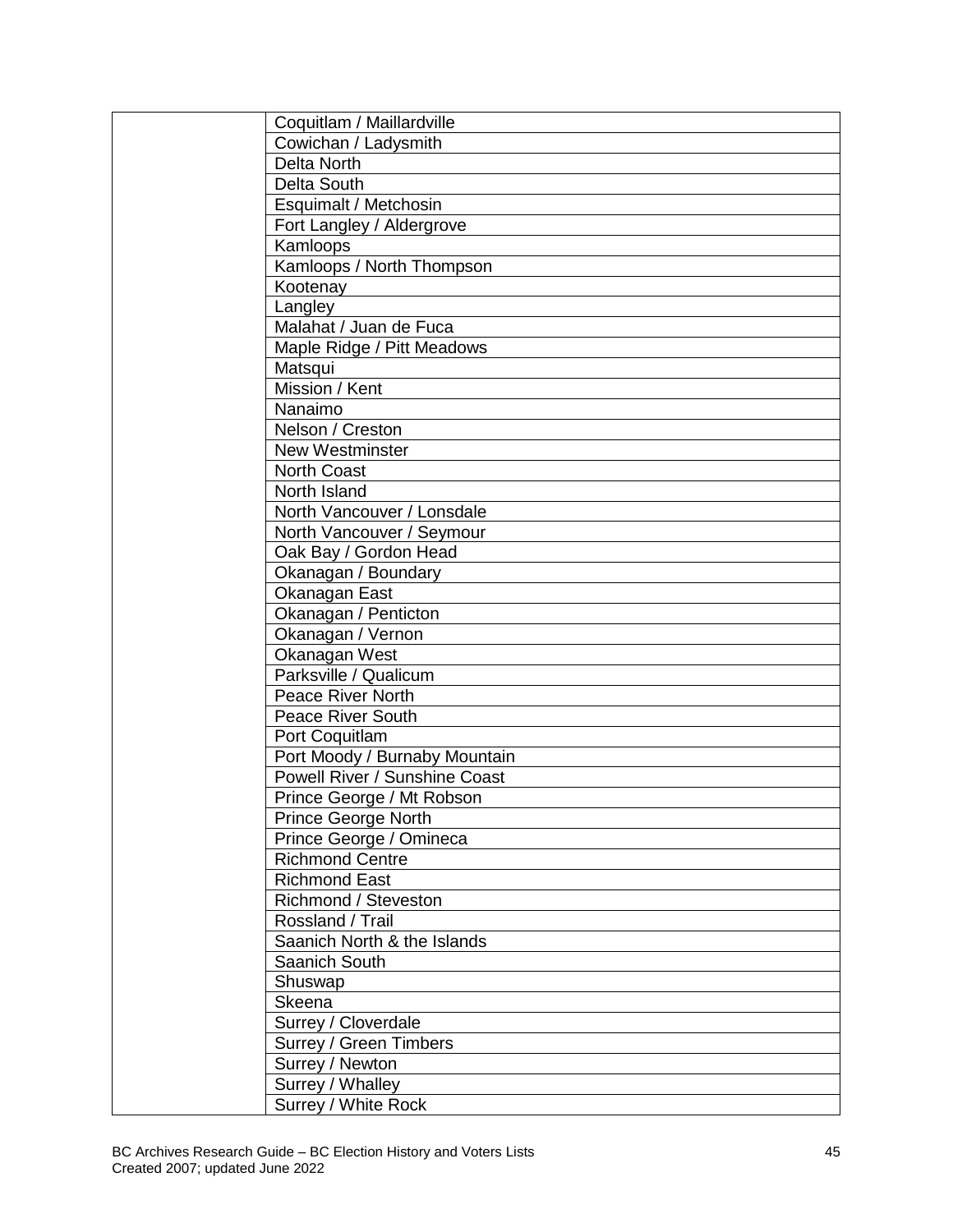| | |
|---|---|
| | Coquitlam / Maillardville |
| | Cowichan / Ladysmith |
| | Delta North |
| | Delta South |
| | Esquimalt / Metchosin |
| | Fort Langley / Aldergrove |
| | Kamloops |
| | Kamloops / North Thompson |
| | Kootenay |
| | Langley |
| | Malahat / Juan de Fuca |
| | Maple Ridge / Pitt Meadows |
| | Matsqui |
| | Mission / Kent |
| | Nanaimo |
| | Nelson / Creston |
| | New Westminster |
| | North Coast |
| | North Island |
| | North Vancouver / Lonsdale |
| | North Vancouver / Seymour |
| | Oak Bay / Gordon Head |
| | Okanagan / Boundary |
| | Okanagan East |
| | Okanagan / Penticton |
| | Okanagan / Vernon |
| | Okanagan West |
| | Parksville / Qualicum |
| | Peace River North |
| | Peace River South |
| | Port Coquitlam |
| | Port Moody / Burnaby Mountain |
| | Powell River / Sunshine Coast |
| | Prince George / Mt Robson |
| | Prince George North |
| | Prince George / Omineca |
| | Richmond Centre |
| | Richmond East |
| | Richmond / Steveston |
| | Rossland / Trail |
| | Saanich North & the Islands |
| | Saanich South |
| | Shuswap |
| | Skeena |
| | Surrey / Cloverdale |
| | Surrey / Green Timbers |
| | Surrey / Newton |
| | Surrey / Whalley |
| | Surrey / White Rock |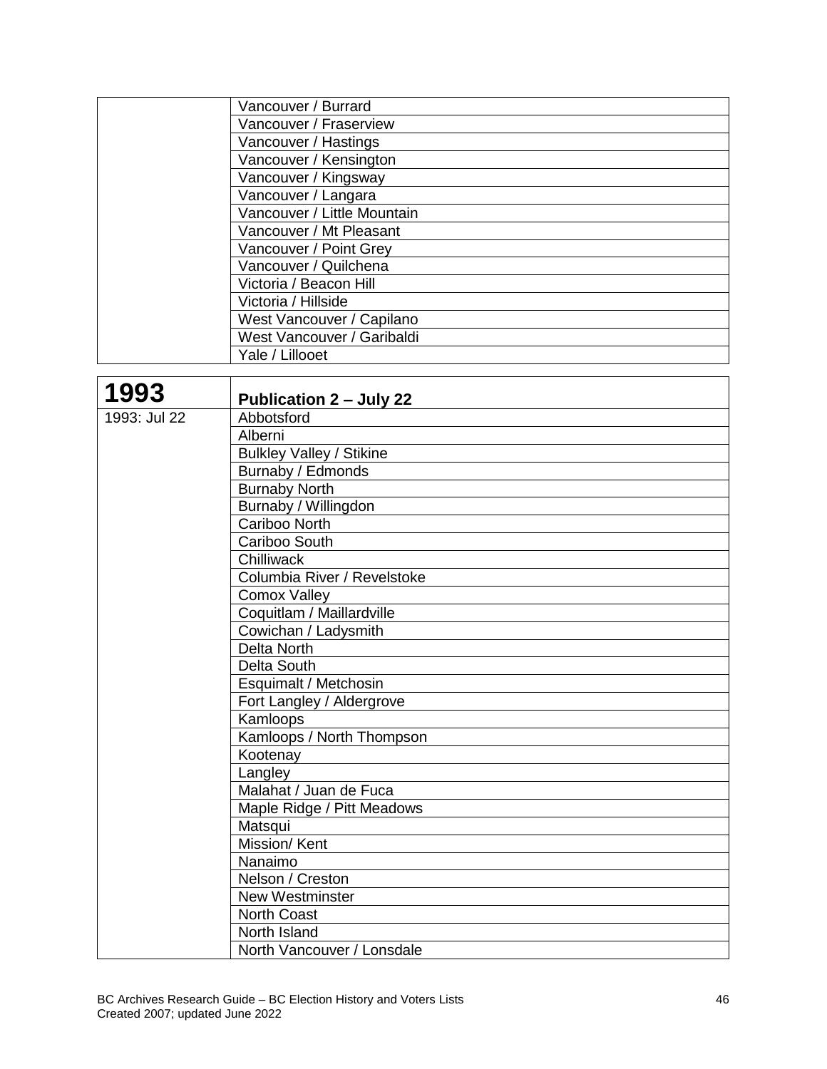| | |
|---|---|
| | Vancouver / Burrard |
| | Vancouver / Fraserview |
| | Vancouver / Hastings |
| | Vancouver / Kensington |
| | Vancouver / Kingsway |
| | Vancouver / Langara |
| | Vancouver / Little Mountain |
| | Vancouver / Mt Pleasant |
| | Vancouver / Point Grey |
| | Vancouver / Quilchena |
| | Victoria / Beacon Hill |
| | Victoria / Hillside |
| | West Vancouver / Capilano |
| | West Vancouver / Garibaldi |
| | Yale / Lillooet |

| **1993** | **Publication 2 – July 22** |
|---|---|
| 1993: Jul 22 | Abbotsford |
| | Alberni |
| | Bulkley Valley / Stikine |
| | Burnaby / Edmonds |
| | Burnaby North |
| | Burnaby / Willingdon |
| | Cariboo North |
| | Cariboo South |
| | Chilliwack |
| | Columbia River / Revelstoke |
| | Comox Valley |
| | Coquitlam / Maillardville |
| | Cowichan / Ladysmith |
| | Delta North |
| | Delta South |
| | Esquimalt / Metchosin |
| | Fort Langley / Aldergrove |
| | Kamloops |
| | Kamloops / North Thompson |
| | Kootenay |
| | Langley |
| | Malahat / Juan de Fuca |
| | Maple Ridge / Pitt Meadows |
| | Matsqui |
| | Mission/ Kent |
| | Nanaimo |
| | Nelson / Creston |
| | New Westminster |
| | North Coast |
| | North Island |
| | North Vancouver / Lonsdale |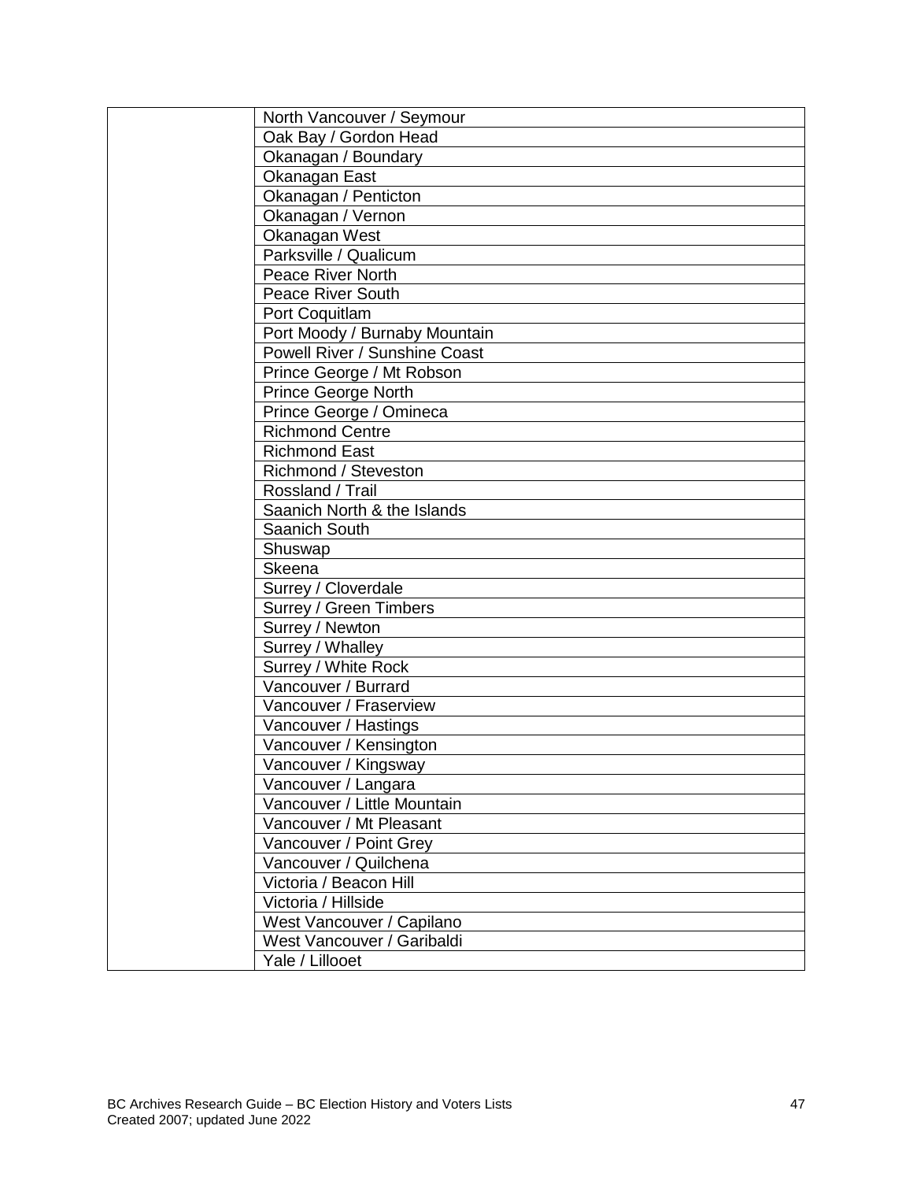| | |
|---|---|
| | North Vancouver / Seymour |
| | Oak Bay / Gordon Head |
| | Okanagan / Boundary |
| | Okanagan East |
| | Okanagan / Penticton |
| | Okanagan / Vernon |
| | Okanagan West |
| | Parksville / Qualicum |
| | Peace River North |
| | Peace River South |
| | Port Coquitlam |
| | Port Moody / Burnaby Mountain |
| | Powell River / Sunshine Coast |
| | Prince George / Mt Robson |
| | Prince George North |
| | Prince George / Omineca |
| | Richmond Centre |
| | Richmond East |
| | Richmond / Steveston |
| | Rossland / Trail |
| | Saanich North & the Islands |
| | Saanich South |
| | Shuswap |
| | Skeena |
| | Surrey / Cloverdale |
| | Surrey / Green Timbers |
| | Surrey / Newton |
| | Surrey / Whalley |
| | Surrey / White Rock |
| | Vancouver / Burrard |
| | Vancouver / Fraserview |
| | Vancouver / Hastings |
| | Vancouver / Kensington |
| | Vancouver / Kingsway |
| | Vancouver / Langara |
| | Vancouver / Little Mountain |
| | Vancouver / Mt Pleasant |
| | Vancouver / Point Grey |
| | Vancouver / Quilchena |
| | Victoria / Beacon Hill |
| | Victoria / Hillside |
| | West Vancouver / Capilano |
| | West Vancouver / Garibaldi |
| | Yale / Lillooet |